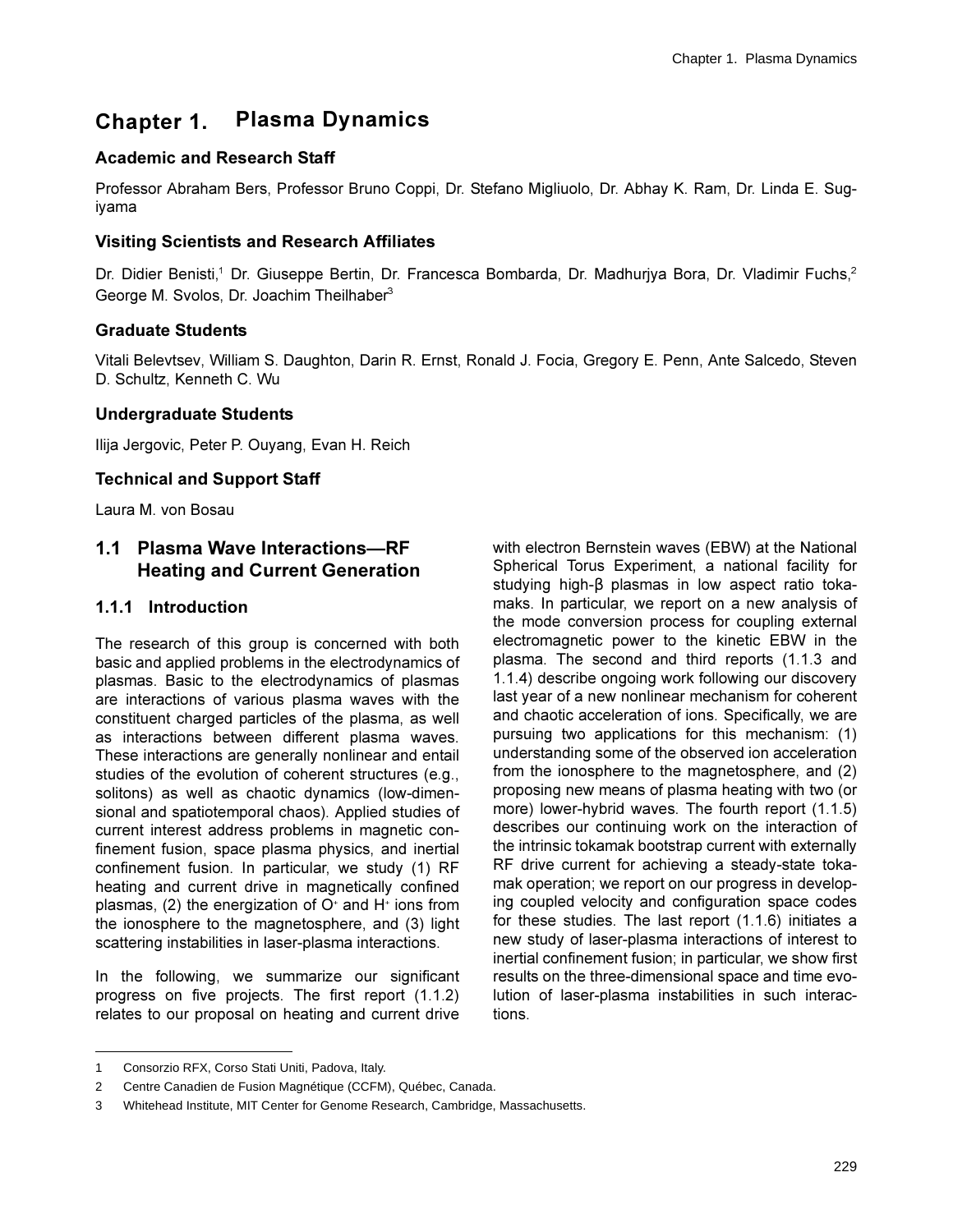# Chapter 1. Plasma Dynamics

## Academic and Research Staff

Professor Abraham Bers, Professor Bruno Coppi, Dr. Stefano Migliuolo, Dr. Abhay K. Ram, Dr. Linda E. Sugiyama

## Visiting Scientists and Research Affiliates

Dr. Didier Benisti,[1] Dr. Giuseppe Bertin, Dr. Francesca Bombarda, Dr. Madhurjya Bora, Dr. Vladimir Fuchs,[2] George M. Svolos, Dr. Joachim Theilhaber[3]

## Graduate Students

Vitali Belevtsev, William S. Daughton, Darin R. Ernst, Ronald J. Focia, Gregory E. Penn, Ante Salcedo, Steven D. Schultz, Kenneth C. Wu

## Undergraduate Students

Ilija Jergovic, Peter P. Ouyang, Evan H. Reich

## Technical and Support Staff

Laura M. von Bosau

## 1.1 Plasma Wave Interactions—RF Heating and Current Generation

### 1.1.1 Introduction

The research of this group is concerned with both basic and applied problems in the electrodynamics of plasmas. Basic to the electrodynamics of plasmas are interactions of various plasma waves with the constituent charged particles of the plasma, as well as interactions between different plasma waves. These interactions are generally nonlinear and entail studies of the evolution of coherent structures (e.g., solitons) as well as chaotic dynamics (low-dimensional and spatiotemporal chaos). Applied studies of current interest address problems in magnetic confinement fusion, space plasma physics, and inertial confinement fusion. In particular, we study (1) RF heating and current drive in magnetically confined plasmas, (2) the energization of $O^+$ and $H^+$ ions from the ionosphere to the magnetosphere, and (3) light scattering instabilities in laser-plasma interactions.

In the following, we summarize our significant progress on five projects. The first report (1.1.2) relates to our proposal on heating and current drive with electron Bernstein waves (EBW) at the National Spherical Torus Experiment, a national facility for studying high-β plasmas in low aspect ratio tokamaks. In particular, we report on a new analysis of the mode conversion process for coupling external electromagnetic power to the kinetic EBW in the plasma. The second and third reports (1.1.3 and 1.1.4) describe ongoing work following our discovery last year of a new nonlinear mechanism for coherent and chaotic acceleration of ions. Specifically, we are pursuing two applications for this mechanism: (1) understanding some of the observed ion acceleration from the ionosphere to the magnetosphere, and (2) proposing new means of plasma heating with two (or more) lower-hybrid waves. The fourth report (1.1.5) describes our continuing work on the interaction of the intrinsic tokamak bootstrap current with externally RF drive current for achieving a steady-state tokamak operation; we report on our progress in developing coupled velocity and configuration space codes for these studies. The last report (1.1.6) initiates a new study of laser-plasma interactions of interest to inertial confinement fusion; in particular, we show first results on the three-dimensional space and time evolution of laser-plasma instabilities in such interactions.

---

1 Consorzio RFX, Corso Stati Uniti, Padova, Italy.

2 Centre Canadien de Fusion Magnétique (CCFM), Québec, Canada.

3 Whitehead Institute, MIT Center for Genome Research, Cambridge, Massachusetts.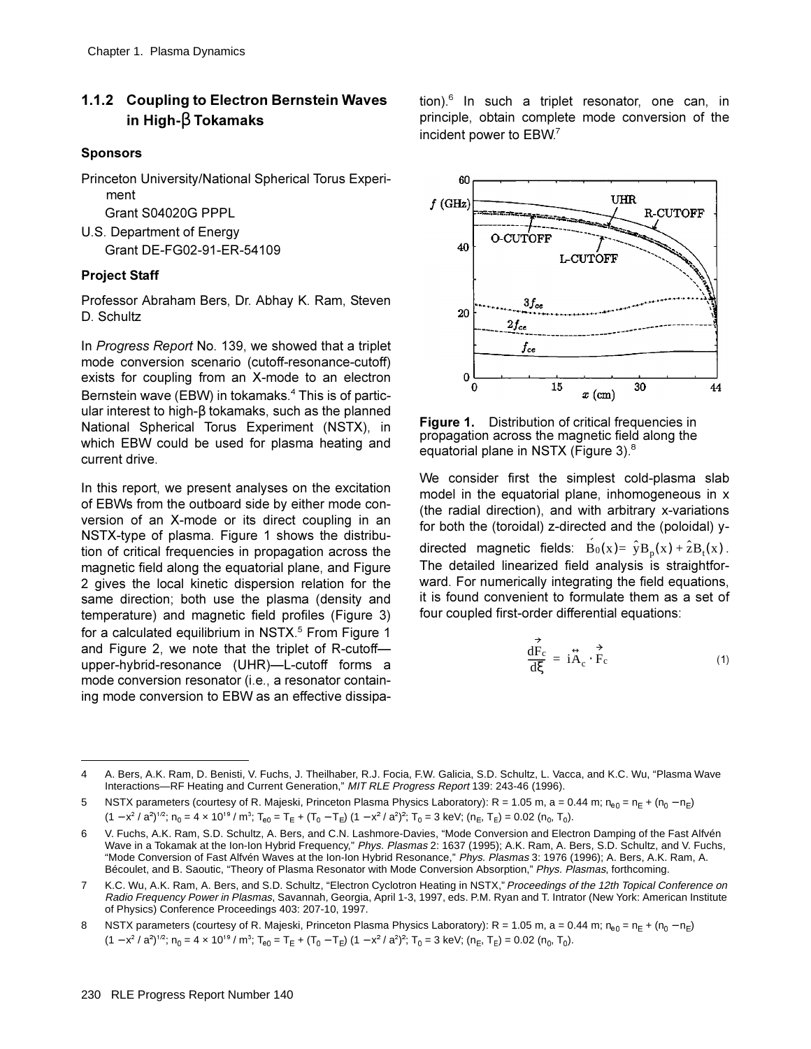### 1.1.2 Coupling to Electron Bernstein Waves in High-β Tokamaks

**Sponsors**

Princeton University/National Spherical Torus Experiment
Grant S04020G PPPL

U.S. Department of Energy
Grant DE-FG02-91-ER-54109

**Project Staff**

Professor Abraham Bers, Dr. Abhay K. Ram, Steven D. Schultz

In *Progress Report* No. 139, we showed that a triplet mode conversion scenario (cutoff-resonance-cutoff) exists for coupling from an X-mode to an electron Bernstein wave (EBW) in tokamaks.[4] This is of particular interest to high-β tokamaks, such as the planned National Spherical Torus Experiment (NSTX), in which EBW could be used for plasma heating and current drive.

In this report, we present analyses on the excitation of EBWs from the outboard side by either mode conversion of an X-mode or its direct coupling in an NSTX-type of plasma. Figure 1 shows the distribution of critical frequencies in propagation across the magnetic field along the equatorial plane, and Figure 2 gives the local kinetic dispersion relation for the same direction; both use the plasma (density and temperature) and magnetic field profiles (Figure 3) for a calculated equilibrium in NSTX.[5] From Figure 1 and Figure 2, we note that the triplet of R-cutoff—upper-hybrid-resonance (UHR)—L-cutoff forms a mode conversion resonator (i.e., a resonator containing mode conversion to EBW as an effective dissipation).[6] In such a triplet resonator, one can, in principle, obtain complete mode conversion of the incident power to EBW.[7]

**Figure 1.** Distribution of critical frequencies in propagation across the magnetic field along the equatorial plane in NSTX (Figure 3).[8]

We consider first the simplest cold-plasma slab model in the equatorial plane, inhomogeneous in x (the radial direction), and with arbitrary x-variations for both the (toroidal) z-directed and the (poloidal) y-directed magnetic fields: $\vec{B}_0(x) = \hat{y}B_p(x) + \hat{z}B_t(x)$. The detailed linearized field analysis is straightforward. For numerically integrating the field equations, it is found convenient to formulate them as a set of four coupled first-order differential equations:

$$\frac{d\vec{F}_c}{d\xi} = i\overleftrightarrow{A}_c \cdot \vec{F}_c \tag{1}$$

---

4 A. Bers, A.K. Ram, D. Benisti, V. Fuchs, J. Theilhaber, R.J. Focia, F.W. Galicia, S.D. Schultz, L. Vacca, and K.C. Wu, "Plasma Wave Interactions—RF Heating and Current Generation," *MIT RLE Progress Report* 139: 243-46 (1996).

5 NSTX parameters (courtesy of R. Majeski, Princeton Plasma Physics Laboratory): R = 1.05 m, a = 0.44 m; $n_{e0} = n_E + (n_0 - n_E)(1 - x^2/a^2)^{1/2}$; $n_0 = 4 \times 10^{19}$ / m$^3$; $T_{e0} = T_E + (T_0 - T_E)(1 - x^2/a^2)^2$; $T_0$ = 3 keV; $(n_E, T_E) = 0.02\,(n_0, T_0)$.

6 V. Fuchs, A.K. Ram, S.D. Schultz, A. Bers, and C.N. Lashmore-Davies, "Mode Conversion and Electron Damping of the Fast Alfvén Wave in a Tokamak at the Ion-Ion Hybrid Frequency," *Phys. Plasmas* 2: 1637 (1995); A.K. Ram, A. Bers, S.D. Schultz, and V. Fuchs, "Mode Conversion of Fast Alfvén Waves at the Ion-Ion Hybrid Resonance," *Phys. Plasmas* 3: 1976 (1996); A. Bers, A.K. Ram, A. Bécoulet, and B. Saoutic, "Theory of Plasma Resonator with Mode Conversion Absorption," *Phys. Plasmas*, forthcoming.

7 K.C. Wu, A.K. Ram, A. Bers, and S.D. Schultz, "Electron Cyclotron Heating in NSTX," *Proceedings of the 12th Topical Conference on Radio Frequency Power in Plasmas*, Savannah, Georgia, April 1-3, 1997, eds. P.M. Ryan and T. Intrator (New York: American Institute of Physics) Conference Proceedings 403: 207-10, 1997.

8 NSTX parameters (courtesy of R. Majeski, Princeton Plasma Physics Laboratory): R = 1.05 m, a = 0.44 m; $n_{e0} = n_E + (n_0 - n_E)(1 - x^2/a^2)^{1/2}$; $n_0 = 4 \times 10^{19}$ / m$^3$; $T_{e0} = T_E + (T_0 - T_E)(1 - x^2/a^2)^2$; $T_0$ = 3 keV; $(n_E, T_E) = 0.02\,(n_0, T_0)$.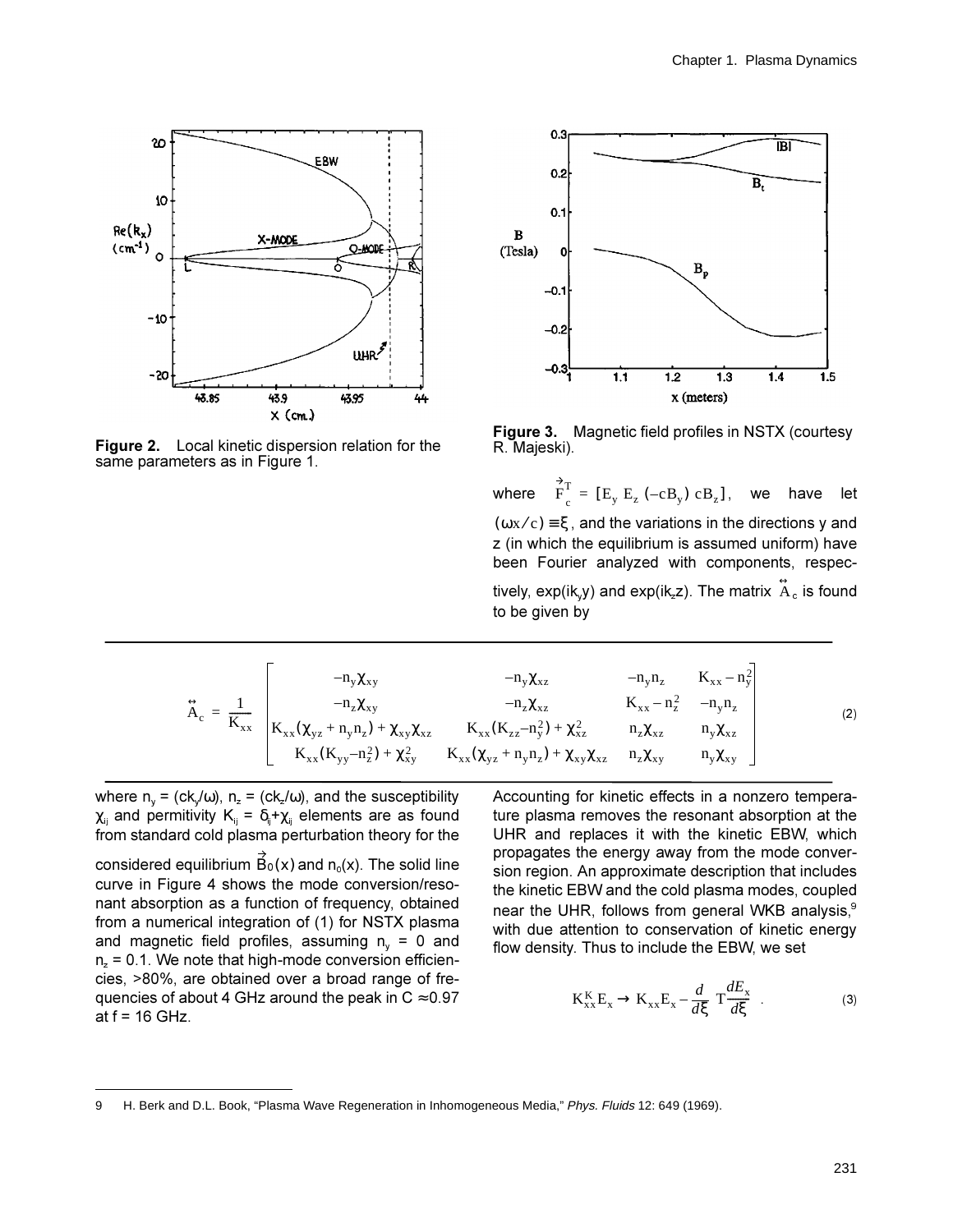Figure 2. Local kinetic dispersion relation for the same parameters as in Figure 1.

Figure 3. Magnetic field profiles in NSTX (courtesy R. Majeski).

where $\vec{F}_c^T = [E_y\ E_z\ (-cB_y)\ cB_z]$, we have let $(\omega x/c) \equiv \xi$, and the variations in the directions y and z (in which the equilibrium is assumed uniform) have been Fourier analyzed with components, respectively, $\exp(ik_y y)$ and $\exp(ik_z z)$. The matrix $\overleftrightarrow{A}_c$ is found to be given by

$$\overleftrightarrow{A}_c = \frac{1}{K_{xx}} \begin{bmatrix} -n_y\chi_{xy} & -n_y\chi_{xz} & -n_y n_z & K_{xx} - n_y^2 \\ -n_z\chi_{xy} & -n_z\chi_{xz} & K_{xx} - n_z^2 & -n_y n_z \\ K_{xx}(\chi_{yz} + n_y n_z) + \chi_{xy}\chi_{xz} & K_{xx}(K_{zz} - n_y^2) + \chi_{xz}^2 & n_z\chi_{xz} & n_y\chi_{xz} \\ K_{xx}(K_{yy} - n_z^2) + \chi_{xy}^2 & K_{xx}(\chi_{yz} + n_y n_z) + \chi_{xy}\chi_{xz} & n_z\chi_{xy} & n_y\chi_{xy} \end{bmatrix} \tag{2}$$

where $n_y = (ck_y/\omega)$, $n_z = (ck_z/\omega)$, and the susceptibility $\chi_{ij}$ and permitivity $K_{ij} = \delta_{ij} + \chi_{ij}$ elements are as found from standard cold plasma perturbation theory for the considered equilibrium $\vec{B}_0(x)$ and $n_0(x)$. The solid line curve in Figure 4 shows the mode conversion/resonant absorption as a function of frequency, obtained from a numerical integration of (1) for NSTX plasma and magnetic field profiles, assuming $n_y = 0$ and $n_z = 0.1$. We note that high-mode conversion efficiencies, >80%, are obtained over a broad range of frequencies of about 4 GHz around the peak in $C \approx 0.97$ at f = 16 GHz.

Accounting for kinetic effects in a nonzero temperature plasma removes the resonant absorption at the UHR and replaces it with the kinetic EBW, which propagates the energy away from the mode conversion region. An approximate description that includes the kinetic EBW and the cold plasma modes, coupled near the UHR, follows from general WKB analysis,[9] with due attention to conservation of kinetic energy flow density. Thus to include the EBW, we set

$$K_{xx}^K E_x \rightarrow K_{xx} E_x - \frac{d}{d\xi}\, T \frac{dE_x}{d\xi}\ . \tag{3}$$

9 H. Berk and D.L. Book, "Plasma Wave Regeneration in Inhomogeneous Media," *Phys. Fluids* 12: 649 (1969).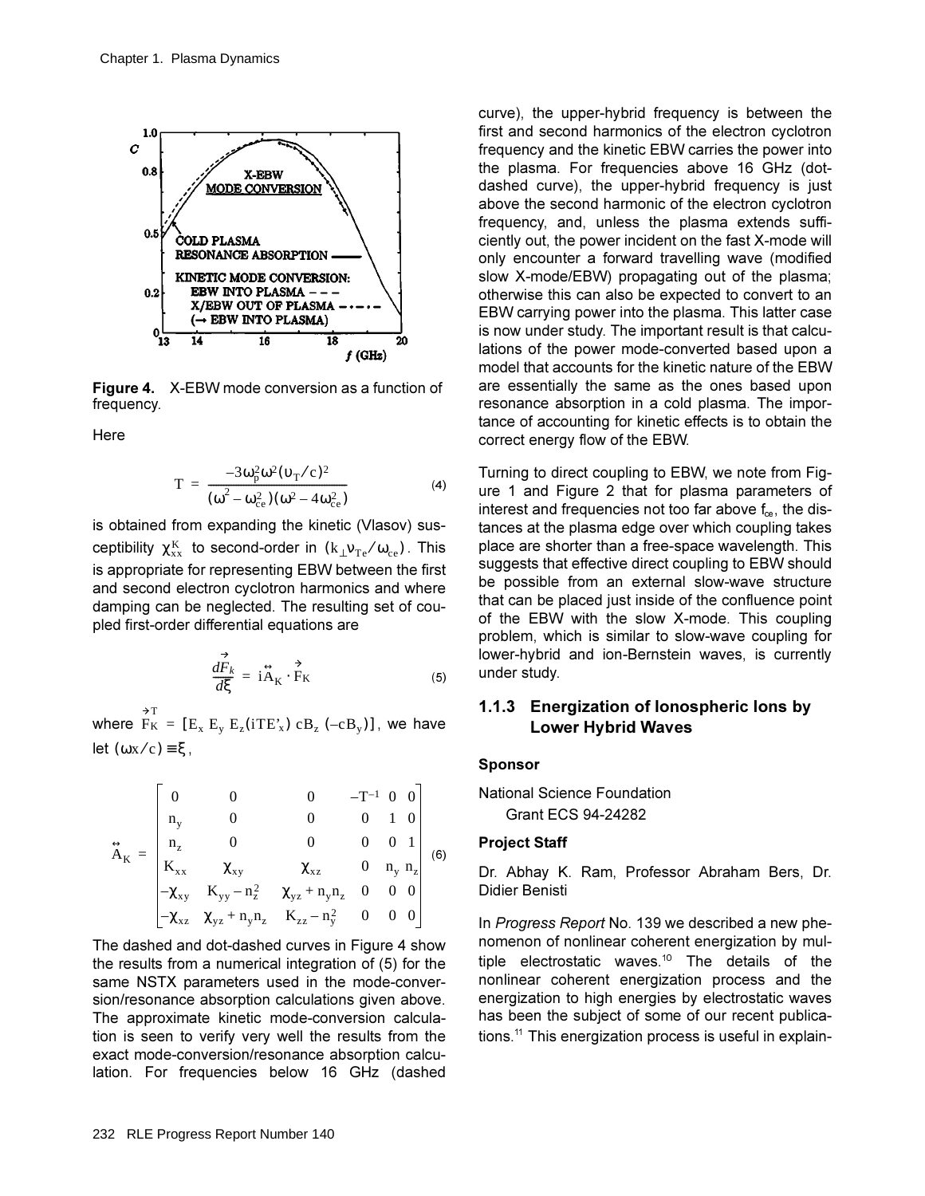**Figure 4.** X-EBW mode conversion as a function of frequency.

Here

$$T = \frac{-3\omega_p^2\omega^2(\upsilon_T/c)^2}{(\omega^2 - \omega_{ce}^2)(\omega^2 - 4\omega_{ce}^2)} \tag{4}$$

is obtained from expanding the kinetic (Vlasov) susceptibility $\chi_{xx}^K$ to second-order in $(k_\perp v_{Te}/\omega_{ce})$. This is appropriate for representing EBW between the first and second electron cyclotron harmonics and where damping can be neglected. The resulting set of coupled first-order differential equations are

$$\frac{d\vec{F}_k}{d\xi} = i\overleftrightarrow{A}_K \cdot \vec{F}_K \tag{5}$$

where $\vec{F}_K^T = [E_x\ E_y\ E_z(iTE'_x)\ cB_z\ (-cB_y)]$, we have let $(\omega x/c) \equiv \xi$,

$$\overleftrightarrow{A}_K = \begin{bmatrix} 0 & 0 & 0 & -T^{-1} & 0 & 0 \\ n_y & 0 & 0 & 0 & 1 & 0 \\ n_z & 0 & 0 & 0 & 0 & 1 \\ K_{xx} & \chi_{xy} & \chi_{xz} & 0 & n_y & n_z \\ -\chi_{xy} & K_{yy} - n_z^2 & \chi_{yz} + n_y n_z & 0 & 0 & 0 \\ -\chi_{xz} & \chi_{yz} + n_y n_z & K_{zz} - n_y^2 & 0 & 0 & 0 \end{bmatrix} \tag{6}$$

The dashed and dot-dashed curves in Figure 4 show the results from a numerical integration of (5) for the same NSTX parameters used in the mode-conversion/resonance absorption calculations given above. The approximate kinetic mode-conversion calculation is seen to verify very well the results from the exact mode-conversion/resonance absorption calculation. For frequencies below 16 GHz (dashed curve), the upper-hybrid frequency is between the first and second harmonics of the electron cyclotron frequency and the kinetic EBW carries the power into the plasma. For frequencies above 16 GHz (dot-dashed curve), the upper-hybrid frequency is just above the second harmonic of the electron cyclotron frequency, and, unless the plasma extends sufficiently out, the power incident on the fast X-mode will only encounter a forward travelling wave (modified slow X-mode/EBW) propagating out of the plasma; otherwise this can also be expected to convert to an EBW carrying power into the plasma. This latter case is now under study. The important result is that calculations of the power mode-converted based upon a model that accounts for the kinetic nature of the EBW are essentially the same as the ones based upon resonance absorption in a cold plasma. The importance of accounting for kinetic effects is to obtain the correct energy flow of the EBW.

Turning to direct coupling to EBW, we note from Figure 1 and Figure 2 that for plasma parameters of interest and frequencies not too far above $f_{ce}$, the distances at the plasma edge over which coupling takes place are shorter than a free-space wavelength. This suggests that effective direct coupling to EBW should be possible from an external slow-wave structure that can be placed just inside of the confluence point of the EBW with the slow X-mode. This coupling problem, which is similar to slow-wave coupling for lower-hybrid and ion-Bernstein waves, is currently under study.

### 1.1.3 Energization of Ionospheric Ions by Lower Hybrid Waves

#### Sponsor

National Science Foundation
Grant ECS 94-24282

#### Project Staff

Dr. Abhay K. Ram, Professor Abraham Bers, Dr. Didier Benisti

In *Progress Report* No. 139 we described a new phenomenon of nonlinear coherent energization by multiple electrostatic waves.[10] The details of the nonlinear coherent energization process and the energization to high energies by electrostatic waves has been the subject of some of our recent publications.[11] This energization process is useful in explain-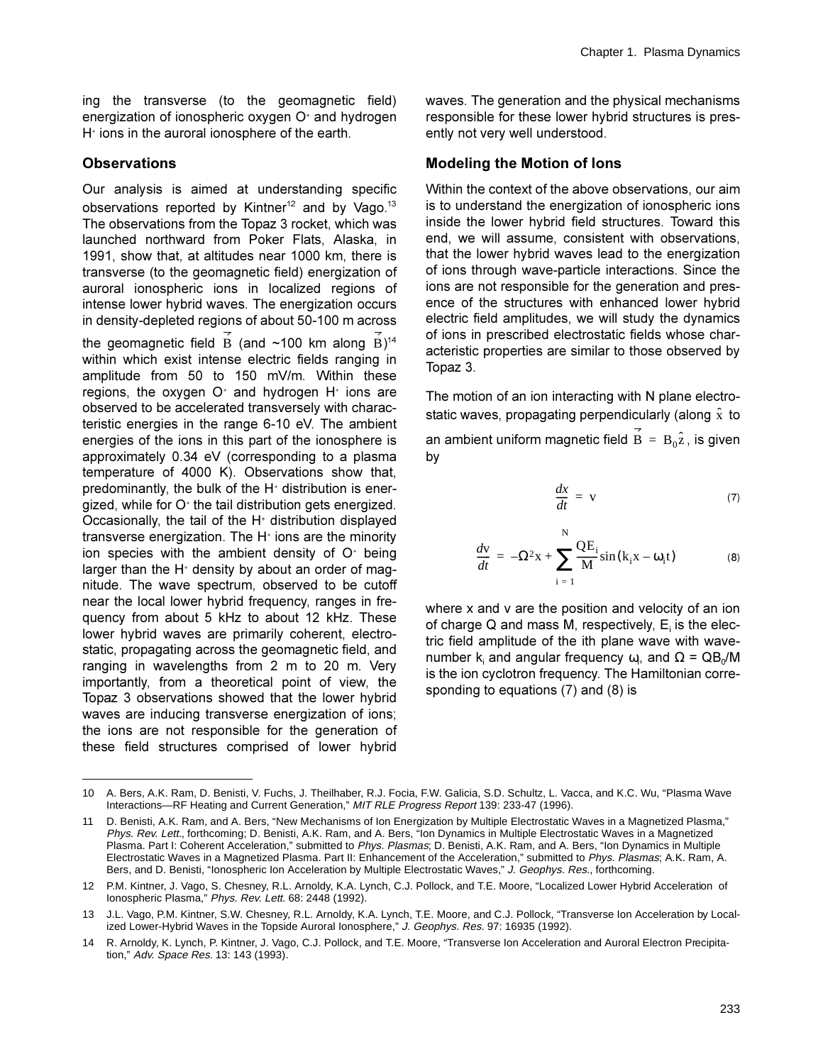ing the transverse (to the geomagnetic field) energization of ionospheric oxygen $O^+$ and hydrogen $H^+$ ions in the auroral ionosphere of the earth.

## Observations

Our analysis is aimed at understanding specific observations reported by Kintner[12] and by Vago.[13] The observations from the Topaz 3 rocket, which was launched northward from Poker Flats, Alaska, in 1991, show that, at altitudes near 1000 km, there is transverse (to the geomagnetic field) energization of auroral ionospheric ions in localized regions of intense lower hybrid waves. The energization occurs in density-depleted regions of about 50-100 m across the geomagnetic field $\vec{B}$ (and ~100 km along $\vec{B}$)[14] within which exist intense electric fields ranging in amplitude from 50 to 150 mV/m. Within these regions, the oxygen $O^+$ and hydrogen $H^+$ ions are observed to be accelerated transversely with characteristic energies in the range 6-10 eV. The ambient energies of the ions in this part of the ionosphere is approximately 0.34 eV (corresponding to a plasma temperature of 4000 K). Observations show that, predominantly, the bulk of the $H^+$ distribution is energized, while for $O^+$ the tail distribution gets energized. Occasionally, the tail of the $H^+$ distribution displayed transverse energization. The $H^+$ ions are the minority ion species with the ambient density of $O^+$ being larger than the $H^+$ density by about an order of magnitude. The wave spectrum, observed to be cutoff near the local lower hybrid frequency, ranges in frequency from about 5 kHz to about 12 kHz. These lower hybrid waves are primarily coherent, electrostatic, propagating across the geomagnetic field, and ranging in wavelengths from 2 m to 20 m. Very importantly, from a theoretical point of view, the Topaz 3 observations showed that the lower hybrid waves are inducing transverse energization of ions; the ions are not responsible for the generation of these field structures comprised of lower hybrid waves. The generation and the physical mechanisms responsible for these lower hybrid structures is presently not very well understood.

## Modeling the Motion of Ions

Within the context of the above observations, our aim is to understand the energization of ionospheric ions inside the lower hybrid field structures. Toward this end, we will assume, consistent with observations, that the lower hybrid waves lead to the energization of ions through wave-particle interactions. Since the ions are not responsible for the generation and presence of the structures with enhanced lower hybrid electric field amplitudes, we will study the dynamics of ions in prescribed electrostatic fields whose characteristic properties are similar to those observed by Topaz 3.

The motion of an ion interacting with N plane electrostatic waves, propagating perpendicularly (along $\hat{x}$ to an ambient uniform magnetic field $\vec{B} = B_0\hat{z}$, is given by

$$\frac{dx}{dt} = v \tag{7}$$

$$\frac{dv}{dt} = -\Omega^2 x + \sum_{i=1}^{N} \frac{QE_i}{M}\sin(k_i x - \omega_i t) \tag{8}$$

where x and v are the position and velocity of an ion of charge Q and mass M, respectively, $E_i$ is the electric field amplitude of the ith plane wave with wavenumber $k_i$ and angular frequency $\omega_i$, and $\Omega = QB_0/M$ is the ion cyclotron frequency. The Hamiltonian corresponding to equations (7) and (8) is

---

10 A. Bers, A.K. Ram, D. Benisti, V. Fuchs, J. Theilhaber, R.J. Focia, F.W. Galicia, S.D. Schultz, L. Vacca, and K.C. Wu, "Plasma Wave Interactions—RF Heating and Current Generation," *MIT RLE Progress Report* 139: 233-47 (1996).

11 D. Benisti, A.K. Ram, and A. Bers, "New Mechanisms of Ion Energization by Multiple Electrostatic Waves in a Magnetized Plasma," *Phys. Rev. Lett.*, forthcoming; D. Benisti, A.K. Ram, and A. Bers, "Ion Dynamics in Multiple Electrostatic Waves in a Magnetized Plasma. Part I: Coherent Acceleration," submitted to *Phys. Plasmas*; D. Benisti, A.K. Ram, and A. Bers, "Ion Dynamics in Multiple Electrostatic Waves in a Magnetized Plasma. Part II: Enhancement of the Acceleration," submitted to *Phys. Plasmas*; A.K. Ram, A. Bers, and D. Benisti, "Ionospheric Ion Acceleration by Multiple Electrostatic Waves," *J. Geophys. Res.*, forthcoming.

12 P.M. Kintner, J. Vago, S. Chesney, R.L. Arnoldy, K.A. Lynch, C.J. Pollock, and T.E. Moore, "Localized Lower Hybrid Acceleration of Ionospheric Plasma," *Phys. Rev. Lett.* 68: 2448 (1992).

13 J.L. Vago, P.M. Kintner, S.W. Chesney, R.L. Arnoldy, K.A. Lynch, T.E. Moore, and C.J. Pollock, "Transverse Ion Acceleration by Localized Lower-Hybrid Waves in the Topside Auroral Ionosphere," *J. Geophys. Res.* 97: 16935 (1992).

14 R. Arnoldy, K. Lynch, P. Kintner, J. Vago, C.J. Pollock, and T.E. Moore, "Transverse Ion Acceleration and Auroral Electron Precipitation," *Adv. Space Res.* 13: 143 (1993).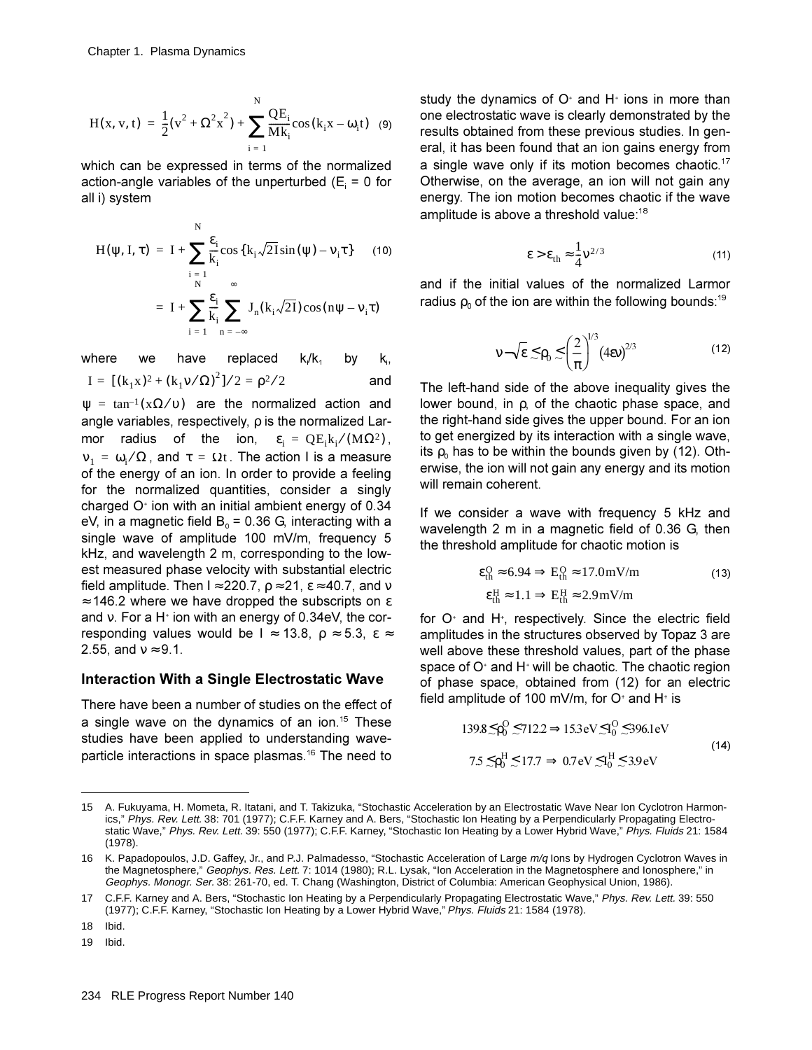$$H(x, v, t) = \frac{1}{2}(v^2 + \Omega^2 x^2) + \sum_{i=1}^{N} \frac{QE_i}{Mk_i} \cos(k_i x - \omega_i t) \quad (9)$$

which can be expressed in terms of the normalized action-angle variables of the unperturbed ($E_i$ = 0 for all i) system

$$H(\psi, I, \tau) = I + \sum_{i=1}^{N} \frac{\varepsilon_i}{k_i} \cos\{k_i \sqrt{2I} \sin(\psi) - \nu_i \tau\} \quad (10)$$

$$= I + \sum_{i=1}^{N} \frac{\varepsilon_i}{k_i} \sum_{n=-\infty}^{\infty} J_n(k_i \sqrt{2I}) \cos(n\psi - \nu_i \tau)$$

where we have replaced $k_i/k_1$ by $k_i$, $I = [(k_1 x)^2 + (k_1 \upsilon/\Omega)^2]/2 = \rho^2/2$ and $\psi = \tan^{-1}(x\Omega/\upsilon)$ are the normalized action and angle variables, respectively, $\rho$ is the normalized Larmor radius of the ion, $\varepsilon_i = QE_i k_i/(M\Omega^2)$, $\nu_1 = \omega_i/\Omega$, and $\tau = \Omega t$. The action I is a measure of the energy of an ion. In order to provide a feeling for the normalized quantities, consider a singly charged $O^+$ ion with an initial ambient energy of 0.34 eV, in a magnetic field $B_0$ = 0.36 G, interacting with a single wave of amplitude 100 mV/m, frequency 5 kHz, and wavelength 2 m, corresponding to the lowest measured phase velocity with substantial electric field amplitude. Then $I \approx 220.7$, $\rho \approx 21$, $\varepsilon \approx 40.7$, and $\nu \approx 146.2$ where we have dropped the subscripts on $\varepsilon$ and $\nu$. For a $H^+$ ion with an energy of 0.34eV, the corresponding values would be $I \approx 13.8$, $\rho \approx 5.3$, $\varepsilon \approx 2.55$, and $\nu \approx 9.1$.

## Interaction With a Single Electrostatic Wave

There have been a number of studies on the effect of a single wave on the dynamics of an ion.[15] These studies have been applied to understanding wave-particle interactions in space plasmas.[16] The need to study the dynamics of $O^+$ and $H^+$ ions in more than one electrostatic wave is clearly demonstrated by the results obtained from these previous studies. In general, it has been found that an ion gains energy from a single wave only if its motion becomes chaotic.[17] Otherwise, on the average, an ion will not gain any energy. The ion motion becomes chaotic if the wave amplitude is above a threshold value:[18]

$$\varepsilon > \varepsilon_{th} \approx \frac{1}{4} \nu^{2/3} \quad (11)$$

and if the initial values of the normalized Larmor radius $\rho_0$ of the ion are within the following bounds:[19]

$$\nu - \sqrt{\varepsilon} \lesssim \rho_0 \lesssim \left(\frac{2}{\pi}\right)^{1/3} (4\varepsilon\nu)^{2/3} \quad (12)$$

The left-hand side of the above inequality gives the lower bound, in $\rho$, of the chaotic phase space, and the right-hand side gives the upper bound. For an ion to get energized by its interaction with a single wave, its $\rho_0$ has to be within the bounds given by (12). Otherwise, the ion will not gain any energy and its motion will remain coherent.

If we consider a wave with frequency 5 kHz and wavelength 2 m in a magnetic field of 0.36 G, then the threshold amplitude for chaotic motion is

$$\varepsilon_{th}^{O} \approx 6.94 \Rightarrow E_{th}^{O} \approx 17.0 \text{mV/m} \quad (13)$$

$$\varepsilon_{th}^{H} \approx 1.1 \Rightarrow E_{th}^{H} \approx 2.9 \text{mV/m}$$

for $O^+$ and $H^+$, respectively. Since the electric field amplitudes in the structures observed by Topaz 3 are well above these threshold values, part of the phase space of $O^+$ and $H^+$ will be chaotic. The chaotic region of phase space, obtained from (12) for an electric field amplitude of 100 mV/m, for $O^+$ and $H^+$ is

$$139.8 \lesssim \rho_0^{O} \lesssim 712.2 \Rightarrow 15.3 \text{eV} \lesssim I_0^{O} \lesssim 396.1 \text{eV} \quad (14)$$

$$7.5 \lesssim \rho_0^{H} \lesssim 17.7 \Rightarrow 0.7 \text{eV} \lesssim I_0^{H} \lesssim 3.9 \text{eV}$$

---

15 A. Fukuyama, H. Momota, R. Itatani, and T. Takizuka, "Stochastic Acceleration by an Electrostatic Wave Near Ion Cyclotron Harmonics," *Phys. Rev. Lett.* 38: 701 (1977); C.F.F. Karney and A. Bers, "Stochastic Ion Heating by a Perpendicularly Propagating Electrostatic Wave," *Phys. Rev. Lett.* 39: 550 (1977); C.F.F. Karney, "Stochastic Ion Heating by a Lower Hybrid Wave," *Phys. Fluids* 21: 1584 (1978).

16 K. Papadopoulos, J.D. Gaffey, Jr., and P.J. Palmadesso, "Stochastic Acceleration of Large *m/q* Ions by Hydrogen Cyclotron Waves in the Magnetosphere," *Geophys. Res. Lett.* 7: 1014 (1980); R.L. Lysak, "Ion Acceleration in the Magnetosphere and Ionosphere," in *Geophys. Monogr. Ser.* 38: 261-70, ed. T. Chang (Washington, District of Columbia: American Geophysical Union, 1986).

17 C.F.F. Karney and A. Bers, "Stochastic Ion Heating by a Perpendicularly Propagating Electrostatic Wave," *Phys. Rev. Lett.* 39: 550 (1977); C.F.F. Karney, "Stochastic Ion Heating by a Lower Hybrid Wave," *Phys. Fluids* 21: 1584 (1978).

18 Ibid.

19 Ibid.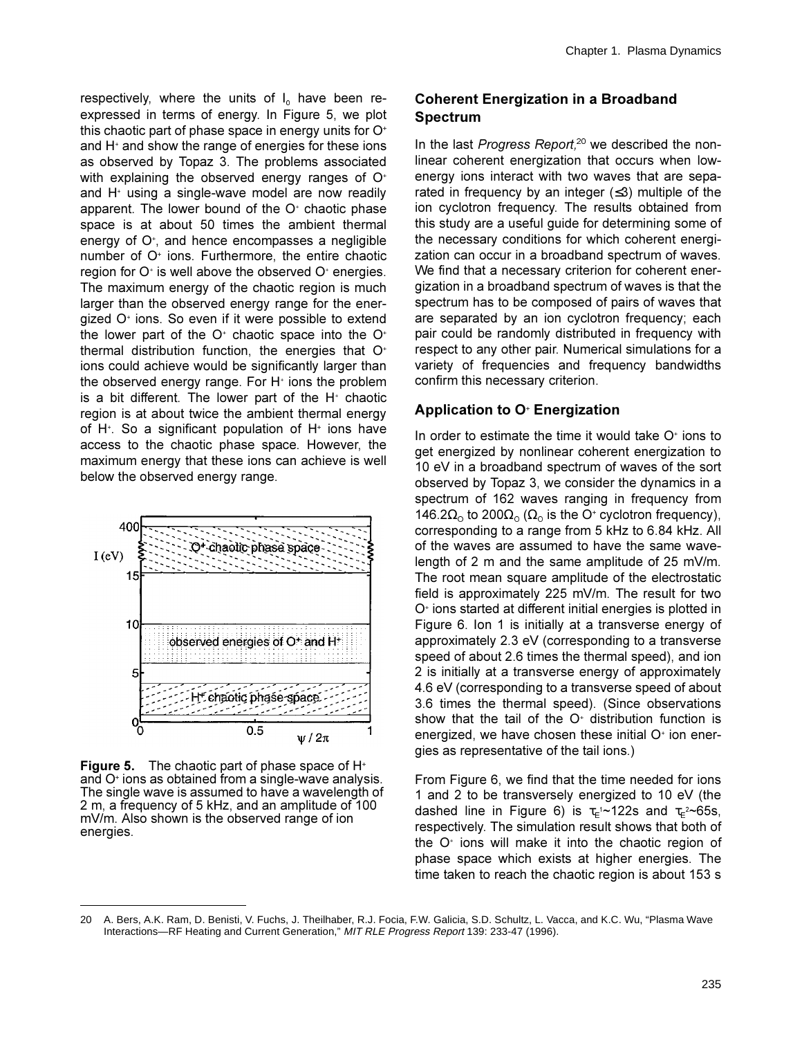respectively, where the units of $I_0$ have been re-expressed in terms of energy. In Figure 5, we plot this chaotic part of phase space in energy units for $O^+$ and $H^+$ and show the range of energies for these ions as observed by Topaz 3. The problems associated with explaining the observed energy ranges of $O^+$ and $H^+$ using a single-wave model are now readily apparent. The lower bound of the $O^+$ chaotic phase space is at about 50 times the ambient thermal energy of $O^+$, and hence encompasses a negligible number of $O^+$ ions. Furthermore, the entire chaotic region for $O^+$ is well above the observed $O^+$ energies. The maximum energy of the chaotic region is much larger than the observed energy range for the energized $O^+$ ions. So even if it were possible to extend the lower part of the $O^+$ chaotic space into the $O^+$ thermal distribution function, the energies that $O^+$ ions could achieve would be significantly larger than the observed energy range. For $H^+$ ions the problem is a bit different. The lower part of the $H^+$ chaotic region is at about twice the ambient thermal energy of $H^+$. So a significant population of $H^+$ ions have access to the chaotic phase space. However, the maximum energy that these ions can achieve is well below the observed energy range.

**Figure 5.** The chaotic part of phase space of $H^+$ and $O^+$ ions as obtained from a single-wave analysis. The single wave is assumed to have a wavelength of 2 m, a frequency of 5 kHz, and an amplitude of 100 mV/m. Also shown is the observed range of ion energies.

## Coherent Energization in a Broadband Spectrum

In the last *Progress Report,*[20] we described the nonlinear coherent energization that occurs when low-energy ions interact with two waves that are separated in frequency by an integer ($\leq 3$) multiple of the ion cyclotron frequency. The results obtained from this study are a useful guide for determining some of the necessary conditions for which coherent energization can occur in a broadband spectrum of waves. We find that a necessary criterion for coherent energization in a broadband spectrum of waves is that the spectrum has to be composed of pairs of waves that are separated by an ion cyclotron frequency; each pair could be randomly distributed in frequency with respect to any other pair. Numerical simulations for a variety of frequencies and frequency bandwidths confirm this necessary criterion.

## Application to $O^+$ Energization

In order to estimate the time it would take $O^+$ ions to get energized by nonlinear coherent energization to 10 eV in a broadband spectrum of waves of the sort observed by Topaz 3, we consider the dynamics in a spectrum of 162 waves ranging in frequency from $146.2\Omega_O$ to $200\Omega_O$ ($\Omega_O$ is the $O^+$ cyclotron frequency), corresponding to a range from 5 kHz to 6.84 kHz. All of the waves are assumed to have the same wavelength of 2 m and the same amplitude of 25 mV/m. The root mean square amplitude of the electrostatic field is approximately 225 mV/m. The result for two $O^+$ ions started at different initial energies is plotted in Figure 6. Ion 1 is initially at a transverse energy of approximately 2.3 eV (corresponding to a transverse speed of about 2.6 times the thermal speed), and ion 2 is initially at a transverse energy of approximately 4.6 eV (corresponding to a transverse speed of about 3.6 times the thermal speed). (Since observations show that the tail of the $O^+$ distribution function is energized, we have chosen these initial $O^+$ ion energies as representative of the tail ions.)

From Figure 6, we find that the time needed for ions 1 and 2 to be transversely energized to 10 eV (the dashed line in Figure 6) is $\tau_E^1 \sim 122$s and $\tau_E^2 \sim 65$s, respectively. The simulation result shows that both of the $O^+$ ions will make it into the chaotic region of phase space which exists at higher energies. The time taken to reach the chaotic region is about 153 s

---

20 A. Bers, A.K. Ram, D. Benisti, V. Fuchs, J. Theilhaber, R.J. Focia, F.W. Galicia, S.D. Schultz, L. Vacca, and K.C. Wu, "Plasma Wave Interactions—RF Heating and Current Generation," *MIT RLE Progress Report* 139: 233-47 (1996).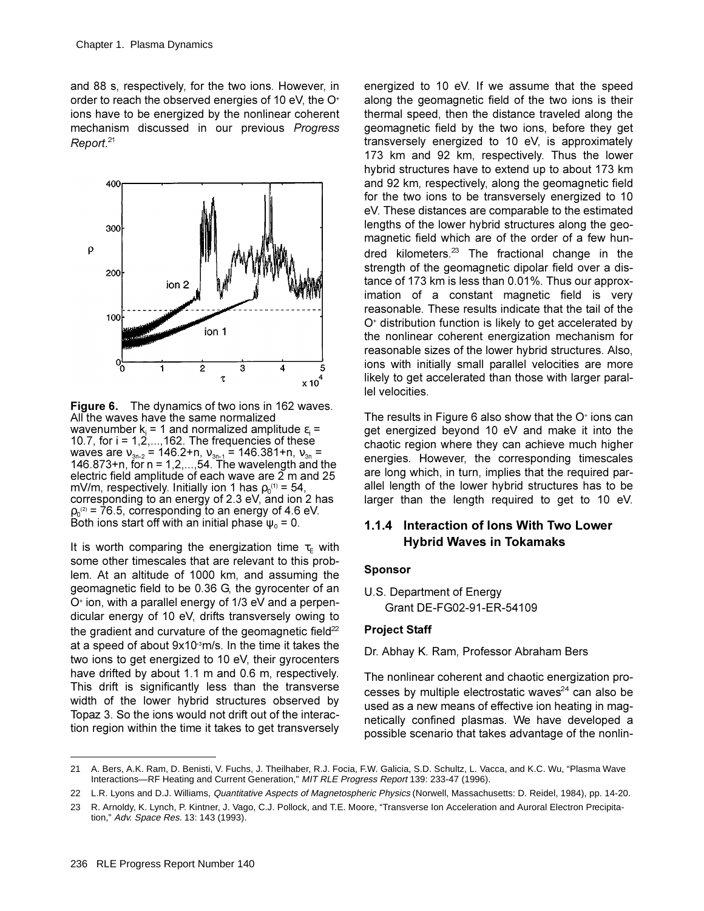and 88 s, respectively, for the two ions. However, in order to reach the observed energies of 10 eV, the $O^+$ ions have to be energized by the nonlinear coherent mechanism discussed in our previous *Progress Report*.[21]

**Figure 6.** The dynamics of two ions in 162 waves. All the waves have the same normalized wavenumber $k_i = 1$ and normalized amplitude $\epsilon_i = 10.7$, for $i = 1,2,...,162$. The frequencies of these waves are $\nu_{3n-2} = 146.2+n$, $\nu_{3n-1} = 146.381+n$, $\nu_{3n} = 146.873+n$, for $n = 1,2,...,54$. The wavelength and the electric field amplitude of each wave are 2 m and 25 mV/m, respectively. Initially ion 1 has $\rho_0^{(1)} = 54$, corresponding to an energy of 2.3 eV, and ion 2 has $\rho_0^{(2)} = 76.5$, corresponding to an energy of 4.6 eV. Both ions start off with an initial phase $\psi_0 = 0$.

It is worth comparing the energization time $\tau_E$ with some other timescales that are relevant to this problem. At an altitude of 1000 km, and assuming the geomagnetic field to be 0.36 G, the gyrocenter of an $O^+$ ion, with a parallel energy of 1/3 eV and a perpendicular energy of 10 eV, drifts transversely owing to the gradient and curvature of the geomagnetic field[22] at a speed of about $9\times10^{-3}$m/s. In the time it takes the two ions to get energized to 10 eV, their gyrocenters have drifted by about 1.1 m and 0.6 m, respectively. This drift is significantly less than the transverse width of the lower hybrid structures observed by Topaz 3. So the ions would not drift out of the interaction region within the time it takes to get transversely energized to 10 eV. If we assume that the speed along the geomagnetic field of the two ions is their thermal speed, then the distance traveled along the geomagnetic field by the two ions, before they get transversely energized to 10 eV, is approximately 173 km and 92 km, respectively. Thus the lower hybrid structures have to extend up to about 173 km and 92 km, respectively, along the geomagnetic field for the two ions to be transversely energized to 10 eV. These distances are comparable to the estimated lengths of the lower hybrid structures along the geomagnetic field which are of the order of a few hundred kilometers.[23] The fractional change in the strength of the geomagnetic dipolar field over a distance of 173 km is less than 0.01%. Thus our approximation of a constant magnetic field is very reasonable. These results indicate that the tail of the $O^+$ distribution function is likely to get accelerated by the nonlinear coherent energization mechanism for reasonable sizes of the lower hybrid structures. Also, ions with initially small parallel velocities are more likely to get accelerated than those with larger parallel velocities.

The results in Figure 6 also show that the $O^+$ ions can get energized beyond 10 eV and make it into the chaotic region where they can achieve much higher energies. However, the corresponding timescales are long which, in turn, implies that the required parallel length of the lower hybrid structures has to be larger than the length required to get to 10 eV.

### 1.1.4 Interaction of Ions With Two Lower Hybrid Waves in Tokamaks

**Sponsor**

U.S. Department of Energy
Grant DE-FG02-91-ER-54109

**Project Staff**

Dr. Abhay K. Ram, Professor Abraham Bers

The nonlinear coherent and chaotic energization processes by multiple electrostatic waves[24] can also be used as a new means of effective ion heating in magnetically confined plasmas. We have developed a possible scenario that takes advantage of the nonlin-

---

21 A. Bers, A.K. Ram, D. Benisti, V. Fuchs, J. Theilhaber, R.J. Focia, F.W. Galicia, S.D. Schultz, L. Vacca, and K.C. Wu, "Plasma Wave Interactions—RF Heating and Current Generation," *MIT RLE Progress Report* 139: 233-47 (1996).

22 L.R. Lyons and D.J. Williams, *Quantitative Aspects of Magnetospheric Physics* (Norwell, Massachusetts: D. Reidel, 1984), pp. 14-20.

23 R. Arnoldy, K. Lynch, P. Kintner, J. Vago, C.J. Pollock, and T.E. Moore, "Transverse Ion Acceleration and Auroral Electron Precipitation," *Adv. Space Res.* 13: 143 (1993).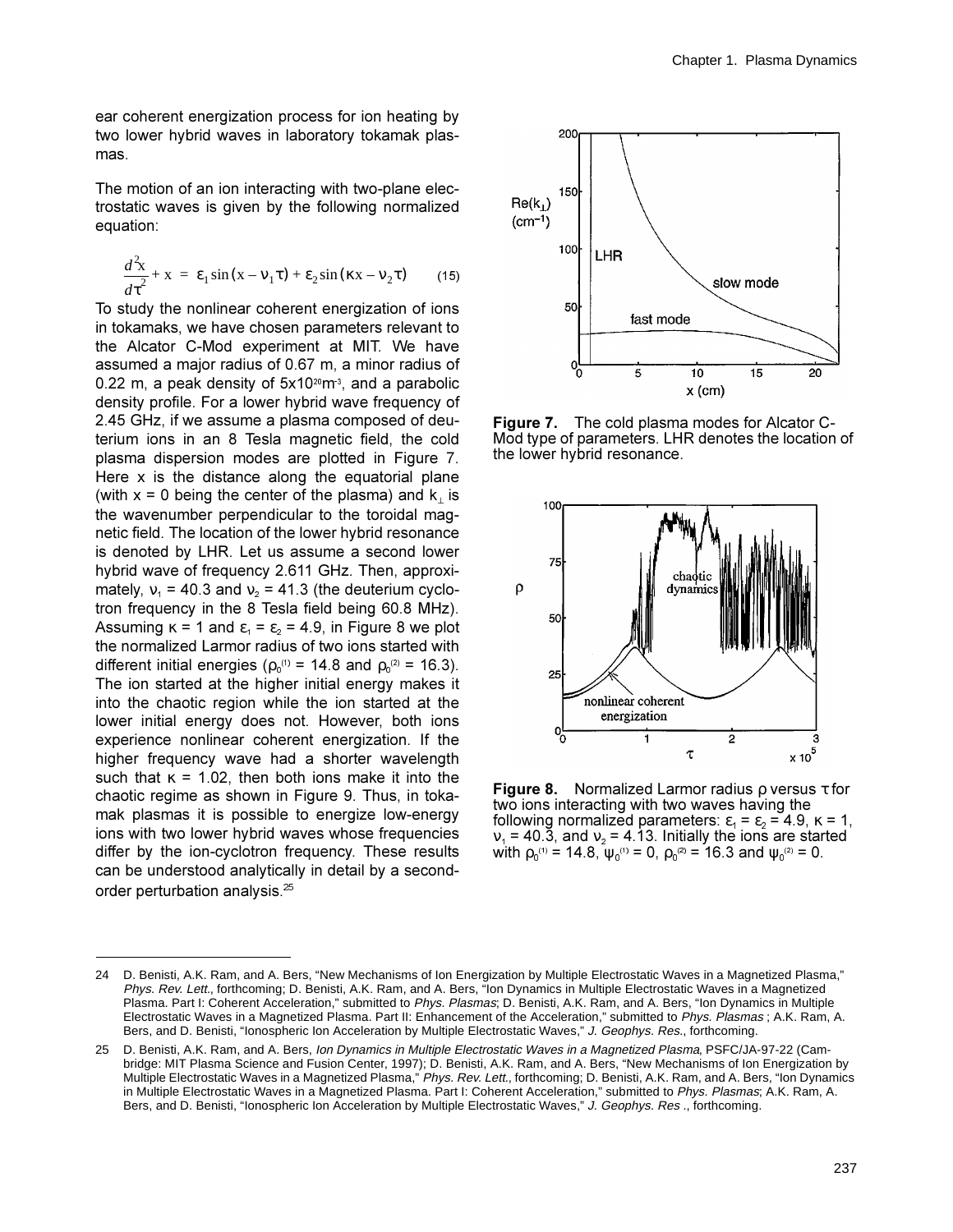ear coherent energization process for ion heating by two lower hybrid waves in laboratory tokamak plasmas.

The motion of an ion interacting with two-plane electrostatic waves is given by the following normalized equation:

$$\frac{d^2 x}{d\tau^2} + x = \varepsilon_1 \sin(x - \nu_1 \tau) + \varepsilon_2 \sin(\kappa x - \nu_2 \tau) \tag{15}$$

To study the nonlinear coherent energization of ions in tokamaks, we have chosen parameters relevant to the Alcator C-Mod experiment at MIT. We have assumed a major radius of 0.67 m, a minor radius of 0.22 m, a peak density of $5 \times 10^{20} m^{-3}$, and a parabolic density profile. For a lower hybrid wave frequency of 2.45 GHz, if we assume a plasma composed of deuterium ions in an 8 Tesla magnetic field, the cold plasma dispersion modes are plotted in Figure 7. Here x is the distance along the equatorial plane (with x = 0 being the center of the plasma) and $k_\perp$ is the wavenumber perpendicular to the toroidal magnetic field. The location of the lower hybrid resonance is denoted by LHR. Let us assume a second lower hybrid wave of frequency 2.611 GHz. Then, approximately, $\nu_1 = 40.3$ and $\nu_2 = 41.3$ (the deuterium cyclotron frequency in the 8 Tesla field being 60.8 MHz). Assuming $\kappa = 1$ and $\varepsilon_1 = \varepsilon_2 = 4.9$, in Figure 8 we plot the normalized Larmor radius of two ions started with different initial energies ($\rho_0^{(1)} = 14.8$ and $\rho_0^{(2)} = 16.3$). The ion started at the higher initial energy makes it into the chaotic region while the ion started at the lower initial energy does not. However, both ions experience nonlinear coherent energization. If the higher frequency wave had a shorter wavelength such that $\kappa = 1.02$, then both ions make it into the chaotic regime as shown in Figure 9. Thus, in tokamak plasmas it is possible to energize low-energy ions with two lower hybrid waves whose frequencies differ by the ion-cyclotron frequency. These results can be understood analytically in detail by a second-order perturbation analysis.[25]

**Figure 7.** The cold plasma modes for Alcator C-Mod type of parameters. LHR denotes the location of the lower hybrid resonance.

**Figure 8.** Normalized Larmor radius ρ versus τ for two ions interacting with two waves having the following normalized parameters: $\varepsilon_1 = \varepsilon_2 = 4.9$, $\kappa = 1$, $\nu_1 = 40.3$, and $\nu_2 = 4.13$. Initially the ions are started with $\rho_0^{(1)} = 14.8$, $\psi_0^{(1)} = 0$, $\rho_0^{(2)} = 16.3$ and $\psi_0^{(2)} = 0$.

---

24 D. Benisti, A.K. Ram, and A. Bers, "New Mechanisms of Ion Energization by Multiple Electrostatic Waves in a Magnetized Plasma," *Phys. Rev. Lett.*, forthcoming; D. Benisti, A.K. Ram, and A. Bers, "Ion Dynamics in Multiple Electrostatic Waves in a Magnetized Plasma. Part I: Coherent Acceleration," submitted to *Phys. Plasmas*; D. Benisti, A.K. Ram, and A. Bers, "Ion Dynamics in Multiple Electrostatic Waves in a Magnetized Plasma. Part II: Enhancement of the Acceleration," submitted to *Phys. Plasmas* ; A.K. Ram, A. Bers, and D. Benisti, "Ionospheric Ion Acceleration by Multiple Electrostatic Waves," *J. Geophys. Res.*, forthcoming.

25 D. Benisti, A.K. Ram, and A. Bers, *Ion Dynamics in Multiple Electrostatic Waves in a Magnetized Plasma*, PSFC/JA-97-22 (Cambridge: MIT Plasma Science and Fusion Center, 1997); D. Benisti, A.K. Ram, and A. Bers, "New Mechanisms of Ion Energization by Multiple Electrostatic Waves in a Magnetized Plasma," *Phys. Rev. Lett.*, forthcoming; D. Benisti, A.K. Ram, and A. Bers, "Ion Dynamics in Multiple Electrostatic Waves in a Magnetized Plasma. Part I: Coherent Acceleration," submitted to *Phys. Plasmas*; A.K. Ram, A. Bers, and D. Benisti, "Ionospheric Ion Acceleration by Multiple Electrostatic Waves," *J. Geophys. Res* ., forthcoming.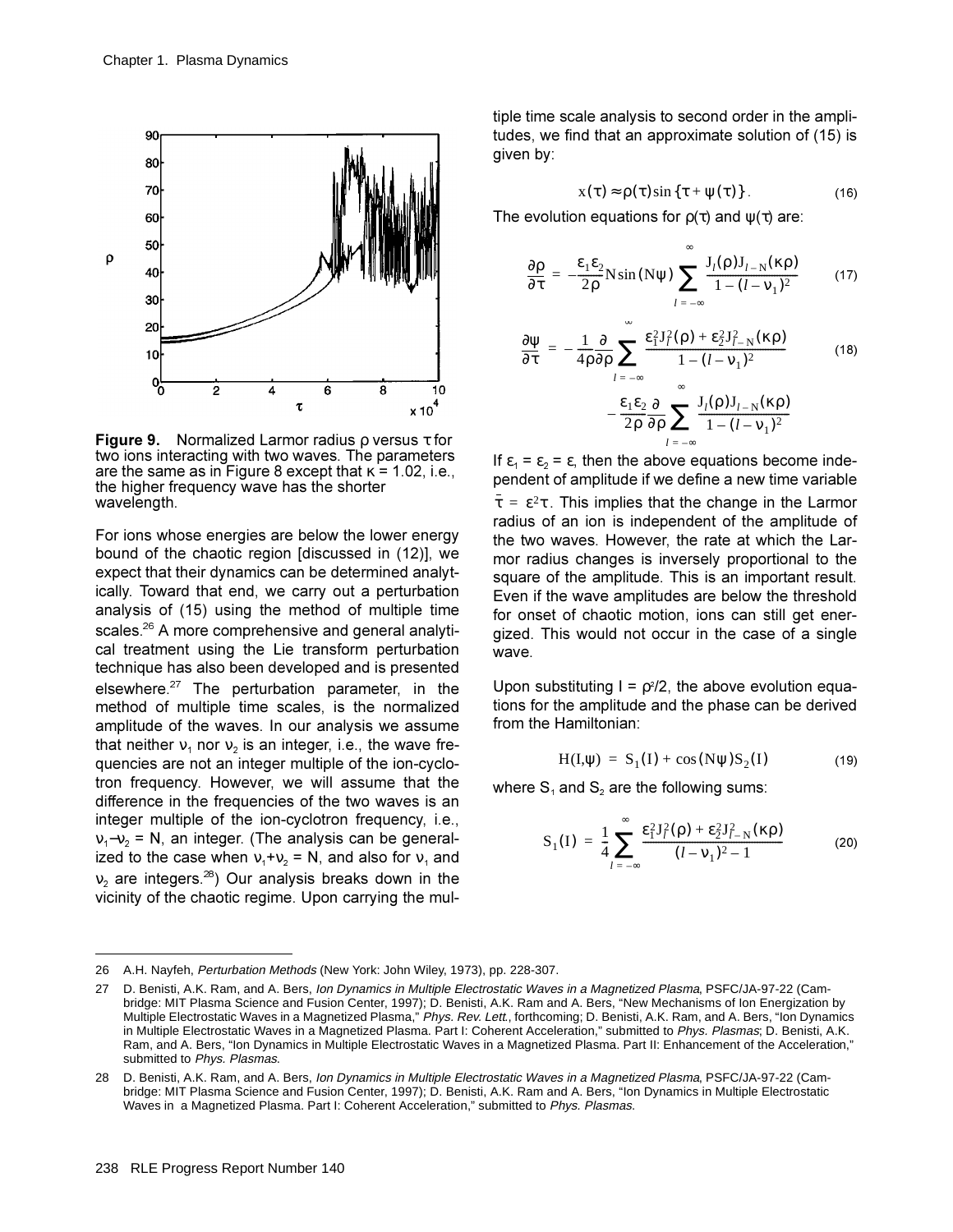Figure 9. Normalized Larmor radius ρ versus τ for two ions interacting with two waves. The parameters are the same as in Figure 8 except that κ = 1.02, i.e., the higher frequency wave has the shorter wavelength.

For ions whose energies are below the lower energy bound of the chaotic region [discussed in (12)], we expect that their dynamics can be determined analytically. Toward that end, we carry out a perturbation analysis of (15) using the method of multiple time scales.[26] A more comprehensive and general analytical treatment using the Lie transform perturbation technique has also been developed and is presented elsewhere.[27] The perturbation parameter, in the method of multiple time scales, is the normalized amplitude of the waves. In our analysis we assume that neither $\nu_1$ nor $\nu_2$ is an integer, i.e., the wave frequencies are not an integer multiple of the ion-cyclotron frequency. However, we will assume that the difference in the frequencies of the two waves is an integer multiple of the ion-cyclotron frequency, i.e., $\nu_1 - \nu_2 = N$, an integer. (The analysis can be generalized to the case when $\nu_1 + \nu_2 = N$, and also for $\nu_1$ and $\nu_2$ are integers.[28]) Our analysis breaks down in the vicinity of the chaotic regime. Upon carrying the multiple time scale analysis to second order in the amplitudes, we find that an approximate solution of (15) is given by:

$$x(\tau) \approx \rho(\tau) \sin\{\tau + \psi(\tau)\}. \tag{16}$$

The evolution equations for $\rho(\tau)$ and $\psi(\tau)$ are:

$$\frac{\partial \rho}{\partial \tau} = -\frac{\varepsilon_1 \varepsilon_2}{2\rho} N \sin(N\psi) \sum_{l=-\infty}^{\infty} \frac{J_l(\rho) J_{l-N}(\kappa\rho)}{1-(l-\nu_1)^2} \tag{17}$$

$$\frac{\partial \psi}{\partial \tau} = -\frac{1}{4\rho}\frac{\partial}{\partial \rho} \sum_{l=-\infty}^{\infty} \frac{\varepsilon_1^2 J_l^2(\rho) + \varepsilon_2^2 J_{l-N}^2(\kappa\rho)}{1-(l-\nu_1)^2} - \frac{\varepsilon_1 \varepsilon_2}{2\rho}\frac{\partial}{\partial \rho} \sum_{l=-\infty}^{\infty} \frac{J_l(\rho) J_{l-N}(\kappa\rho)}{1-(l-\nu_1)^2} \tag{18}$$

If $\varepsilon_1 = \varepsilon_2 = \varepsilon$, then the above equations become independent of amplitude if we define a new time variable $\bar{\tau} = \varepsilon^2 \tau$. This implies that the change in the Larmor radius of an ion is independent of the amplitude of the two waves. However, the rate at which the Larmor radius changes is inversely proportional to the square of the amplitude. This is an important result. Even if the wave amplitudes are below the threshold for onset of chaotic motion, ions can still get energized. This would not occur in the case of a single wave.

Upon substituting $I = \rho^2/2$, the above evolution equations for the amplitude and the phase can be derived from the Hamiltonian:

$$H(I, \psi) = S_1(I) + \cos(N\psi) S_2(I) \tag{19}$$

where $S_1$ and $S_2$ are the following sums:

$$S_1(I) = \frac{1}{4} \sum_{l=-\infty}^{\infty} \frac{\varepsilon_1^2 J_l^2(\rho) + \varepsilon_2^2 J_{l-N}^2(\kappa\rho)}{(l-\nu_1)^2 - 1} \tag{20}$$

---

26 A.H. Nayfeh, *Perturbation Methods* (New York: John Wiley, 1973), pp. 228-307.

27 D. Benisti, A.K. Ram, and A. Bers, *Ion Dynamics in Multiple Electrostatic Waves in a Magnetized Plasma*, PSFC/JA-97-22 (Cambridge: MIT Plasma Science and Fusion Center, 1997); D. Benisti, A.K. Ram and A. Bers, "New Mechanisms of Ion Energization by Multiple Electrostatic Waves in a Magnetized Plasma," *Phys. Rev. Lett.*, forthcoming; D. Benisti, A.K. Ram, and A. Bers, "Ion Dynamics in Multiple Electrostatic Waves in a Magnetized Plasma. Part I: Coherent Acceleration," submitted to *Phys. Plasmas*; D. Benisti, A.K. Ram, and A. Bers, "Ion Dynamics in Multiple Electrostatic Waves in a Magnetized Plasma. Part II: Enhancement of the Acceleration," submitted to *Phys. Plasmas*.

28 D. Benisti, A.K. Ram, and A. Bers, *Ion Dynamics in Multiple Electrostatic Waves in a Magnetized Plasma*, PSFC/JA-97-22 (Cambridge: MIT Plasma Science and Fusion Center, 1997); D. Benisti, A.K. Ram and A. Bers, "Ion Dynamics in Multiple Electrostatic Waves in a Magnetized Plasma. Part I: Coherent Acceleration," submitted to *Phys. Plasmas*.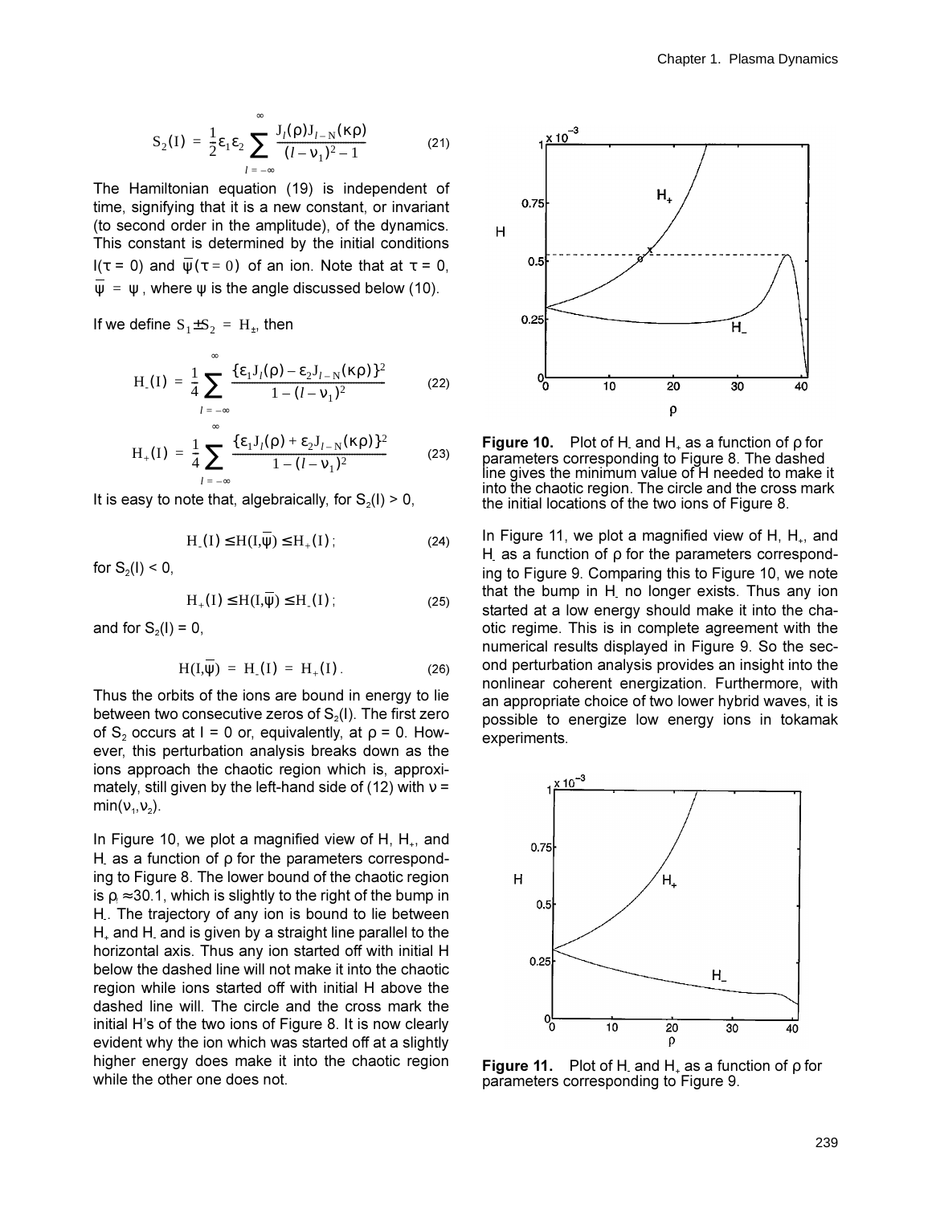$$S_2(I) = \frac{1}{2}\varepsilon_1\varepsilon_2 \sum_{l=-\infty}^{\infty} \frac{J_l(\rho)J_{l-N}(\kappa\rho)}{(l-\nu_1)^2 - 1} \tag{21}$$

The Hamiltonian equation (19) is independent of time, signifying that it is a new constant, or invariant (to second order in the amplitude), of the dynamics. This constant is determined by the initial conditions $I(\tau = 0)$ and $\bar{\psi}(\tau = 0)$ of an ion. Note that at $\tau = 0$, $\bar{\psi} = \psi$, where $\psi$ is the angle discussed below (10).

If we define $S_1 \pm S_2 = H_\pm$, then

$$H_-(I) = \frac{1}{4}\sum_{l=-\infty}^{\infty} \frac{\{\varepsilon_1 J_l(\rho) - \varepsilon_2 J_{l-N}(\kappa\rho)\}^2}{1-(l-\nu_1)^2} \tag{22}$$

$$H_+(I) = \frac{1}{4}\sum_{l=-\infty}^{\infty} \frac{\{\varepsilon_1 J_l(\rho) + \varepsilon_2 J_{l-N}(\kappa\rho)\}^2}{1-(l-\nu_1)^2} \tag{23}$$

It is easy to note that, algebraically, for $S_2(I) > 0$,

$$H_-(I) \le H(I,\bar{\psi}) \le H_+(I)\,; \tag{24}$$

for $S_2(I) < 0$,

$$H_+(I) \le H(I,\bar{\psi}) \le H_-(I)\,; \tag{25}$$

and for $S_2(I) = 0$,

$$H(I,\bar{\psi}) = H_-(I) = H_+(I)\,. \tag{26}$$

Thus the orbits of the ions are bound in energy to lie between two consecutive zeros of $S_2(I)$. The first zero of $S_2$ occurs at $I = 0$ or, equivalently, at $\rho = 0$. However, this perturbation analysis breaks down as the ions approach the chaotic region which is, approximately, still given by the left-hand side of (12) with $\nu = \min(\nu_1,\nu_2)$.

In Figure 10, we plot a magnified view of H, $H_+$, and $H_-$ as a function of $\rho$ for the parameters corresponding to Figure 8. The lower bound of the chaotic region is $\rho_l \approx 30.1$, which is slightly to the right of the bump in $H_-$. The trajectory of any ion is bound to lie between $H_+$ and $H_-$ and is given by a straight line parallel to the horizontal axis. Thus any ion started off with initial H below the dashed line will not make it into the chaotic region while ions started off with initial H above the dashed line will. The circle and the cross mark the initial H's of the two ions of Figure 8. It is now clearly evident why the ion which was started off at a slightly higher energy does make it into the chaotic region while the other one does not.

**Figure 10.** Plot of $H_-$ and $H_+$ as a function of $\rho$ for parameters corresponding to Figure 8. The dashed line gives the minimum value of H needed to make it into the chaotic region. The circle and the cross mark the initial locations of the two ions of Figure 8.

In Figure 11, we plot a magnified view of H, $H_+$, and $H_-$ as a function of $\rho$ for the parameters corresponding to Figure 9. Comparing this to Figure 10, we note that the bump in $H_-$ no longer exists. Thus any ion started at a low energy should make it into the chaotic regime. This is in complete agreement with the numerical results displayed in Figure 9. So the second perturbation analysis provides an insight into the nonlinear coherent energization. Furthermore, with an appropriate choice of two lower hybrid waves, it is possible to energize low energy ions in tokamak experiments.

**Figure 11.** Plot of $H_-$ and $H_+$ as a function of $\rho$ for parameters corresponding to Figure 9.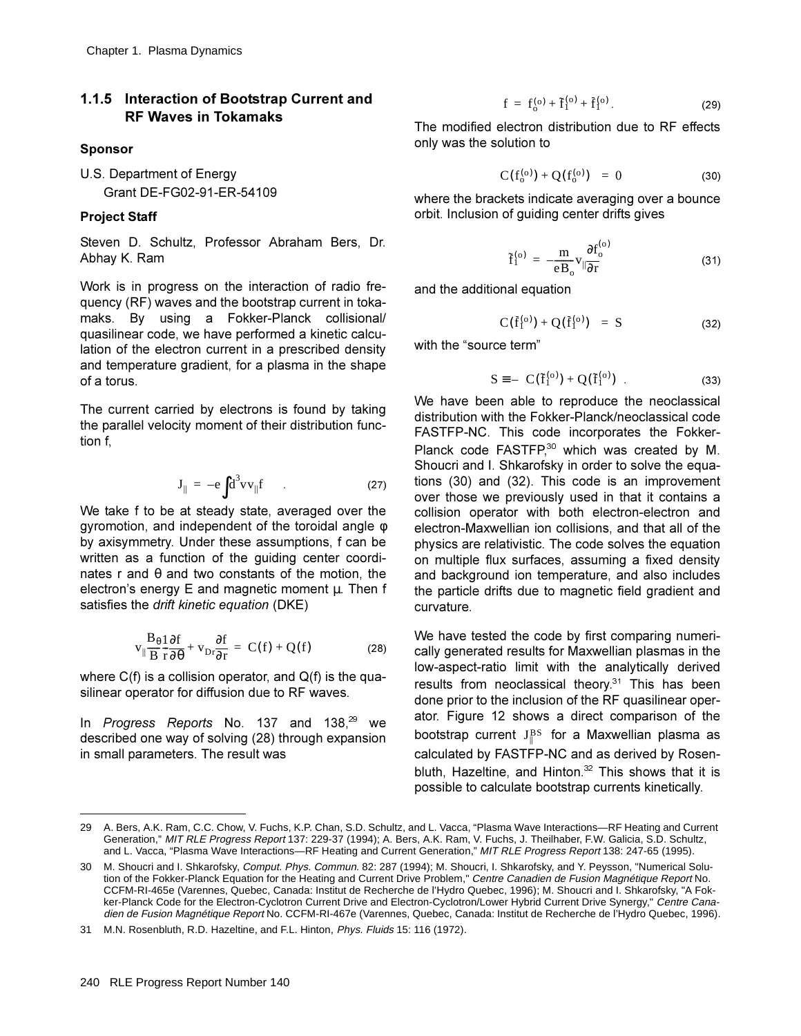### 1.1.5 Interaction of Bootstrap Current and RF Waves in Tokamaks

**Sponsor**

U.S. Department of Energy
Grant DE-FG02-91-ER-54109

**Project Staff**

Steven D. Schultz, Professor Abraham Bers, Dr. Abhay K. Ram

Work is in progress on the interaction of radio frequency (RF) waves and the bootstrap current in tokamaks. By using a Fokker-Planck collisional/quasilinear code, we have performed a kinetic calculation of the electron current in a prescribed density and temperature gradient, for a plasma in the shape of a torus.

The current carried by electrons is found by taking the parallel velocity moment of their distribution function f,

$$J_{\|} = -e\int d^3v v_{\|} f \quad . \tag{27}$$

We take f to be at steady state, averaged over the gyromotion, and independent of the toroidal angle φ by axisymmetry. Under these assumptions, f can be written as a function of the guiding center coordinates r and θ and two constants of the motion, the electron's energy E and magnetic moment μ. Then f satisfies the *drift kinetic equation* (DKE)

$$v_{\|}\frac{B_\theta}{B}\frac{1}{r}\frac{\partial f}{\partial \theta} + v_{Dr}\frac{\partial f}{\partial r} = C(f) + Q(f) \tag{28}$$

where C(f) is a collision operator, and Q(f) is the quasilinear operator for diffusion due to RF waves.

In *Progress Reports* No. 137 and 138,[29] we described one way of solving (28) through expansion in small parameters. The result was

$$f = f_o^{(o)} + \tilde{f}_1^{(o)} + \bar{f}_1^{(o)}. \tag{29}$$

The modified electron distribution due to RF effects only was the solution to

$$\langle C(f_o^{(o)}) + Q(f_o^{(o)}) \rangle = 0 \tag{30}$$

where the brackets indicate averaging over a bounce orbit. Inclusion of guiding center drifts gives

$$\tilde{f}_1^{(o)} = -\frac{m}{eB_o}v_{\|}\frac{\partial f_o^{(o)}}{\partial r} \tag{31}$$

and the additional equation

$$\langle C(\bar{f}_1^{(o)}) + Q(\bar{f}_1^{(o)}) \rangle = S \tag{32}$$

with the "source term"

$$S \equiv -\langle C(\tilde{f}_1^{(o)}) + Q(\tilde{f}_1^{(o)}) \rangle . \tag{33}$$

We have been able to reproduce the neoclassical distribution with the Fokker-Planck/neoclassical code FASTFP-NC. This code incorporates the Fokker-Planck code FASTFP,[30] which was created by M. Shoucri and I. Shkarofsky in order to solve the equations (30) and (32). This code is an improvement over those we previously used in that it contains a collision operator with both electron-electron and electron-Maxwellian ion collisions, and that all of the physics are relativistic. The code solves the equation on multiple flux surfaces, assuming a fixed density and background ion temperature, and also includes the particle drifts due to magnetic field gradient and curvature.

We have tested the code by first comparing numerically generated results for Maxwellian plasmas in the low-aspect-ratio limit with the analytically derived results from neoclassical theory.[31] This has been done prior to the inclusion of the RF quasilinear operator. Figure 12 shows a direct comparison of the bootstrap current $J_{\|}^{BS}$ for a Maxwellian plasma as calculated by FASTFP-NC and as derived by Rosenbluth, Hazeltine, and Hinton.[32] This shows that it is possible to calculate bootstrap currents kinetically.

---

29 A. Bers, A.K. Ram, C.C. Chow, V. Fuchs, K.P. Chan, S.D. Schultz, and L. Vacca, "Plasma Wave Interactions—RF Heating and Current Generation," *MIT RLE Progress Report* 137: 229-37 (1994); A. Bers, A.K. Ram, V. Fuchs, J. Theilhaber, F.W. Galicia, S.D. Schultz, and L. Vacca, "Plasma Wave Interactions—RF Heating and Current Generation," *MIT RLE Progress Report* 138: 247-65 (1995).

30 M. Shoucri and I. Shkarofsky, *Comput. Phys. Commun.* 82: 287 (1994); M. Shoucri, I. Shkarofsky, and Y. Peysson, "Numerical Solution of the Fokker-Planck Equation for the Heating and Current Drive Problem," *Centre Canadien de Fusion Magnétique Report* No. CCFM-RI-465e (Varennes, Quebec, Canada: Institut de Recherche de l'Hydro Quebec, 1996); M. Shoucri and I. Shkarofsky, "A Fokker-Planck Code for the Electron-Cyclotron Current Drive and Electron-Cyclotron/Lower Hybrid Current Drive Synergy," *Centre Canadien de Fusion Magnétique Report* No. CCFM-RI-467e (Varennes, Quebec, Canada: Institut de Recherche de l'Hydro Quebec, 1996).

31 M.N. Rosenbluth, R.D. Hazeltine, and F.L. Hinton, *Phys. Fluids* 15: 116 (1972).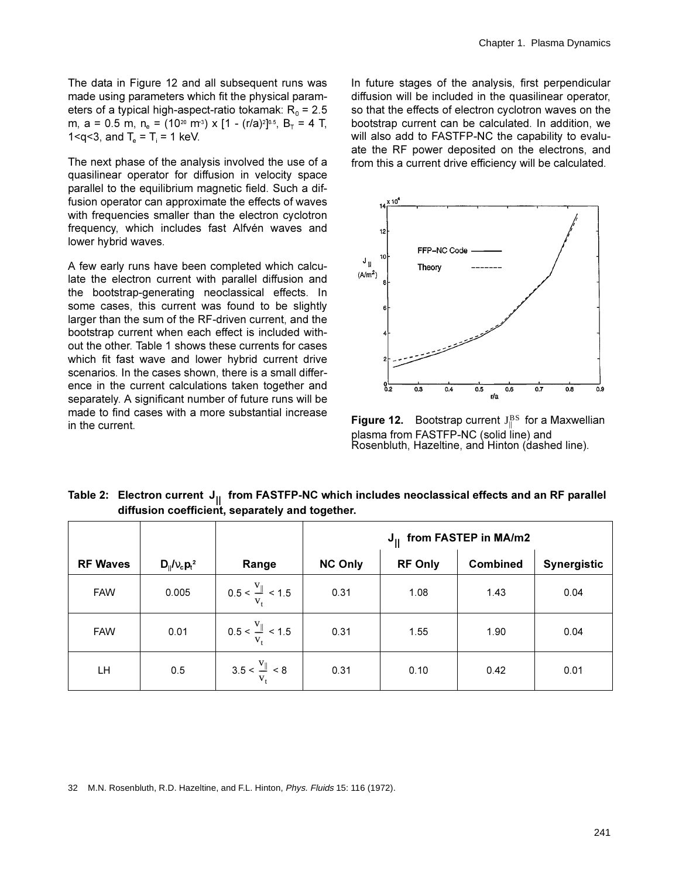The data in Figure 12 and all subsequent runs was made using parameters which fit the physical parameters of a typical high-aspect-ratio tokamak: $R_0$ = 2.5 m, a = 0.5 m, $n_e = (10^{20}\ m^{-3}) \times [1 - (r/a)^2]^{0.5}$, $B_T$ = 4 T, 1<q<3, and $T_e = T_i$ = 1 keV.

The next phase of the analysis involved the use of a quasilinear operator for diffusion in velocity space parallel to the equilibrium magnetic field. Such a diffusion operator can approximate the effects of waves with frequencies smaller than the electron cyclotron frequency, which includes fast Alfvén waves and lower hybrid waves.

A few early runs have been completed which calculate the electron current with parallel diffusion and the bootstrap-generating neoclassical effects. In some cases, this current was found to be slightly larger than the sum of the RF-driven current, and the bootstrap current when each effect is included without the other. Table 1 shows these currents for cases which fit fast wave and lower hybrid current drive scenarios. In the cases shown, there is a small difference in the current calculations taken together and separately. A significant number of future runs will be made to find cases with a more substantial increase in the current.

In future stages of the analysis, first perpendicular diffusion will be included in the quasilinear operator, so that the effects of electron cyclotron waves on the bootstrap current can be calculated. In addition, we will also add to FASTFP-NC the capability to evaluate the RF power deposited on the electrons, and from this a current drive efficiency will be calculated.

**Figure 12.** Bootstrap current $J_{\|}^{BS}$ for a Maxwellian plasma from FASTFP-NC (solid line) and Rosenbluth, Hazeltine, and Hinton (dashed line).

**Table 2: Electron current $J_{||}$ from FASTFP-NC which includes neoclassical effects and an RF parallel diffusion coefficient, separately and together.**

| | | | $J_{\|\|}$ from FASTEP in MA/m2 | | | |
|---|---|---|---|---|---|---|
| **RF Waves** | $D_{\|\|}/\nu_c p_t^2$ | **Range** | **NC Only** | **RF Only** | **Combined** | **Synergistic** |
| FAW | 0.005 | $0.5 < \frac{v_{\|}}{v_t} < 1.5$ | 0.31 | 1.08 | 1.43 | 0.04 |
| FAW | 0.01 | $0.5 < \frac{v_{\|}}{v_t} < 1.5$ | 0.31 | 1.55 | 1.90 | 0.04 |
| LH | 0.5 | $3.5 < \frac{v_{\|}}{v_t} < 8$ | 0.31 | 0.10 | 0.42 | 0.01 |

32 M.N. Rosenbluth, R.D. Hazeltine, and F.L. Hinton, *Phys. Fluids* 15: 116 (1972).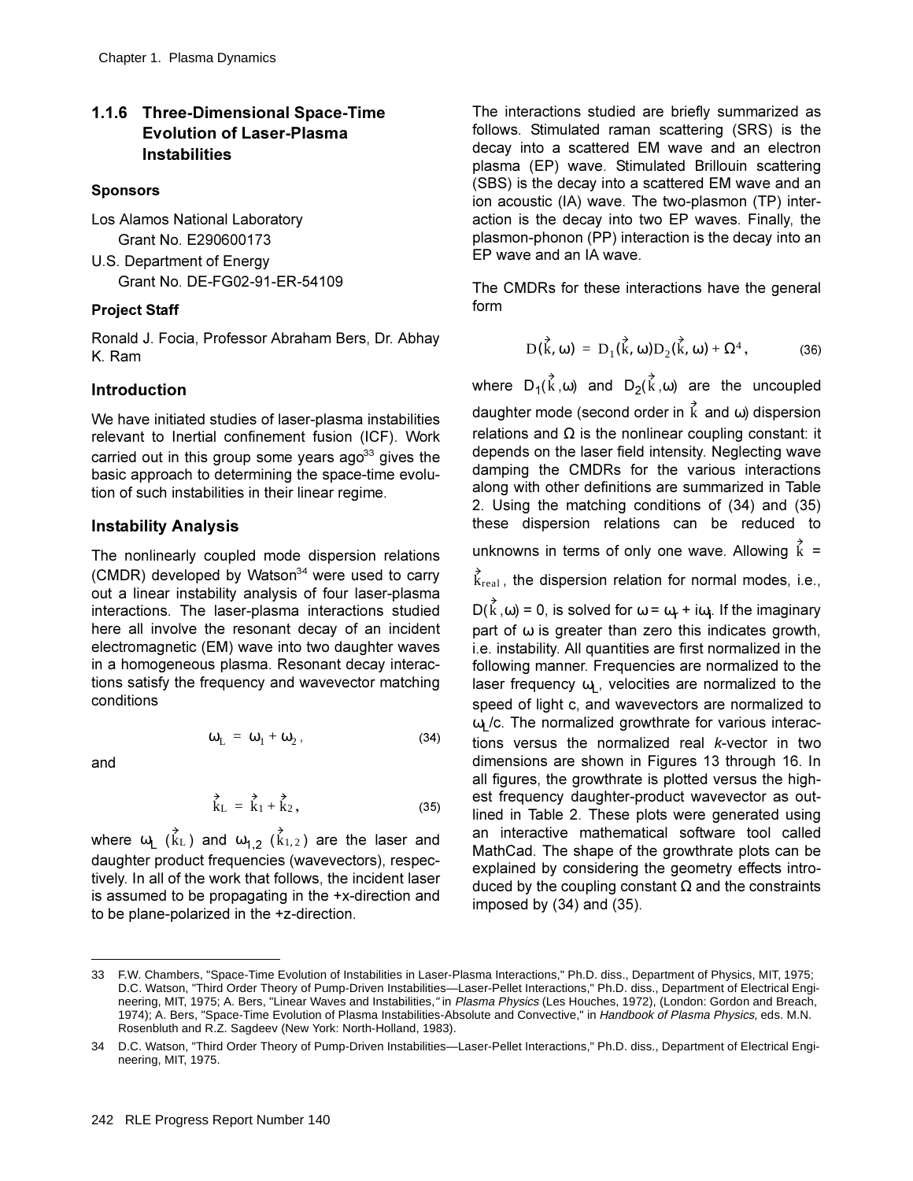### 1.1.6 Three-Dimensional Space-Time Evolution of Laser-Plasma Instabilities

#### Sponsors

Los Alamos National Laboratory
Grant No. E290600173

U.S. Department of Energy
Grant No. DE-FG02-91-ER-54109

#### Project Staff

Ronald J. Focia, Professor Abraham Bers, Dr. Abhay K. Ram

#### Introduction

We have initiated studies of laser-plasma instabilities relevant to Inertial confinement fusion (ICF). Work carried out in this group some years ago[33] gives the basic approach to determining the space-time evolution of such instabilities in their linear regime.

#### Instability Analysis

The nonlinearly coupled mode dispersion relations (CMDR) developed by Watson[34] were used to carry out a linear instability analysis of four laser-plasma interactions. The laser-plasma interactions studied here all involve the resonant decay of an incident electromagnetic (EM) wave into two daughter waves in a homogeneous plasma. Resonant decay interactions satisfy the frequency and wavevector matching conditions

$$\omega_L = \omega_1 + \omega_2, \tag{34}$$

and

$$\vec{k}_L = \vec{k}_1 + \vec{k}_2, \tag{35}$$

where $\omega_L$ ($\vec{k}_L$) and $\omega_{1,2}$ ($\vec{k}_{1,2}$) are the laser and daughter product frequencies (wavevectors), respectively. In all of the work that follows, the incident laser is assumed to be propagating in the +x-direction and to be plane-polarized in the +z-direction.

The interactions studied are briefly summarized as follows. Stimulated raman scattering (SRS) is the decay into a scattered EM wave and an electron plasma (EP) wave. Stimulated Brillouin scattering (SBS) is the decay into a scattered EM wave and an ion acoustic (IA) wave. The two-plasmon (TP) interaction is the decay into two EP waves. Finally, the plasmon-phonon (PP) interaction is the decay into an EP wave and an IA wave.

The CMDRs for these interactions have the general form

$$D(\vec{k}, \omega) = D_1(\vec{k}, \omega) D_2(\vec{k}, \omega) + \Omega^4, \tag{36}$$

where $D_1(\vec{k}, \omega)$ and $D_2(\vec{k}, \omega)$ are the uncoupled daughter mode (second order in $\vec{k}$ and $\omega$) dispersion relations and $\Omega$ is the nonlinear coupling constant: it depends on the laser field intensity. Neglecting wave damping the CMDRs for the various interactions along with other definitions are summarized in Table 2. Using the matching conditions of (34) and (35) these dispersion relations can be reduced to unknowns in terms of only one wave. Allowing $\vec{k}$ = $\vec{k}_{real}$, the dispersion relation for normal modes, i.e., $D(\vec{k}, \omega) = 0$, is solved for $\omega = \omega_r + i\omega_i$. If the imaginary part of $\omega$ is greater than zero this indicates growth, i.e. instability. All quantities are first normalized in the following manner. Frequencies are normalized to the laser frequency $\omega_L$, velocities are normalized to the speed of light c, and wavevectors are normalized to $\omega_L/c$. The normalized growthrate for various interactions versus the normalized real *k*-vector in two dimensions are shown in Figures 13 through 16. In all figures, the growthrate is plotted versus the highest frequency daughter-product wavevector as outlined in Table 2. These plots were generated using an interactive mathematical software tool called MathCad. The shape of the growthrate plots can be explained by considering the geometry effects introduced by the coupling constant $\Omega$ and the constraints imposed by (34) and (35).

---

33 F.W. Chambers, "Space-Time Evolution of Instabilities in Laser-Plasma Interactions," Ph.D. diss., Department of Physics, MIT, 1975; D.C. Watson, "Third Order Theory of Pump-Driven Instabilities—Laser-Pellet Interactions," Ph.D. diss., Department of Electrical Engineering, MIT, 1975; A. Bers, "Linear Waves and Instabilities," in *Plasma Physics* (Les Houches, 1972), (London: Gordon and Breach, 1974); A. Bers, "Space-Time Evolution of Plasma Instabilities-Absolute and Convective," in *Handbook of Plasma Physics,* eds. M.N. Rosenbluth and R.Z. Sagdeev (New York: North-Holland, 1983).

34 D.C. Watson, "Third Order Theory of Pump-Driven Instabilities—Laser-Pellet Interactions," Ph.D. diss., Department of Electrical Engineering, MIT, 1975.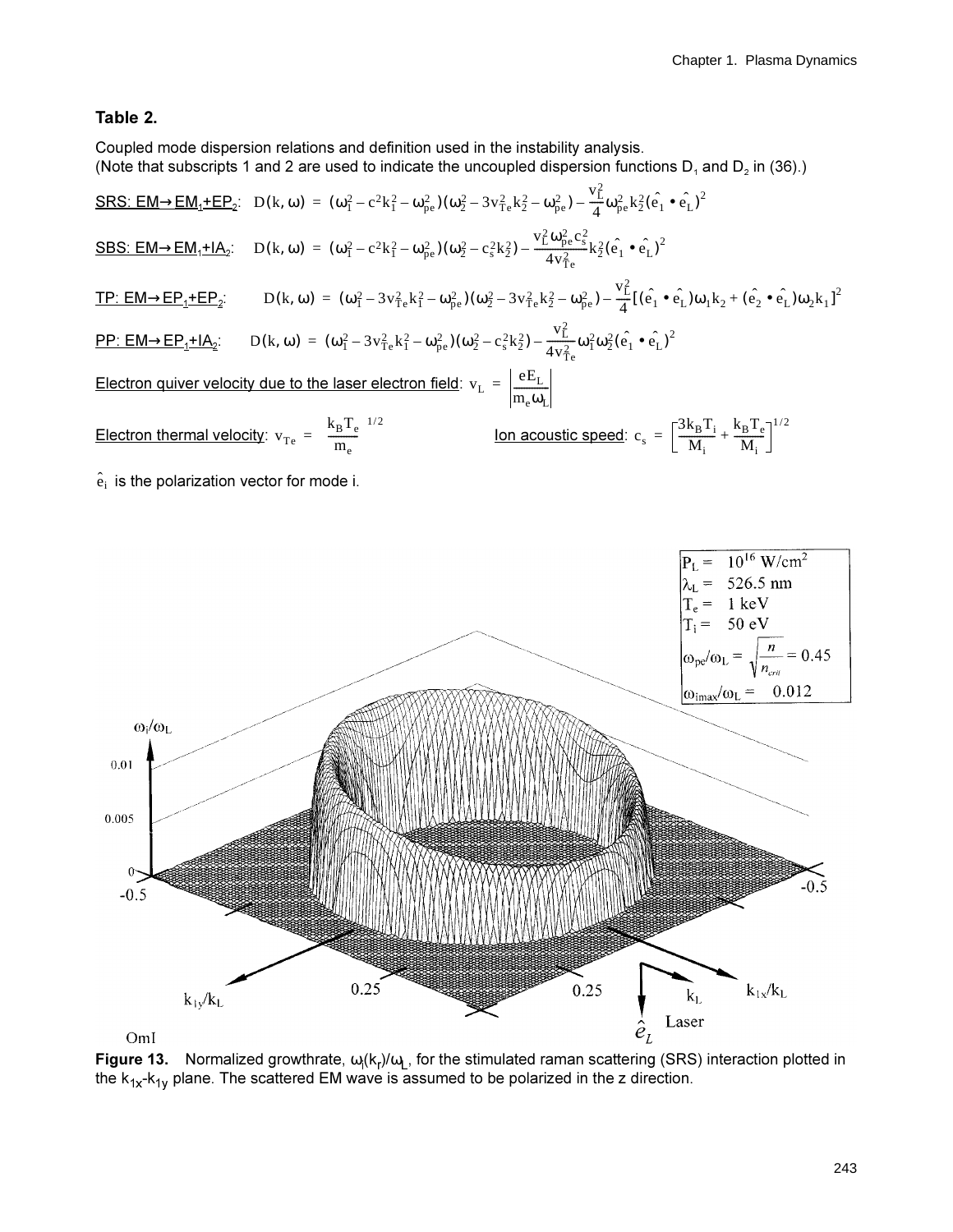**Table 2.**

Coupled mode dispersion relations and definition used in the instability analysis.
(Note that subscripts 1 and 2 are used to indicate the uncoupled dispersion functions $D_1$ and $D_2$ in (36).)

SRS: EM→$EM_1$+$EP_2$: $D(k,\omega) = (\omega_1^2 - c^2k_1^2 - \omega_{pe}^2)(\omega_2^2 - 3v_{Te}^2k_2^2 - \omega_{pe}^2) - \frac{v_L^2}{4}\omega_{pe}^2 k_2^2(\hat{e}_1 \bullet \hat{e}_L)^2$

SBS: EM→$EM_1$+$IA_2$: $D(k,\omega) = (\omega_1^2 - c^2k_1^2 - \omega_{pe}^2)(\omega_2^2 - c_s^2k_2^2) - \frac{v_L^2\omega_{pe}^2c_s^2}{4v_{Te}^2}k_2^2(\hat{e}_1 \bullet \hat{e}_L)^2$

TP: EM→$EP_1$+$EP_2$: $D(k,\omega) = (\omega_1^2 - 3v_{Te}^2k_1^2 - \omega_{pe}^2)(\omega_2^2 - 3v_{Te}^2k_2^2 - \omega_{pe}^2) - \frac{v_L^2}{4}[(\hat{e}_1 \bullet \hat{e}_L)\omega_1k_2 + (\hat{e}_2 \bullet \hat{e}_L)\omega_2k_1]^2$

PP: EM→$EP_1$+$IA_2$: $D(k,\omega) = (\omega_1^2 - 3v_{Te}^2k_1^2 - \omega_{pe}^2)(\omega_2^2 - c_s^2k_2^2) - \frac{v_L^2}{4v_{Te}^2}\omega_1^2\omega_2^2(\hat{e}_1 \bullet \hat{e}_L)^2$

Electron quiver velocity due to the laser electron field: $v_L = \left|\frac{eE_L}{m_e\omega_L}\right|$

Electron thermal velocity: $v_{Te} = \left(\frac{k_BT_e}{m_e}\right)^{1/2}$ Ion acoustic speed: $c_s = \left[\frac{3k_BT_i}{M_i} + \frac{k_BT_e}{M_i}\right]^{1/2}$

$\hat{e}_i$ is the polarization vector for mode i.

$P_L = 10^{16}$ W/cm$^2$
$\lambda_L = 526.5$ nm
$T_e = 1$ keV
$T_i = 50$ eV
$\omega_{pe}/\omega_L = \sqrt{\frac{n}{n_{crit}}} = 0.45$
$\omega_{imax}/\omega_L = 0.012$

**Figure 13.** Normalized growthrate, $\omega_i(k_r)/\omega_L$, for the stimulated raman scattering (SRS) interaction plotted in the $k_{1x}$-$k_{1y}$ plane. The scattered EM wave is assumed to be polarized in the z direction.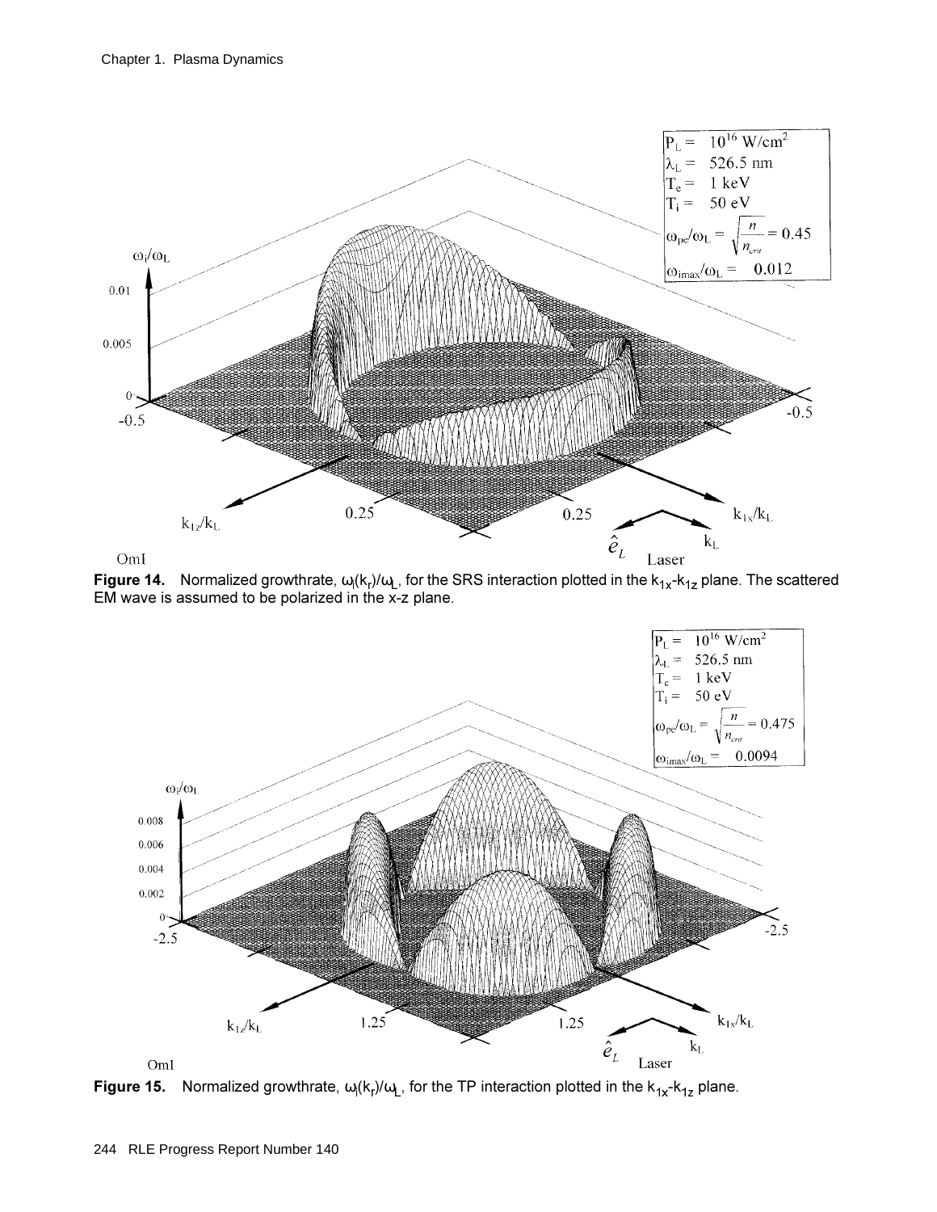**Figure 14.** Normalized growthrate, $\omega_i(k_r)/\omega_L$, for the SRS interaction plotted in the $k_{1x}$-$k_{1z}$ plane. The scattered EM wave is assumed to be polarized in the x-z plane.

**Figure 15.** Normalized growthrate, $\omega_i(k_r)/\omega_L$, for the TP interaction plotted in the $k_{1x}$-$k_{1z}$ plane.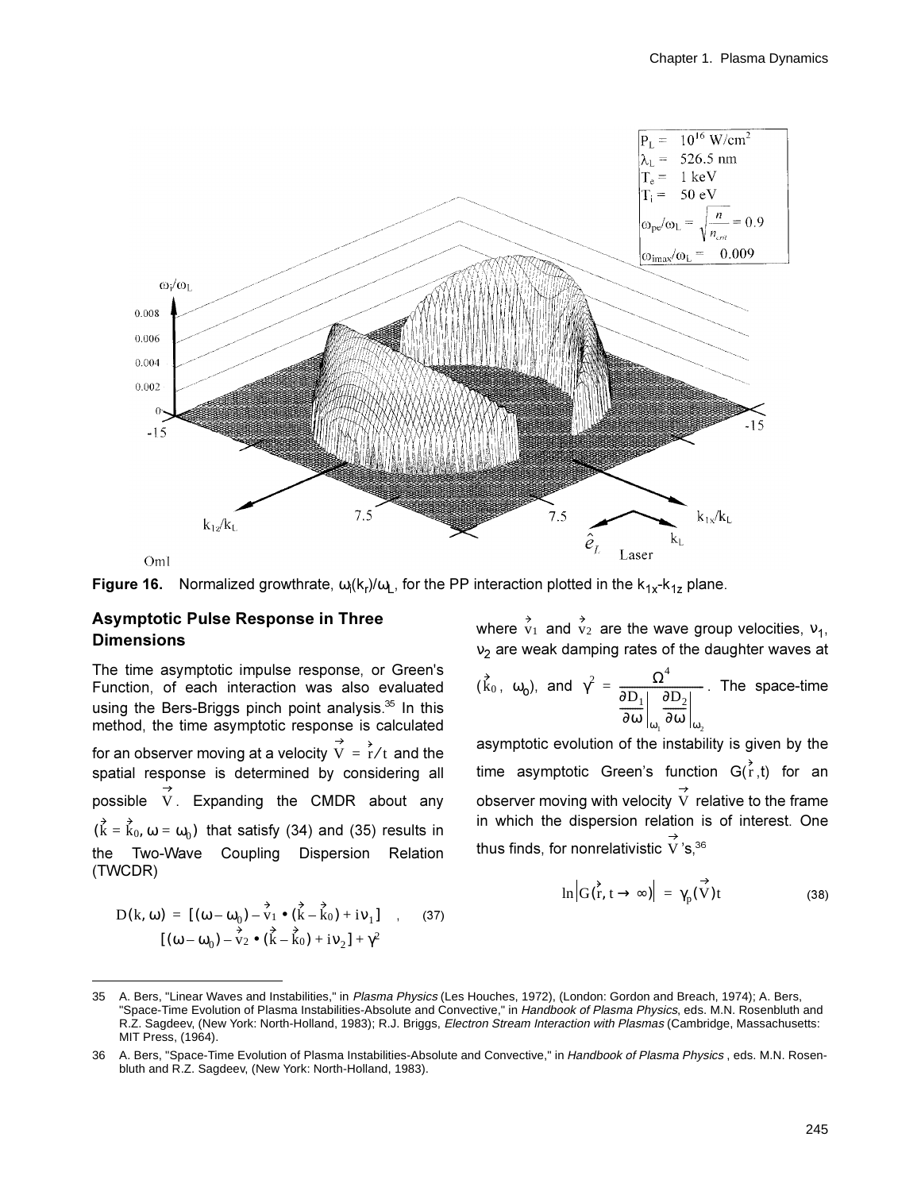**Figure 16.** Normalized growthrate, $\omega_i(k_r)/\omega_L$, for the PP interaction plotted in the $k_{1x}$-$k_{1z}$ plane.

## Asymptotic Pulse Response in Three Dimensions

The time asymptotic impulse response, or Green's Function, of each interaction was also evaluated using the Bers-Briggs pinch point analysis.[35] In this method, the time asymptotic response is calculated for an observer moving at a velocity $\vec{V} = \vec{r}/t$ and the spatial response is determined by considering all possible $\vec{V}$. Expanding the CMDR about any $(\vec{k} = \vec{k}_0, \omega = \omega_0)$ that satisfy (34) and (35) results in the Two-Wave Coupling Dispersion Relation (TWCDR)

$$D(k, \omega) = [(\omega - \omega_0) - \vec{v}_1 \bullet (\vec{k} - \vec{k}_0) + i\nu_1] \quad , \qquad (37)$$
$$[(\omega - \omega_0) - \vec{v}_2 \bullet (\vec{k} - \vec{k}_0) + i\nu_2] + \gamma^2$$

where $\vec{v}_1$ and $\vec{v}_2$ are the wave group velocities, $\nu_1$, $\nu_2$ are weak damping rates of the daughter waves at $(\vec{k}_0, \omega_0)$, and $\gamma^2 = \dfrac{\Omega^4}{\left.\dfrac{\partial D_1}{\partial \omega}\right|_{\omega_1} \left.\dfrac{\partial D_2}{\partial \omega}\right|_{\omega_2}}$. The space-time asymptotic evolution of the instability is given by the time asymptotic Green's function $G(\vec{r}, t)$ for an observer moving with velocity $\vec{V}$ relative to the frame in which the dispersion relation is of interest. One thus finds, for nonrelativistic $\vec{V}$'s,[36]

$$\ln\left|G(\vec{r}, t \to \infty)\right| = \gamma_p(\vec{V})t \qquad (38)$$

---

35 A. Bers, "Linear Waves and Instabilities," in *Plasma Physics* (Les Houches, 1972), (London: Gordon and Breach, 1974); A. Bers, "Space-Time Evolution of Plasma Instabilities-Absolute and Convective," in *Handbook of Plasma Physics*, eds. M.N. Rosenbluth and R.Z. Sagdeev, (New York: North-Holland, 1983); R.J. Briggs, *Electron Stream Interaction with Plasmas* (Cambridge, Massachusetts: MIT Press, (1964).

36 A. Bers, "Space-Time Evolution of Plasma Instabilities-Absolute and Convective," in *Handbook of Plasma Physics* , eds. M.N. Rosenbluth and R.Z. Sagdeev, (New York: North-Holland, 1983).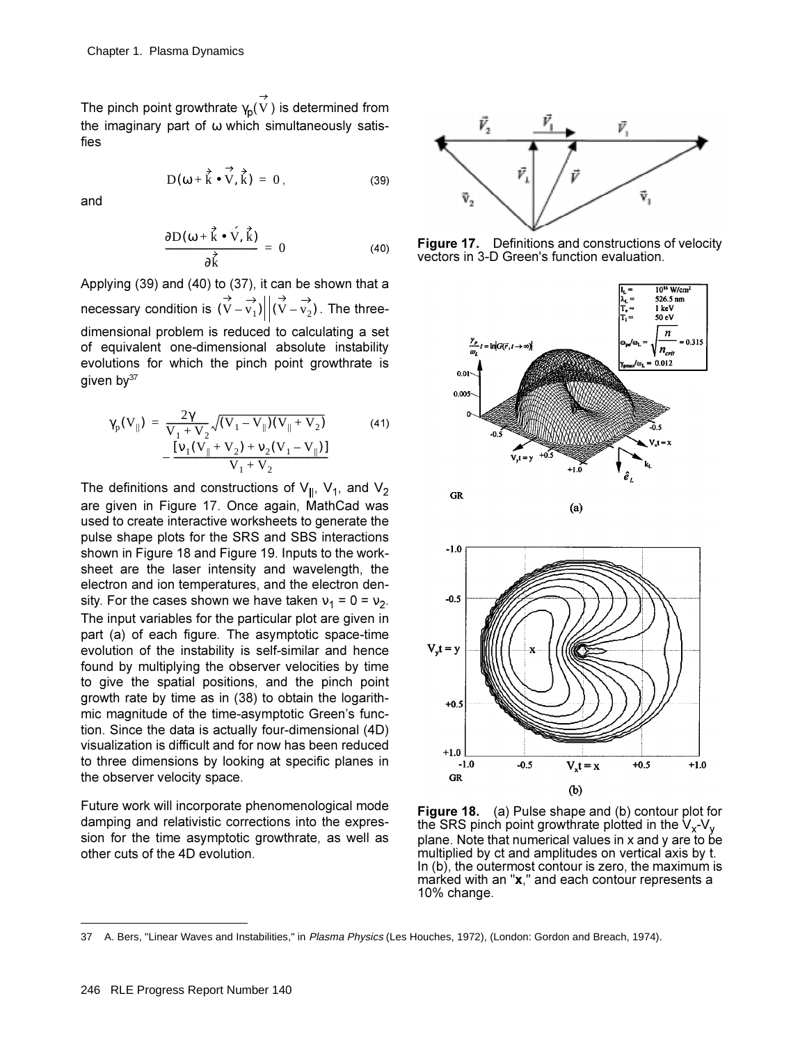The pinch point growthrate $\gamma_p(\vec{V})$ is determined from the imaginary part of $\omega$ which simultaneously satisfies

$$D(\omega + \vec{k} \bullet \vec{V}, \vec{k}) = 0, \tag{39}$$

and

$$\frac{\partial D(\omega + \vec{k} \bullet \acute{V}, \vec{k})}{\partial \vec{k}} = 0 \tag{40}$$

Applying (39) and (40) to (37), it can be shown that a necessary condition is $(\vec{V} - \vec{v}_1) \| (\vec{V} - \vec{v}_2)$. The three-dimensional problem is reduced to calculating a set of equivalent one-dimensional absolute instability evolutions for which the pinch point growthrate is given by[37]

$$\gamma_p(V_\|) = \frac{2\gamma}{V_1 + V_2}\sqrt{(V_1 - V_\|)(V_\| + V_2)} - \frac{[\nu_1(V_\| + V_2) + \nu_2(V_1 - V_\|)]}{V_1 + V_2} \tag{41}$$

The definitions and constructions of $V_\|$, $V_1$, and $V_2$ are given in Figure 17. Once again, MathCad was used to create interactive worksheets to generate the pulse shape plots for the SRS and SBS interactions shown in Figure 18 and Figure 19. Inputs to the worksheet are the laser intensity and wavelength, the electron and ion temperatures, and the electron density. For the cases shown we have taken $\nu_1 = 0 = \nu_2$. The input variables for the particular plot are given in part (a) of each figure. The asymptotic space-time evolution of the instability is self-similar and hence found by multiplying the observer velocities by time to give the spatial positions, and the pinch point growth rate by time as in (38) to obtain the logarithmic magnitude of the time-asymptotic Green's function. Since the data is actually four-dimensional (4D) visualization is difficult and for now has been reduced to three dimensions by looking at specific planes in the observer velocity space.

Future work will incorporate phenomenological mode damping and relativistic corrections into the expression for the time asymptotic growthrate, as well as other cuts of the 4D evolution.

**Figure 17.** Definitions and constructions of velocity vectors in 3-D Green's function evaluation.

**Figure 18.** (a) Pulse shape and (b) contour plot for the SRS pinch point growthrate plotted in the $V_x$-$V_y$ plane. Note that numerical values in x and y are to be multiplied by ct and amplitudes on vertical axis by t. In (b), the outermost contour is zero, the maximum is marked with an "**x**," and each contour represents a 10% change.

37 A. Bers, "Linear Waves and Instabilities," in *Plasma Physics* (Les Houches, 1972), (London: Gordon and Breach, 1974).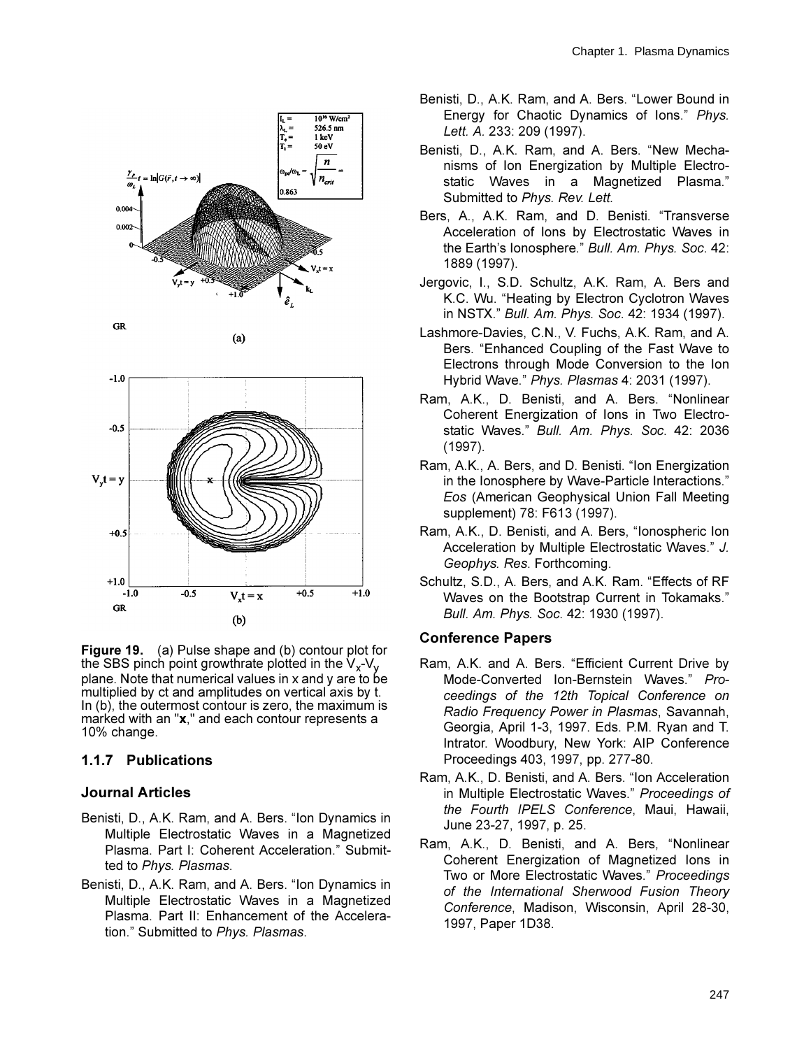**Figure 19.** (a) Pulse shape and (b) contour plot for the SBS pinch point growthrate plotted in the $V_x$-$V_y$ plane. Note that numerical values in x and y are to be multiplied by ct and amplitudes on vertical axis by t. In (b), the outermost contour is zero, the maximum is marked with an "**x**," and each contour represents a 10% change.

### 1.1.7 Publications

#### Journal Articles

Benisti, D., A.K. Ram, and A. Bers. "Ion Dynamics in Multiple Electrostatic Waves in a Magnetized Plasma. Part I: Coherent Acceleration." Submitted to *Phys. Plasmas*.

Benisti, D., A.K. Ram, and A. Bers. "Ion Dynamics in Multiple Electrostatic Waves in a Magnetized Plasma. Part II: Enhancement of the Acceleration." Submitted to *Phys. Plasmas*.

Benisti, D., A.K. Ram, and A. Bers. "Lower Bound in Energy for Chaotic Dynamics of Ions." *Phys. Lett. A.* 233: 209 (1997).

Benisti, D., A.K. Ram, and A. Bers. "New Mechanisms of Ion Energization by Multiple Electrostatic Waves in a Magnetized Plasma." Submitted to *Phys. Rev. Lett.*

Bers, A., A.K. Ram, and D. Benisti. "Transverse Acceleration of Ions by Electrostatic Waves in the Earth's Ionosphere." *Bull. Am. Phys. Soc.* 42: 1889 (1997).

Jergovic, I., S.D. Schultz, A.K. Ram, A. Bers and K.C. Wu. "Heating by Electron Cyclotron Waves in NSTX." *Bull. Am. Phys. Soc.* 42: 1934 (1997).

Lashmore-Davies, C.N., V. Fuchs, A.K. Ram, and A. Bers. "Enhanced Coupling of the Fast Wave to Electrons through Mode Conversion to the Ion Hybrid Wave." *Phys. Plasmas* 4: 2031 (1997).

Ram, A.K., D. Benisti, and A. Bers. "Nonlinear Coherent Energization of Ions in Two Electrostatic Waves." *Bull. Am. Phys. Soc.* 42: 2036 (1997).

Ram, A.K., A. Bers, and D. Benisti. "Ion Energization in the Ionosphere by Wave-Particle Interactions." *Eos* (American Geophysical Union Fall Meeting supplement) 78: F613 (1997).

Ram, A.K., D. Benisti, and A. Bers, "Ionospheric Ion Acceleration by Multiple Electrostatic Waves." *J. Geophys. Res.* Forthcoming.

Schultz, S.D., A. Bers, and A.K. Ram. "Effects of RF Waves on the Bootstrap Current in Tokamaks." *Bull. Am. Phys. Soc.* 42: 1930 (1997).

#### Conference Papers

Ram, A.K. and A. Bers. "Efficient Current Drive by Mode-Converted Ion-Bernstein Waves." *Proceedings of the 12th Topical Conference on Radio Frequency Power in Plasmas*, Savannah, Georgia, April 1-3, 1997. Eds. P.M. Ryan and T. Intrator. Woodbury, New York: AIP Conference Proceedings 403, 1997, pp. 277-80.

Ram, A.K., D. Benisti, and A. Bers. "Ion Acceleration in Multiple Electrostatic Waves." *Proceedings of the Fourth IPELS Conference*, Maui, Hawaii, June 23-27, 1997, p. 25.

Ram, A.K., D. Benisti, and A. Bers, "Nonlinear Coherent Energization of Magnetized Ions in Two or More Electrostatic Waves." *Proceedings of the International Sherwood Fusion Theory Conference*, Madison, Wisconsin, April 28-30, 1997, Paper 1D38.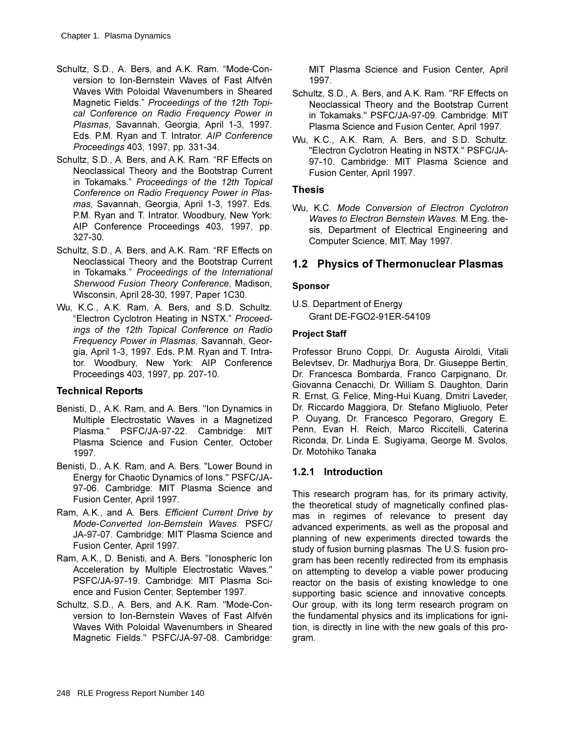Schultz, S.D., A. Bers, and A.K. Ram. "Mode-Conversion to Ion-Bernstein Waves of Fast Alfvén Waves With Poloidal Wavenumbers in Sheared Magnetic Fields." *Proceedings of the 12th Topical Conference on Radio Frequency Power in Plasmas*, Savannah, Georgia, April 1-3, 1997. Eds. P.M. Ryan and T. Intrator. *AIP Conference Proceedings* 403, 1997, pp. 331-34.

Schultz, S.D., A. Bers, and A.K. Ram. "RF Effects on Neoclassical Theory and the Bootstrap Current in Tokamaks." *Proceedings of the 12th Topical Conference on Radio Frequency Power in Plasmas*, Savannah, Georgia, April 1-3, 1997. Eds. P.M. Ryan and T. Intrator. Woodbury, New York: AIP Conference Proceedings 403, 1997, pp. 327-30.

Schultz, S.D., A. Bers, and A.K. Ram. "RF Effects on Neoclassical Theory and the Bootstrap Current in Tokamaks." *Proceedings of the International Sherwood Fusion Theory Conference*, Madison, Wisconsin, April 28-30, 1997, Paper 1C30.

Wu, K.C., A.K. Ram, A. Bers, and S.D. Schultz. "Electron Cyclotron Heating in NSTX." *Proceedings of the 12th Topical Conference on Radio Frequency Power in Plasmas*, Savannah, Georgia, April 1-3, 1997. Eds. P.M. Ryan and T. Intrator. Woodbury, New York: AIP Conference Proceedings 403, 1997, pp. 207-10.

### Technical Reports

Benisti, D., A.K. Ram, and A. Bers. "Ion Dynamics in Multiple Electrostatic Waves in a Magnetized Plasma." PSFC/JA-97-22. Cambridge: MIT Plasma Science and Fusion Center, October 1997.

Benisti, D., A.K. Ram, and A. Bers. "Lower Bound in Energy for Chaotic Dynamics of Ions." PSFC/JA-97-06. Cambridge: MIT Plasma Science and Fusion Center, April 1997.

Ram, A.K., and A. Bers. *Efficient Current Drive by Mode-Converted Ion-Bernstein Waves*. PSFC/JA-97-07. Cambridge: MIT Plasma Science and Fusion Center, April 1997.

Ram, A.K., D. Benisti, and A. Bers. "Ionospheric Ion Acceleration by Multiple Electrostatic Waves." PSFC/JA-97-19. Cambridge: MIT Plasma Science and Fusion Center, September 1997.

Schultz, S.D., A. Bers, and A.K. Ram. "Mode-Conversion to Ion-Bernstein Waves of Fast Alfvén Waves With Poloidal Wavenumbers in Sheared Magnetic Fields." PSFC/JA-97-08. Cambridge: MIT Plasma Science and Fusion Center, April 1997.

Schultz, S.D., A. Bers, and A.K. Ram. "RF Effects on Neoclassical Theory and the Bootstrap Current in Tokamaks." PSFC/JA-97-09. Cambridge: MIT Plasma Science and Fusion Center, April 1997.

Wu, K.C., A.K. Ram, A. Bers, and S.D. Schultz. "Electron Cyclotron Heating in NSTX." PSFC/JA-97-10. Cambridge: MIT Plasma Science and Fusion Center, April 1997.

### Thesis

Wu, K.C. *Mode Conversion of Electron Cyclotron Waves to Electron Bernstein Waves.* M.Eng. thesis, Department of Electrical Engineering and Computer Science, MIT, May 1997.

## 1.2 Physics of Thermonuclear Plasmas

#### Sponsor

U.S. Department of Energy
Grant DE-FGO2-91ER-54109

#### Project Staff

Professor Bruno Coppi, Dr. Augusta Airoldi, Vitali Belevtsev, Dr. Madhurjya Bora, Dr. Giuseppe Bertin, Dr. Francesca Bombarda, Franco Carpignano, Dr. Giovanna Cenacchi, Dr. William S. Daughton, Darin R. Ernst, G. Felice, Ming-Hui Kuang, Dmitri Laveder, Dr. Riccardo Maggiora, Dr. Stefano Migliuolo, Peter P. Ouyang, Dr. Francesco Pegoraro, Gregory E. Penn, Evan H. Reich, Marco Riccitelli, Caterina Riconda, Dr. Linda E. Sugiyama, George M. Svolos, Dr. Motohiko Tanaka

### 1.2.1 Introduction

This research program has, for its primary activity, the theoretical study of magnetically confined plasmas in regimes of relevance to present day advanced experiments, as well as the proposal and planning of new experiments directed towards the study of fusion burning plasmas. The U.S. fusion program has been recently redirected from its emphasis on attempting to develop a viable power producing reactor on the basis of existing knowledge to one supporting basic science and innovative concepts. Our group, with its long term research program on the fundamental physics and its implications for ignition, is directly in line with the new goals of this program.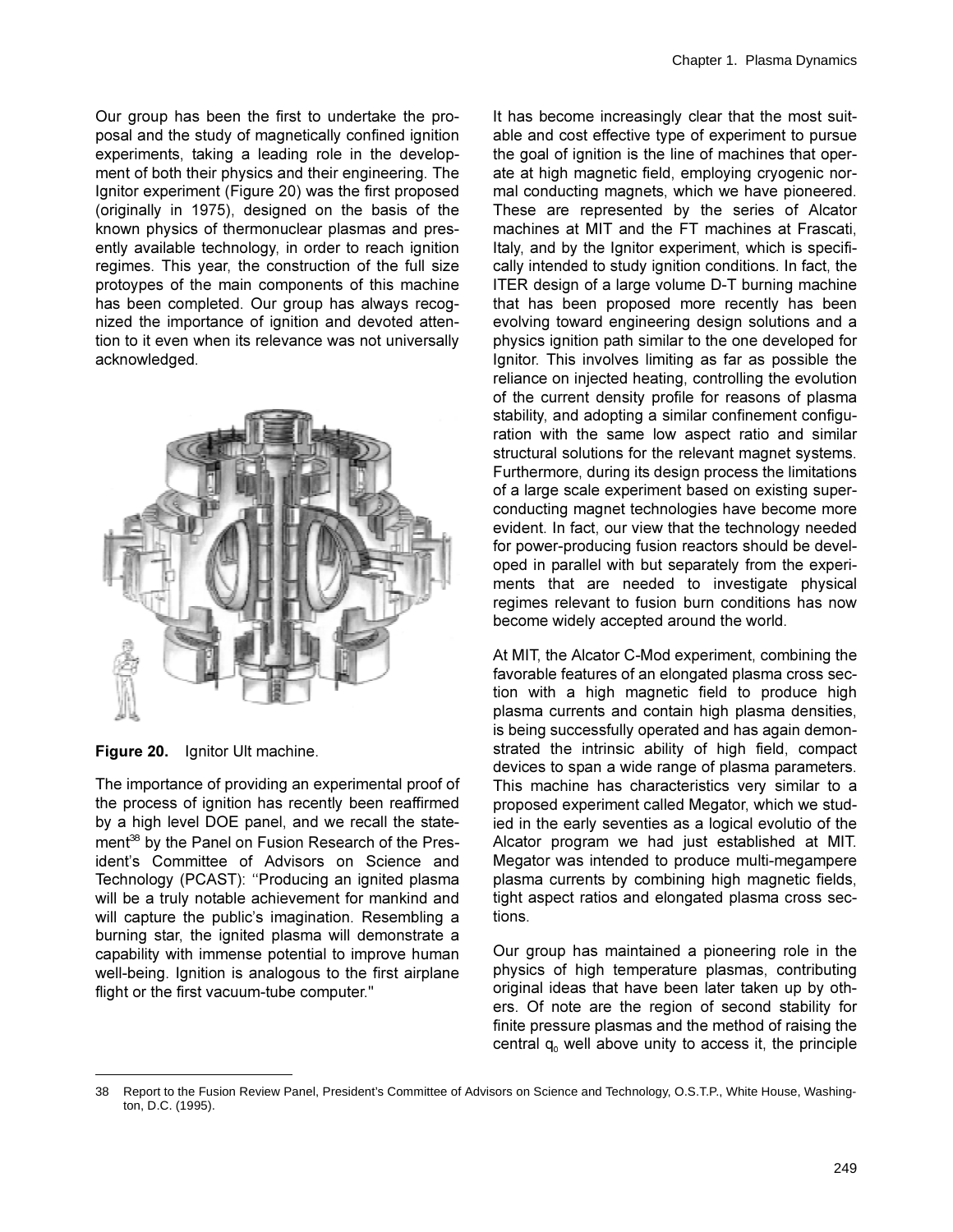Our group has been the first to undertake the proposal and the study of magnetically confined ignition experiments, taking a leading role in the development of both their physics and their engineering. The Ignitor experiment (Figure 20) was the first proposed (originally in 1975), designed on the basis of the known physics of thermonuclear plasmas and presently available technology, in order to reach ignition regimes. This year, the construction of the full size protoypes of the main components of this machine has been completed. Our group has always recognized the importance of ignition and devoted attention to it even when its relevance was not universally acknowledged.

**Figure 20.** Ignitor Ult machine.

The importance of providing an experimental proof of the process of ignition has recently been reaffirmed by a high level DOE panel, and we recall the statement[38] by the Panel on Fusion Research of the President's Committee of Advisors on Science and Technology (PCAST): "Producing an ignited plasma will be a truly notable achievement for mankind and will capture the public's imagination. Resembling a burning star, the ignited plasma will demonstrate a capability with immense potential to improve human well-being. Ignition is analogous to the first airplane flight or the first vacuum-tube computer."

It has become increasingly clear that the most suitable and cost effective type of experiment to pursue the goal of ignition is the line of machines that operate at high magnetic field, employing cryogenic normal conducting magnets, which we have pioneered. These are represented by the series of Alcator machines at MIT and the FT machines at Frascati, Italy, and by the Ignitor experiment, which is specifically intended to study ignition conditions. In fact, the ITER design of a large volume D-T burning machine that has been proposed more recently has been evolving toward engineering design solutions and a physics ignition path similar to the one developed for Ignitor. This involves limiting as far as possible the reliance on injected heating, controlling the evolution of the current density profile for reasons of plasma stability, and adopting a similar confinement configuration with the same low aspect ratio and similar structural solutions for the relevant magnet systems. Furthermore, during its design process the limitations of a large scale experiment based on existing superconducting magnet technologies have become more evident. In fact, our view that the technology needed for power-producing fusion reactors should be developed in parallel with but separately from the experiments that are needed to investigate physical regimes relevant to fusion burn conditions has now become widely accepted around the world.

At MIT, the Alcator C-Mod experiment, combining the favorable features of an elongated plasma cross section with a high magnetic field to produce high plasma currents and contain high plasma densities, is being successfully operated and has again demonstrated the intrinsic ability of high field, compact devices to span a wide range of plasma parameters. This machine has characteristics very similar to a proposed experiment called Megator, which we studied in the early seventies as a logical evolutio of the Alcator program we had just established at MIT. Megator was intended to produce multi-megampere plasma currents by combining high magnetic fields, tight aspect ratios and elongated plasma cross sections.

Our group has maintained a pioneering role in the physics of high temperature plasmas, contributing original ideas that have been later taken up by others. Of note are the region of second stability for finite pressure plasmas and the method of raising the central $q_0$ well above unity to access it, the principle

38 Report to the Fusion Review Panel, President's Committee of Advisors on Science and Technology, O.S.T.P., White House, Washington, D.C. (1995).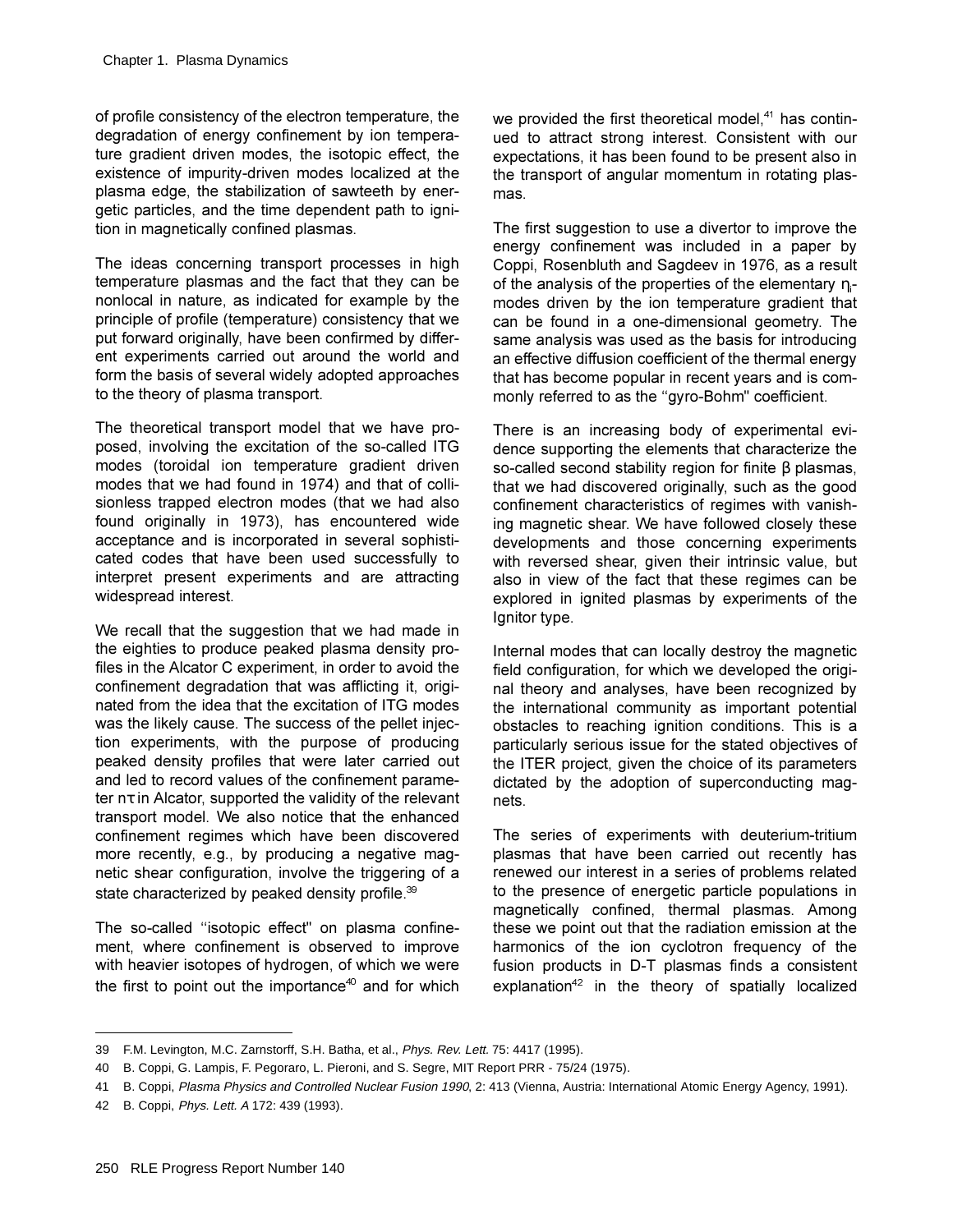of profile consistency of the electron temperature, the degradation of energy confinement by ion temperature gradient driven modes, the isotopic effect, the existence of impurity-driven modes localized at the plasma edge, the stabilization of sawteeth by energetic particles, and the time dependent path to ignition in magnetically confined plasmas.

The ideas concerning transport processes in high temperature plasmas and the fact that they can be nonlocal in nature, as indicated for example by the principle of profile (temperature) consistency that we put forward originally, have been confirmed by different experiments carried out around the world and form the basis of several widely adopted approaches to the theory of plasma transport.

The theoretical transport model that we have proposed, involving the excitation of the so-called ITG modes (toroidal ion temperature gradient driven modes that we had found in 1974) and that of collisionless trapped electron modes (that we had also found originally in 1973), has encountered wide acceptance and is incorporated in several sophisticated codes that have been used successfully to interpret present experiments and are attracting widespread interest.

We recall that the suggestion that we had made in the eighties to produce peaked plasma density profiles in the Alcator C experiment, in order to avoid the confinement degradation that was afflicting it, originated from the idea that the excitation of ITG modes was the likely cause. The success of the pellet injection experiments, with the purpose of producing peaked density profiles that were later carried out and led to record values of the confinement parameter $n\tau$ in Alcator, supported the validity of the relevant transport model. We also notice that the enhanced confinement regimes which have been discovered more recently, e.g., by producing a negative magnetic shear configuration, involve the triggering of a state characterized by peaked density profile.[39]

The so-called "isotopic effect" on plasma confinement, where confinement is observed to improve with heavier isotopes of hydrogen, of which we were the first to point out the importance[40] and for which we provided the first theoretical model,[41] has continued to attract strong interest. Consistent with our expectations, it has been found to be present also in the transport of angular momentum in rotating plasmas.

The first suggestion to use a divertor to improve the energy confinement was included in a paper by Coppi, Rosenbluth and Sagdeev in 1976, as a result of the analysis of the properties of the elementary $\eta_i$-modes driven by the ion temperature gradient that can be found in a one-dimensional geometry. The same analysis was used as the basis for introducing an effective diffusion coefficient of the thermal energy that has become popular in recent years and is commonly referred to as the "gyro-Bohm" coefficient.

There is an increasing body of experimental evidence supporting the elements that characterize the so-called second stability region for finite $\beta$ plasmas, that we had discovered originally, such as the good confinement characteristics of regimes with vanishing magnetic shear. We have followed closely these developments and those concerning experiments with reversed shear, given their intrinsic value, but also in view of the fact that these regimes can be explored in ignited plasmas by experiments of the Ignitor type.

Internal modes that can locally destroy the magnetic field configuration, for which we developed the original theory and analyses, have been recognized by the international community as important potential obstacles to reaching ignition conditions. This is a particularly serious issue for the stated objectives of the ITER project, given the choice of its parameters dictated by the adoption of superconducting magnets.

The series of experiments with deuterium-tritium plasmas that have been carried out recently has renewed our interest in a series of problems related to the presence of energetic particle populations in magnetically confined, thermal plasmas. Among these we point out that the radiation emission at the harmonics of the ion cyclotron frequency of the fusion products in D-T plasmas finds a consistent explanation[42] in the theory of spatially localized

---

39 F.M. Levington, M.C. Zarnstorff, S.H. Batha, et al., *Phys. Rev. Lett.* 75: 4417 (1995).

40 B. Coppi, G. Lampis, F. Pegoraro, L. Pieroni, and S. Segre, MIT Report PRR - 75/24 (1975).

41 B. Coppi, *Plasma Physics and Controlled Nuclear Fusion 1990*, 2: 413 (Vienna, Austria: International Atomic Energy Agency, 1991).

42 B. Coppi, *Phys. Lett. A* 172: 439 (1993).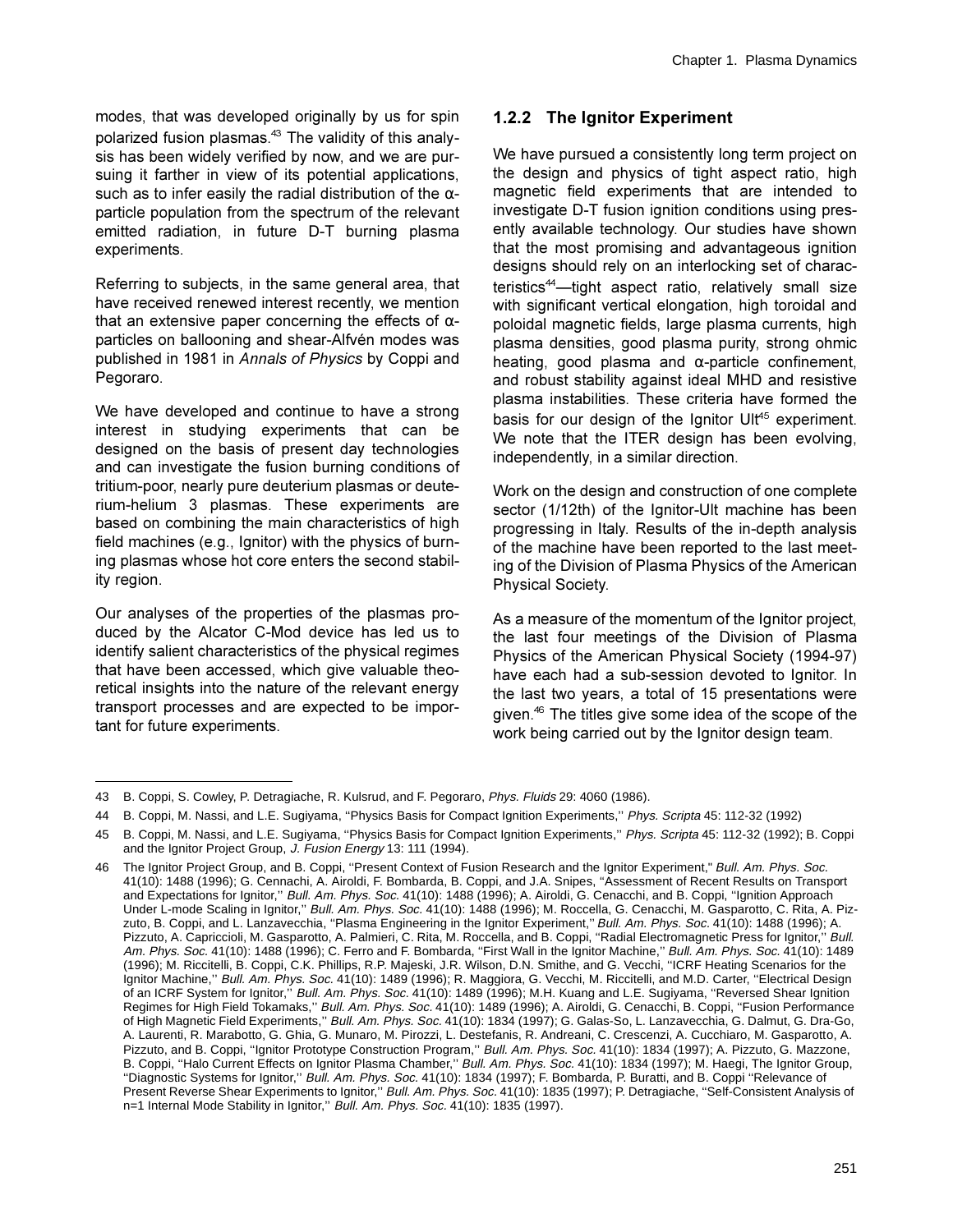modes, that was developed originally by us for spin polarized fusion plasmas.[43] The validity of this analysis has been widely verified by now, and we are pursuing it farther in view of its potential applications, such as to infer easily the radial distribution of the α-particle population from the spectrum of the relevant emitted radiation, in future D-T burning plasma experiments.

Referring to subjects, in the same general area, that have received renewed interest recently, we mention that an extensive paper concerning the effects of α-particles on ballooning and shear-Alfvén modes was published in 1981 in *Annals of Physics* by Coppi and Pegoraro.

We have developed and continue to have a strong interest in studying experiments that can be designed on the basis of present day technologies and can investigate the fusion burning conditions of tritium-poor, nearly pure deuterium plasmas or deuterium-helium 3 plasmas. These experiments are based on combining the main characteristics of high field machines (e.g., Ignitor) with the physics of burning plasmas whose hot core enters the second stability region.

Our analyses of the properties of the plasmas produced by the Alcator C-Mod device has led us to identify salient characteristics of the physical regimes that have been accessed, which give valuable theoretical insights into the nature of the relevant energy transport processes and are expected to be important for future experiments.

### 1.2.2 The Ignitor Experiment

We have pursued a consistently long term project on the design and physics of tight aspect ratio, high magnetic field experiments that are intended to investigate D-T fusion ignition conditions using presently available technology. Our studies have shown that the most promising and advantageous ignition designs should rely on an interlocking set of characteristics[44]—tight aspect ratio, relatively small size with significant vertical elongation, high toroidal and poloidal magnetic fields, large plasma currents, high plasma densities, good plasma purity, strong ohmic heating, good plasma and α-particle confinement, and robust stability against ideal MHD and resistive plasma instabilities. These criteria have formed the basis for our design of the Ignitor Ult[45] experiment. We note that the ITER design has been evolving, independently, in a similar direction.

Work on the design and construction of one complete sector (1/12th) of the Ignitor-Ult machine has been progressing in Italy. Results of the in-depth analysis of the machine have been reported to the last meeting of the Division of Plasma Physics of the American Physical Society.

As a measure of the momentum of the Ignitor project, the last four meetings of the Division of Plasma Physics of the American Physical Society (1994-97) have each had a sub-session devoted to Ignitor. In the last two years, a total of 15 presentations were given.[46] The titles give some idea of the scope of the work being carried out by the Ignitor design team.

---

43 B. Coppi, S. Cowley, P. Detragiache, R. Kulsrud, and F. Pegoraro, *Phys. Fluids* 29: 4060 (1986).

44 B. Coppi, M. Nassi, and L.E. Sugiyama, ''Physics Basis for Compact Ignition Experiments,'' *Phys. Scripta* 45: 112-32 (1992)

45 B. Coppi, M. Nassi, and L.E. Sugiyama, ''Physics Basis for Compact Ignition Experiments,'' *Phys. Scripta* 45: 112-32 (1992); B. Coppi and the Ignitor Project Group, *J. Fusion Energy* 13: 111 (1994).

46 The Ignitor Project Group, and B. Coppi, ''Present Context of Fusion Research and the Ignitor Experiment," *Bull. Am. Phys. Soc.* 41(10): 1488 (1996); G. Cennachi, A. Airoldi, F. Bombarda, B. Coppi, and J.A. Snipes, "Assessment of Recent Results on Transport and Expectations for Ignitor,'' *Bull. Am. Phys. Soc.* 41(10): 1488 (1996); A. Airoldi, G. Cenacchi, and B. Coppi, ''Ignition Approach Under L-mode Scaling in Ignitor,'' *Bull. Am. Phys. Soc.* 41(10): 1488 (1996); M. Roccella, G. Cenacchi, M. Gasparotto, C. Rita, A. Pizzuto, B. Coppi, and L. Lanzavecchia, ''Plasma Engineering in the Ignitor Experiment,'' *Bull. Am. Phys. Soc.* 41(10): 1488 (1996); A. Pizzuto, A. Capriccioli, M. Gasparotto, A. Palmieri, C. Rita, M. Roccella, and B. Coppi, ''Radial Electromagnetic Press for Ignitor,'' *Bull. Am. Phys. Soc.* 41(10): 1488 (1996); C. Ferro and F. Bombarda, ''First Wall in the Ignitor Machine,'' *Bull. Am. Phys. Soc.* 41(10): 1489 (1996); M. Riccitelli, B. Coppi, C.K. Phillips, R.P. Majeski, J.R. Wilson, D.N. Smithe, and G. Vecchi, ''ICRF Heating Scenarios for the Ignitor Machine,'' *Bull. Am. Phys. Soc.* 41(10): 1489 (1996); R. Maggiora, G. Vecchi, M. Riccitelli, and M.D. Carter, ''Electrical Design of an ICRF System for Ignitor,'' *Bull. Am. Phys. Soc.* 41(10): 1489 (1996); M.H. Kuang and L.E. Sugiyama, ''Reversed Shear Ignition Regimes for High Field Tokamaks,'' *Bull. Am. Phys. Soc.* 41(10): 1489 (1996); A. Airoldi, G. Cenacchi, B. Coppi, "Fusion Performance of High Magnetic Field Experiments,'' *Bull. Am. Phys. Soc.* 41(10): 1834 (1997); G. Galas-So, L. Lanzavecchia, G. Dalmut, G. Dra-Go, A. Laurenti, R. Marabotto, G. Ghia, G. Munaro, M. Pirozzi, L. Destefanis, R. Andreani, C. Crescenzi, A. Cucchiaro, M. Gasparotto, A. Pizzuto, and B. Coppi, ''Ignitor Prototype Construction Program,'' *Bull. Am. Phys. Soc.* 41(10): 1834 (1997); A. Pizzuto, G. Mazzone, B. Coppi, ''Halo Current Effects on Ignitor Plasma Chamber,'' *Bull. Am. Phys. Soc.* 41(10): 1834 (1997); M. Haegi, The Ignitor Group, ''Diagnostic Systems for Ignitor,'' *Bull. Am. Phys. Soc.* 41(10): 1834 (1997); F. Bombarda, P. Buratti, and B. Coppi ''Relevance of Present Reverse Shear Experiments to Ignitor,'' *Bull. Am. Phys. Soc.* 41(10): 1835 (1997); P. Detragiache, ''Self-Consistent Analysis of n=1 Internal Mode Stability in Ignitor,'' *Bull. Am. Phys. Soc.* 41(10): 1835 (1997).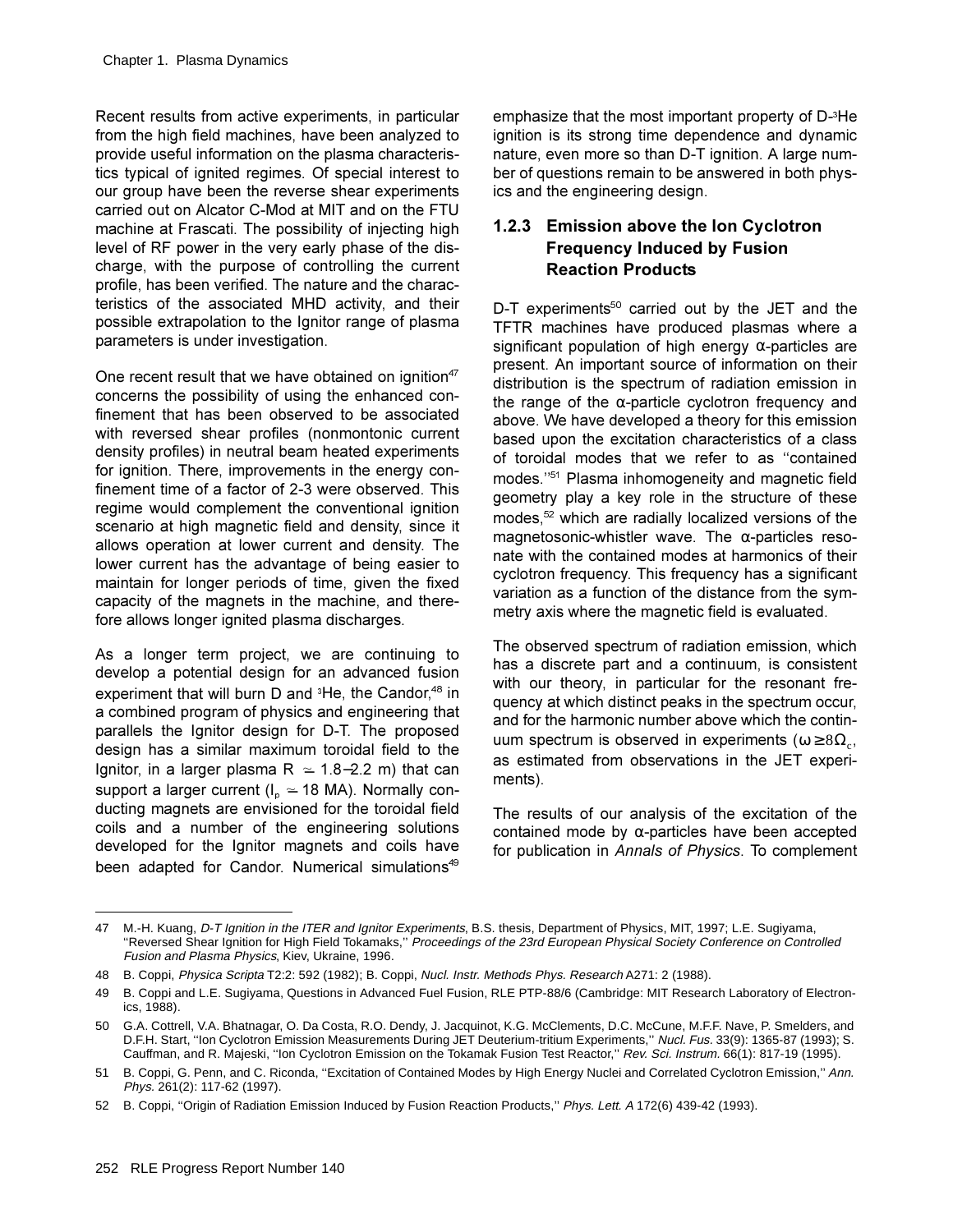Recent results from active experiments, in particular from the high field machines, have been analyzed to provide useful information on the plasma characteristics typical of ignited regimes. Of special interest to our group have been the reverse shear experiments carried out on Alcator C-Mod at MIT and on the FTU machine at Frascati. The possibility of injecting high level of RF power in the very early phase of the discharge, with the purpose of controlling the current profile, has been verified. The nature and the characteristics of the associated MHD activity, and their possible extrapolation to the Ignitor range of plasma parameters is under investigation.

One recent result that we have obtained on ignition[47] concerns the possibility of using the enhanced confinement that has been observed to be associated with reversed shear profiles (nonmontonic current density profiles) in neutral beam heated experiments for ignition. There, improvements in the energy confinement time of a factor of 2-3 were observed. This regime would complement the conventional ignition scenario at high magnetic field and density, since it allows operation at lower current and density. The lower current has the advantage of being easier to maintain for longer periods of time, given the fixed capacity of the magnets in the machine, and therefore allows longer ignited plasma discharges.

As a longer term project, we are continuing to develop a potential design for an advanced fusion experiment that will burn D and $^3$He, the Candor,[48] in a combined program of physics and engineering that parallels the Ignitor design for D-T. The proposed design has a similar maximum toroidal field to the Ignitor, in a larger plasma $R \simeq 1.8$–$2.2$ m) that can support a larger current ($I_p \simeq 18$ MA). Normally conducting magnets are envisioned for the toroidal field coils and a number of the engineering solutions developed for the Ignitor magnets and coils have been adapted for Candor. Numerical simulations[49] emphasize that the most important property of D-$^3$He ignition is its strong time dependence and dynamic nature, even more so than D-T ignition. A large number of questions remain to be answered in both physics and the engineering design.

### 1.2.3 Emission above the Ion Cyclotron Frequency Induced by Fusion Reaction Products

D-T experiments[50] carried out by the JET and the TFTR machines have produced plasmas where a significant population of high energy α-particles are present. An important source of information on their distribution is the spectrum of radiation emission in the range of the α-particle cyclotron frequency and above. We have developed a theory for this emission based upon the excitation characteristics of a class of toroidal modes that we refer to as "contained modes."[51] Plasma inhomogeneity and magnetic field geometry play a key role in the structure of these modes,[52] which are radially localized versions of the magnetosonic-whistler wave. The α-particles resonate with the contained modes at harmonics of their cyclotron frequency. This frequency has a significant variation as a function of the distance from the symmetry axis where the magnetic field is evaluated.

The observed spectrum of radiation emission, which has a discrete part and a continuum, is consistent with our theory, in particular for the resonant frequency at which distinct peaks in the spectrum occur, and for the harmonic number above which the continuum spectrum is observed in experiments ($\omega \geq 8\Omega_c$, as estimated from observations in the JET experiments).

The results of our analysis of the excitation of the contained mode by α-particles have been accepted for publication in *Annals of Physics*. To complement

---

47 M.-H. Kuang, *D-T Ignition in the ITER and Ignitor Experiments*, B.S. thesis, Department of Physics, MIT, 1997; L.E. Sugiyama, "Reversed Shear Ignition for High Field Tokamaks," *Proceedings of the 23rd European Physical Society Conference on Controlled Fusion and Plasma Physics*, Kiev, Ukraine, 1996.

48 B. Coppi, *Physica Scripta* T2:2: 592 (1982); B. Coppi, *Nucl. Instr. Methods Phys. Research* A271: 2 (1988).

49 B. Coppi and L.E. Sugiyama, Questions in Advanced Fuel Fusion, RLE PTP-88/6 (Cambridge: MIT Research Laboratory of Electronics, 1988).

50 G.A. Cottrell, V.A. Bhatnagar, O. Da Costa, R.O. Dendy, J. Jacquinot, K.G. McClements, D.C. McCune, M.F.F. Nave, P. Smelders, and D.F.H. Start, "Ion Cyclotron Emission Measurements During JET Deuterium-tritium Experiments," *Nucl. Fus.* 33(9): 1365-87 (1993); S. Cauffman, and R. Majeski, "Ion Cyclotron Emission on the Tokamak Fusion Test Reactor," *Rev. Sci. Instrum.* 66(1): 817-19 (1995).

51 B. Coppi, G. Penn, and C. Riconda, "Excitation of Contained Modes by High Energy Nuclei and Correlated Cyclotron Emission," *Ann. Phys.* 261(2): 117-62 (1997).

52 B. Coppi, "Origin of Radiation Emission Induced by Fusion Reaction Products," *Phys. Lett. A* 172(6) 439-42 (1993).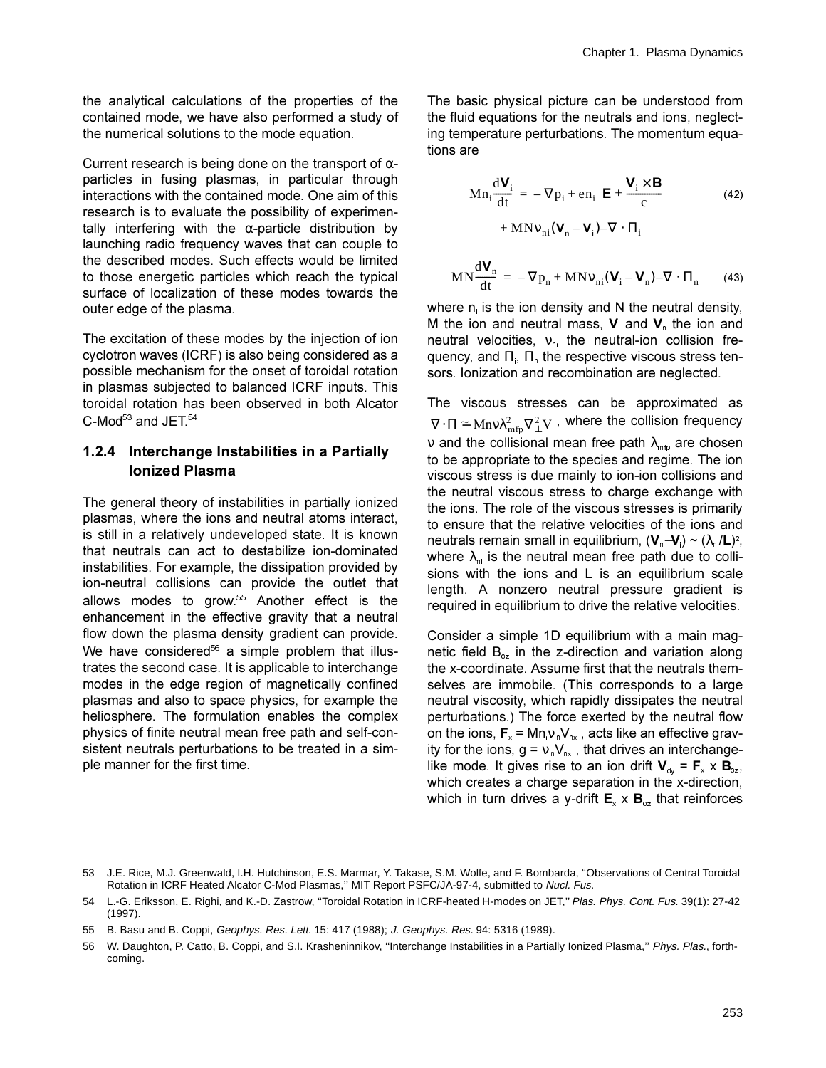the analytical calculations of the properties of the contained mode, we have also performed a study of the numerical solutions to the mode equation.

Current research is being done on the transport of α-particles in fusing plasmas, in particular through interactions with the contained mode. One aim of this research is to evaluate the possibility of experimentally interfering with the α-particle distribution by launching radio frequency waves that can couple to the described modes. Such effects would be limited to those energetic particles which reach the typical surface of localization of these modes towards the outer edge of the plasma.

The excitation of these modes by the injection of ion cyclotron waves (ICRF) is also being considered as a possible mechanism for the onset of toroidal rotation in plasmas subjected to balanced ICRF inputs. This toroidal rotation has been observed in both Alcator C-Mod[53] and JET.[54]

### 1.2.4 Interchange Instabilities in a Partially Ionized Plasma

The general theory of instabilities in partially ionized plasmas, where the ions and neutral atoms interact, is still in a relatively undeveloped state. It is known that neutrals can act to destabilize ion-dominated instabilities. For example, the dissipation provided by ion-neutral collisions can provide the outlet that allows modes to grow.[55] Another effect is the enhancement in the effective gravity that a neutral flow down the plasma density gradient can provide. We have considered[56] a simple problem that illustrates the second case. It is applicable to interchange modes in the edge region of magnetically confined plasmas and also to space physics, for example the heliosphere. The formulation enables the complex physics of finite neutral mean free path and self-consistent neutrals perturbations to be treated in a simple manner for the first time.

The basic physical picture can be understood from the fluid equations for the neutrals and ions, neglecting temperature perturbations. The momentum equations are

$$M n_i \frac{d\mathbf{V}_i}{dt} = -\nabla p_i + e n_i \left(\mathbf{E} + \frac{\mathbf{V}_i \times \mathbf{B}}{c}\right) + MN\nu_{ni}(\mathbf{V}_n - \mathbf{V}_i) - \nabla \cdot \Pi_i \tag{42}$$

$$MN\frac{d\mathbf{V}_n}{dt} = -\nabla p_n + MN\nu_{ni}(\mathbf{V}_i - \mathbf{V}_n) - \nabla \cdot \Pi_n \tag{43}$$

where $n_i$ is the ion density and N the neutral density, M the ion and neutral mass, $\mathbf{V}_i$ and $\mathbf{V}_n$ the ion and neutral velocities, $\nu_{ni}$ the neutral-ion collision frequency, and $\Pi_i$, $\Pi_n$ the respective viscous stress tensors. Ionization and recombination are neglected.

The viscous stresses can be approximated as $\nabla \cdot \Pi \simeq Mn\nu\lambda_{mfp}^2 \nabla_\perp^2 V$, where the collision frequency ν and the collisional mean free path $\lambda_{mfp}$ are chosen to be appropriate to the species and regime. The ion viscous stress is due mainly to ion-ion collisions and the neutral viscous stress to charge exchange with the ions. The role of the viscous stresses is primarily to ensure that the relative velocities of the ions and neutrals remain small in equilibrium, $(\mathbf{V}_n - \mathbf{V}_i) \sim (\lambda_{ni}/\mathbf{L})^2$, where $\lambda_{ni}$ is the neutral mean free path due to collisions with the ions and L is an equilibrium scale length. A nonzero neutral pressure gradient is required in equilibrium to drive the relative velocities.

Consider a simple 1D equilibrium with a main magnetic field $B_{oz}$ in the z-direction and variation along the x-coordinate. Assume first that the neutrals themselves are immobile. (This corresponds to a large neutral viscosity, which rapidly dissipates the neutral perturbations.) The force exerted by the neutral flow on the ions, $\mathbf{F}_x = Mn_i\nu_{in}V_{nx}$, acts like an effective gravity for the ions, $g = \nu_{in}V_{nx}$, that drives an interchange-like mode. It gives rise to an ion drift $\mathbf{V}_{dy} = \mathbf{F}_x \times \mathbf{B}_{oz}$, which creates a charge separation in the x-direction, which in turn drives a y-drift $\mathbf{E}_x \times \mathbf{B}_{oz}$ that reinforces

---

53 J.E. Rice, M.J. Greenwald, I.H. Hutchinson, E.S. Marmar, Y. Takase, S.M. Wolfe, and F. Bombarda, "Observations of Central Toroidal Rotation in ICRF Heated Alcator C-Mod Plasmas," MIT Report PSFC/JA-97-4, submitted to *Nucl. Fus.*

54 L.-G. Eriksson, E. Righi, and K.-D. Zastrow, "Toroidal Rotation in ICRF-heated H-modes on JET," *Plas. Phys. Cont. Fus.* 39(1): 27-42 (1997).

55 B. Basu and B. Coppi, *Geophys. Res. Lett.* 15: 417 (1988); *J. Geophys. Res.* 94: 5316 (1989).

56 W. Daughton, P. Catto, B. Coppi, and S.I. Krasheninnikov, "Interchange Instabilities in a Partially Ionized Plasma," *Phys. Plas.*, forthcoming.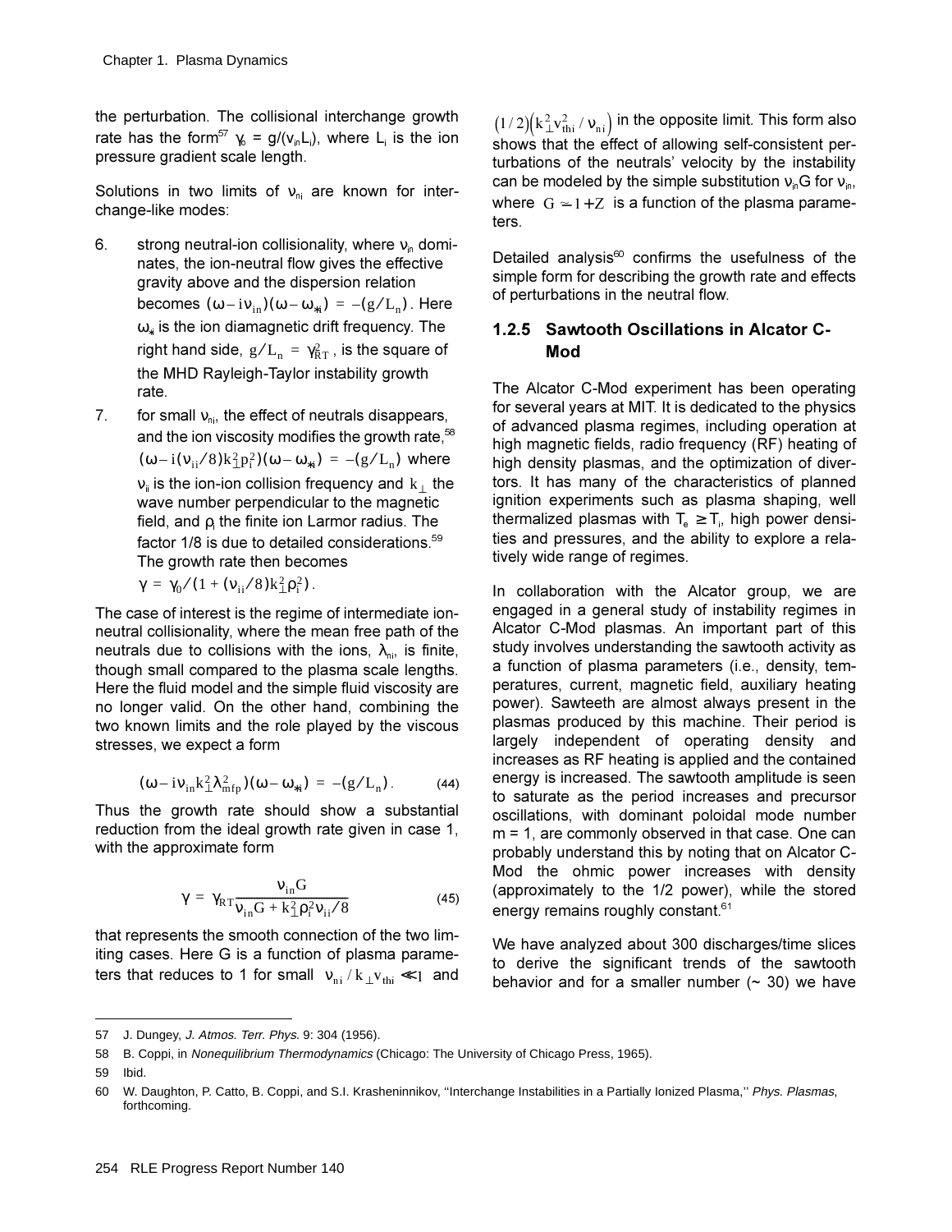the perturbation. The collisional interchange growth rate has the form[57] $\gamma_0 = g/(\nu_{in}L_i)$, where $L_i$ is the ion pressure gradient scale length.

Solutions in two limits of $\nu_{ni}$ are known for interchange-like modes:

6. strong neutral-ion collisionality, where $\nu_{in}$ dominates, the ion-neutral flow gives the effective gravity above and the dispersion relation becomes $(\omega - i\nu_{in})(\omega - \omega_{*i}) = -(g/L_n)$. Here $\omega_{*i}$ is the ion diamagnetic drift frequency. The right hand side, $g/L_n = \gamma_{RT}^2$, is the square of the MHD Rayleigh-Taylor instability growth rate.

7. for small $\nu_{ni}$, the effect of neutrals disappears, and the ion viscosity modifies the growth rate,[58] $(\omega - i(\nu_{ii}/8)k_\perp^2 \rho_i^2)(\omega - \omega_{*i}) = -(g/L_n)$ where $\nu_{ii}$ is the ion-ion collision frequency and $k_\perp$ the wave number perpendicular to the magnetic field, and $\rho_i$ the finite ion Larmor radius. The factor 1/8 is due to detailed considerations.[59] The growth rate then becomes $\gamma = \gamma_0/(1 + (\nu_{ii}/8)k_\perp^2\rho_i^2)$.

The case of interest is the regime of intermediate ion-neutral collisionality, where the mean free path of the neutrals due to collisions with the ions, $\lambda_{ni}$, is finite, though small compared to the plasma scale lengths. Here the fluid model and the simple fluid viscosity are no longer valid. On the other hand, combining the two known limits and the role played by the viscous stresses, we expect a form

$$(\omega - i\nu_{in}k_\perp^2\lambda_{mfp}^2)(\omega - \omega_{*i}) = -(g/L_n). \tag{44}$$

Thus the growth rate should show a substantial reduction from the ideal growth rate given in case 1, with the approximate form

$$\gamma = \gamma_{RT}\frac{\nu_{in}G}{\nu_{in}G + k_\perp^2\rho_i^2\nu_{ii}/8} \tag{45}$$

that represents the smooth connection of the two limiting cases. Here G is a function of plasma parameters that reduces to 1 for small $\nu_{ni}/k_\perp v_{thi} \ll 1$ and $(1/2)\left(k_\perp^2 v_{thi}^2/\nu_{ni}\right)$ in the opposite limit. This form also shows that the effect of allowing self-consistent perturbations of the neutrals' velocity by the instability can be modeled by the simple substitution $\nu_{in}G$ for $\nu_{in}$, where $G \simeq 1 + Z$ is a function of the plasma parameters.

Detailed analysis[60] confirms the usefulness of the simple form for describing the growth rate and effects of perturbations in the neutral flow.

### 1.2.5 Sawtooth Oscillations in Alcator C-Mod

The Alcator C-Mod experiment has been operating for several years at MIT. It is dedicated to the physics of advanced plasma regimes, including operation at high magnetic fields, radio frequency (RF) heating of high density plasmas, and the optimization of divertors. It has many of the characteristics of planned ignition experiments such as plasma shaping, well thermalized plasmas with $T_e \geq T_i$, high power densities and pressures, and the ability to explore a relatively wide range of regimes.

In collaboration with the Alcator group, we are engaged in a general study of instability regimes in Alcator C-Mod plasmas. An important part of this study involves understanding the sawtooth activity as a function of plasma parameters (i.e., density, temperatures, current, magnetic field, auxiliary heating power). Sawteeth are almost always present in the plasmas produced by this machine. Their period is largely independent of operating density and increases as RF heating is applied and the contained energy is increased. The sawtooth amplitude is seen to saturate as the period increases and precursor oscillations, with dominant poloidal mode number m = 1, are commonly observed in that case. One can probably understand this by noting that on Alcator C-Mod the ohmic power increases with density (approximately to the 1/2 power), while the stored energy remains roughly constant.[61]

We have analyzed about 300 discharges/time slices to derive the significant trends of the sawtooth behavior and for a smaller number (~ 30) we have

---

57 J. Dungey, *J. Atmos. Terr. Phys.* 9: 304 (1956).

58 B. Coppi, in *Nonequilibrium Thermodynamics* (Chicago: The University of Chicago Press, 1965).

59 Ibid.

60 W. Daughton, P. Catto, B. Coppi, and S.I. Krasheninnikov, ''Interchange Instabilities in a Partially Ionized Plasma,'' *Phys. Plasmas*, forthcoming.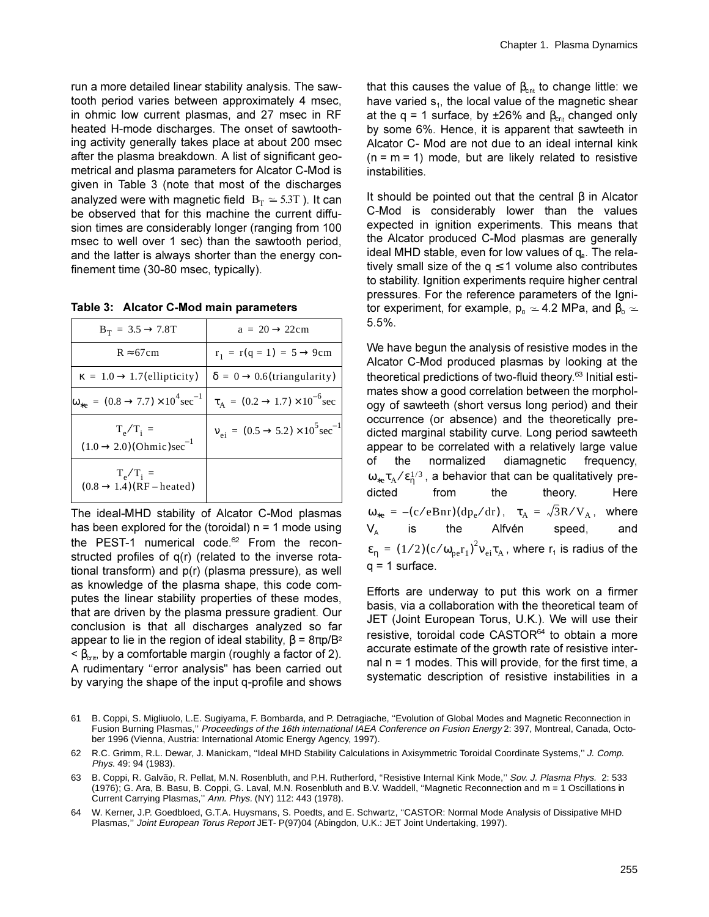run a more detailed linear stability analysis. The sawtooth period varies between approximately 4 msec, in ohmic low current plasmas, and 27 msec in RF heated H-mode discharges. The onset of sawtoothing activity generally takes place at about 200 msec after the plasma breakdown. A list of significant geometrical and plasma parameters for Alcator C-Mod is given in Table 3 (note that most of the discharges analyzed were with magnetic field $B_T \simeq 5.3T$ ). It can be observed that for this machine the current diffusion times are considerably longer (ranging from 100 msec to well over 1 sec) than the sawtooth period, and the latter is always shorter than the energy confinement time (30-80 msec, typically).

**Table 3: Alcator C-Mod main parameters**

| | |
|---|---|
| $B_T = 3.5 \rightarrow 7.8T$ | $a = 20 \rightarrow 22cm$ |
| $R \approx 67cm$ | $r_1 = r(q = 1) = 5 \rightarrow 9cm$ |
| $\kappa = 1.0 \rightarrow 1.7$(ellipticity) | $\delta = 0 \rightarrow 0.6$(triangularity) |
| $\omega_{*e} = (0.8 \rightarrow 7.7) \times 10^4 sec^{-1}$ | $\tau_A = (0.2 \rightarrow 1.7) \times 10^{-6} sec$ |
| $T_e/T_i = (1.0 \rightarrow 2.0)(\text{Ohmic})sec^{-1}$ | $\nu_{ei} = (0.5 \rightarrow 5.2) \times 10^5 sec^{-1}$ |
| $T_e/T_i = (0.8 \rightarrow 1.4)(\text{RF-heated})$ | |

The ideal-MHD stability of Alcator C-Mod plasmas has been explored for the (toroidal) n = 1 mode using the PEST-1 numerical code.[62] From the reconstructed profiles of q(r) (related to the inverse rotational transform) and p(r) (plasma pressure), as well as knowledge of the plasma shape, this code computes the linear stability properties of these modes, that are driven by the plasma pressure gradient. Our conclusion is that all discharges analyzed so far appear to lie in the region of ideal stability, $\beta = 8\pi p/B^2 < \beta_{crit}$, by a comfortable margin (roughly a factor of 2). A rudimentary "error analysis" has been carried out by varying the shape of the input q-profile and shows that this causes the value of $\beta_{crit}$ to change little: we have varied $s_1$, the local value of the magnetic shear at the q = 1 surface, by ±26% and $\beta_{crit}$ changed only by some 6%. Hence, it is apparent that sawteeth in Alcator C- Mod are not due to an ideal internal kink (n = m = 1) mode, but are likely related to resistive instabilities.

It should be pointed out that the central β in Alcator C-Mod is considerably lower than the values expected in ignition experiments. This means that the Alcator produced C-Mod plasmas are generally ideal MHD stable, even for low values of $q_a$. The relatively small size of the q ≤ 1 volume also contributes to stability. Ignition experiments require higher central pressures. For the reference parameters of the Ignitor experiment, for example, $p_0 \simeq 4.2$ MPa, and $\beta_0 \simeq 5.5\%$.

We have begun the analysis of resistive modes in the Alcator C-Mod produced plasmas by looking at the theoretical predictions of two-fluid theory.[63] Initial estimates show a good correlation between the morphology of sawteeth (short versus long period) and their occurrence (or absence) and the theoretically predicted marginal stability curve. Long period sawteeth appear to be correlated with a relatively large value of the normalized diamagnetic frequency, $\omega_{*e}\tau_A/\epsilon_\eta^{1/3}$, a behavior that can be qualitatively predicted from the theory. Here $\omega_{*e} = -(c/eBnr)(dp_e/dr)$, $\tau_A = \sqrt{3}R/V_A$, where $V_A$ is the Alfvén speed, and $\epsilon_\eta = (1/2)(c/\omega_{pe}r_1)^2\nu_{ei}\tau_A$, where $r_1$ is radius of the q = 1 surface.

Efforts are underway to put this work on a firmer basis, via a collaboration with the theoretical team of JET (Joint European Torus, U.K.). We will use their resistive, toroidal code CASTOR[64] to obtain a more accurate estimate of the growth rate of resistive internal n = 1 modes. This will provide, for the first time, a systematic description of resistive instabilities in a

61 B. Coppi, S. Migliuolo, L.E. Sugiyama, F. Bombarda, and P. Detragiache, "Evolution of Global Modes and Magnetic Reconnection in Fusion Burning Plasmas," *Proceedings of the 16th international IAEA Conference on Fusion Energy* 2: 397, Montreal, Canada, October 1996 (Vienna, Austria: International Atomic Energy Agency, 1997).

62 R.C. Grimm, R.L. Dewar, J. Manickam, "Ideal MHD Stability Calculations in Axisymmetric Toroidal Coordinate Systems," *J. Comp. Phys.* 49: 94 (1983).

63 B. Coppi, R. Galvão, R. Pellat, M.N. Rosenbluth, and P.H. Rutherford, "Resistive Internal Kink Mode," *Sov. J. Plasma Phys.* 2: 533 (1976); G. Ara, B. Basu, B. Coppi, G. Laval, M.N. Rosenbluth and B.V. Waddell, "Magnetic Reconnection and m = 1 Oscillations in Current Carrying Plasmas," *Ann. Phys.* (NY) 112: 443 (1978).

64 W. Kerner, J.P. Goedbloed, G.T.A. Huysmans, S. Poedts, and E. Schwartz, "CASTOR: Normal Mode Analysis of Dissipative MHD Plasmas," *Joint European Torus Report* JET- P(97)04 (Abingdon, U.K.: JET Joint Undertaking, 1997).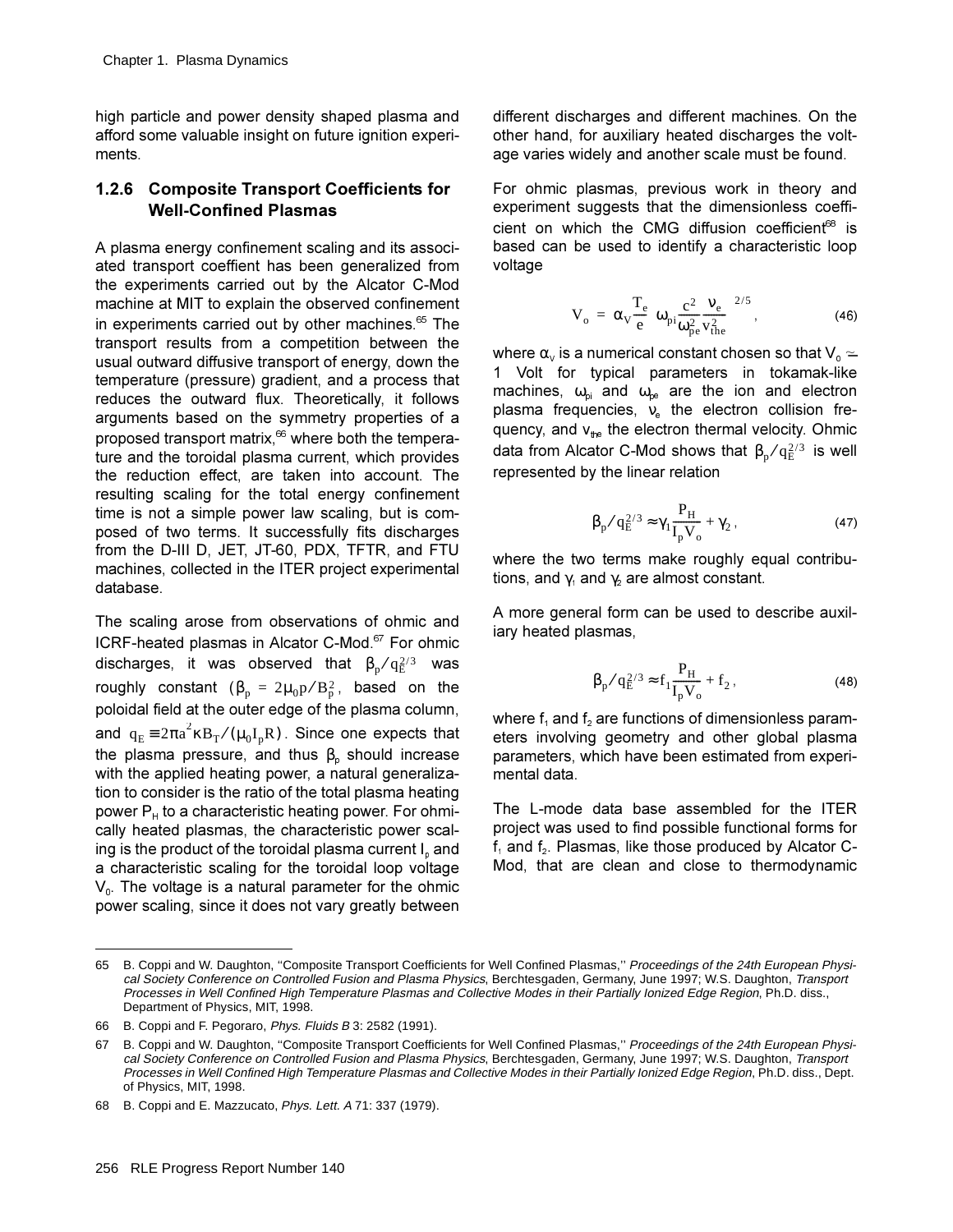high particle and power density shaped plasma and afford some valuable insight on future ignition experiments.

### 1.2.6 Composite Transport Coefficients for Well-Confined Plasmas

A plasma energy confinement scaling and its associated transport coeffient has been generalized from the experiments carried out by the Alcator C-Mod machine at MIT to explain the observed confinement in experiments carried out by other machines.[65] The transport results from a competition between the usual outward diffusive transport of energy, down the temperature (pressure) gradient, and a process that reduces the outward flux. Theoretically, it follows arguments based on the symmetry properties of a proposed transport matrix,[66] where both the temperature and the toroidal plasma current, which provides the reduction effect, are taken into account. The resulting scaling for the total energy confinement time is not a simple power law scaling, but is composed of two terms. It successfully fits discharges from the D-III D, JET, JT-60, PDX, TFTR, and FTU machines, collected in the ITER project experimental database.

The scaling arose from observations of ohmic and ICRF-heated plasmas in Alcator C-Mod.[67] For ohmic discharges, it was observed that $\beta_p / q_E^{2/3}$ was roughly constant ($\beta_p = 2\mu_0 p / B_p^2$, based on the poloidal field at the outer edge of the plasma column, and $q_E \equiv 2\pi a^2 \kappa B_T / (\mu_0 I_p R)$. Since one expects that the plasma pressure, and thus $\beta_p$ should increase with the applied heating power, a natural generalization to consider is the ratio of the total plasma heating power $P_H$ to a characteristic heating power. For ohmically heated plasmas, the characteristic power scaling is the product of the toroidal plasma current $I_p$ and a characteristic scaling for the toroidal loop voltage $V_0$. The voltage is a natural parameter for the ohmic power scaling, since it does not vary greatly between different discharges and different machines. On the other hand, for auxiliary heated discharges the voltage varies widely and another scale must be found.

For ohmic plasmas, previous work in theory and experiment suggests that the dimensionless coefficient on which the CMG diffusion coefficient[68] is based can be used to identify a characteristic loop voltage

$$V_o = \alpha_V \frac{T_e}{e} \left( \omega_{pi} \frac{c^2}{\omega_{pe}^2} \frac{\nu_e}{v_{the}^2} \right)^{2/5}, \tag{46}$$

where $\alpha_v$ is a numerical constant chosen so that $V_o \simeq 1$ Volt for typical parameters in tokamak-like machines, $\omega_{pi}$ and $\omega_{pe}$ are the ion and electron plasma frequencies, $\nu_e$ the electron collision frequency, and $v_{the}$ the electron thermal velocity. Ohmic data from Alcator C-Mod shows that $\beta_p / q_E^{2/3}$ is well represented by the linear relation

$$\beta_p / q_E^{2/3} \approx \gamma_1 \frac{P_H}{I_p V_o} + \gamma_2 , \tag{47}$$

where the two terms make roughly equal contributions, and $\gamma_1$ and $\gamma_2$ are almost constant.

A more general form can be used to describe auxiliary heated plasmas,

$$\beta_p / q_E^{2/3} \approx f_1 \frac{P_H}{I_p V_o} + f_2 , \tag{48}$$

where $f_1$ and $f_2$ are functions of dimensionless parameters involving geometry and other global plasma parameters, which have been estimated from experimental data.

The L-mode data base assembled for the ITER project was used to find possible functional forms for $f_1$ and $f_2$. Plasmas, like those produced by Alcator C-Mod, that are clean and close to thermodynamic

---

65 B. Coppi and W. Daughton, ''Composite Transport Coefficients for Well Confined Plasmas,'' *Proceedings of the 24th European Physical Society Conference on Controlled Fusion and Plasma Physics*, Berchtesgaden, Germany, June 1997; W.S. Daughton, *Transport Processes in Well Confined High Temperature Plasmas and Collective Modes in their Partially Ionized Edge Region*, Ph.D. diss., Department of Physics, MIT, 1998.

66 B. Coppi and F. Pegoraro, *Phys. Fluids B* 3: 2582 (1991).

67 B. Coppi and W. Daughton, ''Composite Transport Coefficients for Well Confined Plasmas,'' *Proceedings of the 24th European Physical Society Conference on Controlled Fusion and Plasma Physics*, Berchtesgaden, Germany, June 1997; W.S. Daughton, *Transport Processes in Well Confined High Temperature Plasmas and Collective Modes in their Partially Ionized Edge Region*, Ph.D. diss., Dept. of Physics, MIT, 1998.

68 B. Coppi and E. Mazzucato, *Phys. Lett. A* 71: 337 (1979).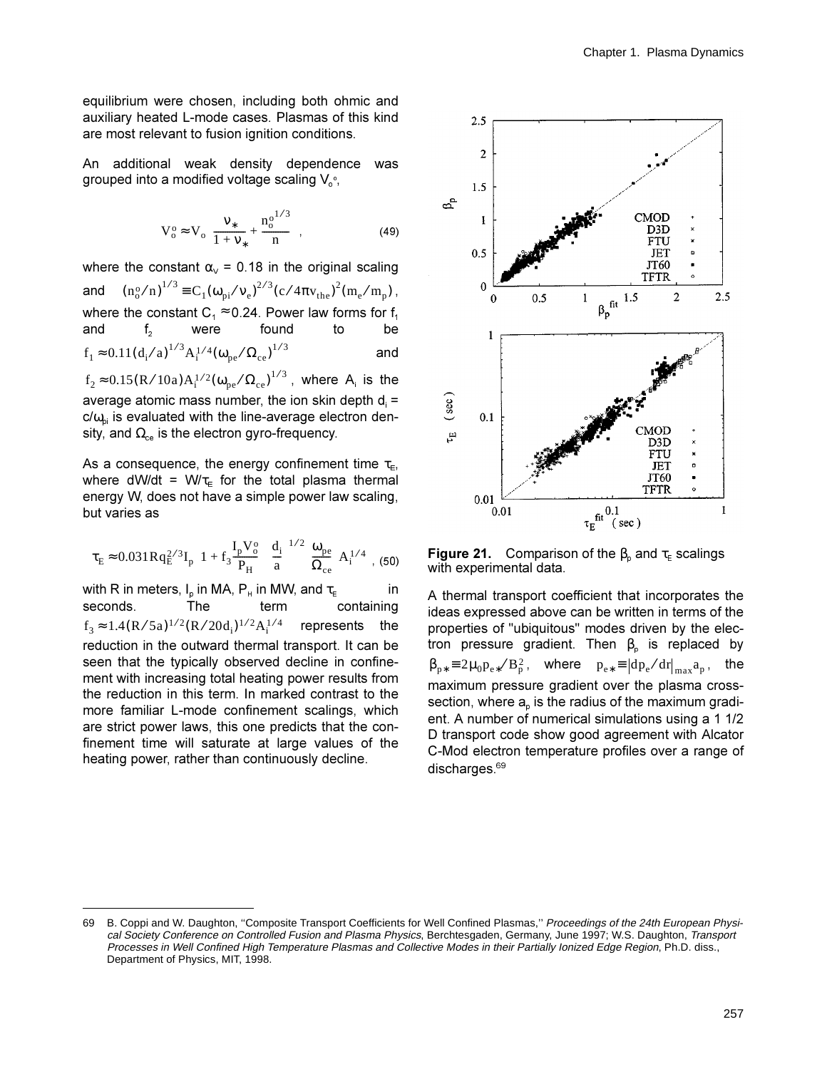equilibrium were chosen, including both ohmic and auxiliary heated L-mode cases. Plasmas of this kind are most relevant to fusion ignition conditions.

An additional weak density dependence was grouped into a modified voltage scaling $V_o^o$,

$$V_o^o \approx V_o \left( \frac{\nu_*}{1+\nu_*} + \frac{n_o^{o\,1/3}}{n} \right) , \quad (49)$$

where the constant $\alpha_V = 0.18$ in the original scaling and $(n_o^o/n)^{1/3} \equiv C_1(\omega_{pi}/\nu_e)^{2/3}(c/4\pi v_{the})^2(m_e/m_p)$, where the constant $C_1 \approx 0.24$. Power law forms for $f_1$ and $f_2$ were found to be $f_1 \approx 0.11(d_i/a)^{1/3}A_i^{1/4}(\omega_{pe}/\Omega_{ce})^{1/3}$ and $f_2 \approx 0.15(R/10a)A_i^{1/2}(\omega_{pe}/\Omega_{ce})^{1/3}$, where $A_i$ is the average atomic mass number, the ion skin depth $d_i = c/\omega_{pi}$ is evaluated with the line-average electron density, and $\Omega_{ce}$ is the electron gyro-frequency.

As a consequence, the energy confinement time $\tau_E$, where $dW/dt = W/\tau_E$ for the total plasma thermal energy W, does not have a simple power law scaling, but varies as

$$\tau_E \approx 0.031 R q_E^{2/3} I_p \left[ 1 + f_3 \frac{I_p V_o^o}{P_H} \left( \frac{d_i}{a} \right)^{1/2} \frac{\omega_{pe}}{\Omega_{ce}} A_i^{1/4} \right] , \quad (50)$$

with R in meters, $I_p$ in MA, $P_H$ in MW, and $\tau_E$ in seconds. The term containing $f_3 \approx 1.4(R/5a)^{1/2}(R/20d_i)^{1/2}A_i^{1/4}$ represents the reduction in the outward thermal transport. It can be seen that the typically observed decline in confinement with increasing total heating power results from the reduction in this term. In marked contrast to the more familiar L-mode confinement scalings, which are strict power laws, this one predicts that the confinement time will saturate at large values of the heating power, rather than continuously decline.

**Figure 21.** Comparison of the $\beta_p$ and $\tau_E$ scalings with experimental data.

A thermal transport coefficient that incorporates the ideas expressed above can be written in terms of the properties of "ubiquitous" modes driven by the electron pressure gradient. Then $\beta_p$ is replaced by $\beta_{p*} \equiv 2\mu_0 p_{e*}/B_p^2$, where $p_{e*} \equiv |dp_e/dr|_{max} a_p$, the maximum pressure gradient over the plasma cross-section, where $a_p$ is the radius of the maximum gradient. A number of numerical simulations using a 1 1/2 D transport code show good agreement with Alcator C-Mod electron temperature profiles over a range of discharges.[69]

---

69 B. Coppi and W. Daughton, "Composite Transport Coefficients for Well Confined Plasmas," *Proceedings of the 24th European Physical Society Conference on Controlled Fusion and Plasma Physics*, Berchtesgaden, Germany, June 1997; W.S. Daughton, *Transport Processes in Well Confined High Temperature Plasmas and Collective Modes in their Partially Ionized Edge Region*, Ph.D. diss., Department of Physics, MIT, 1998.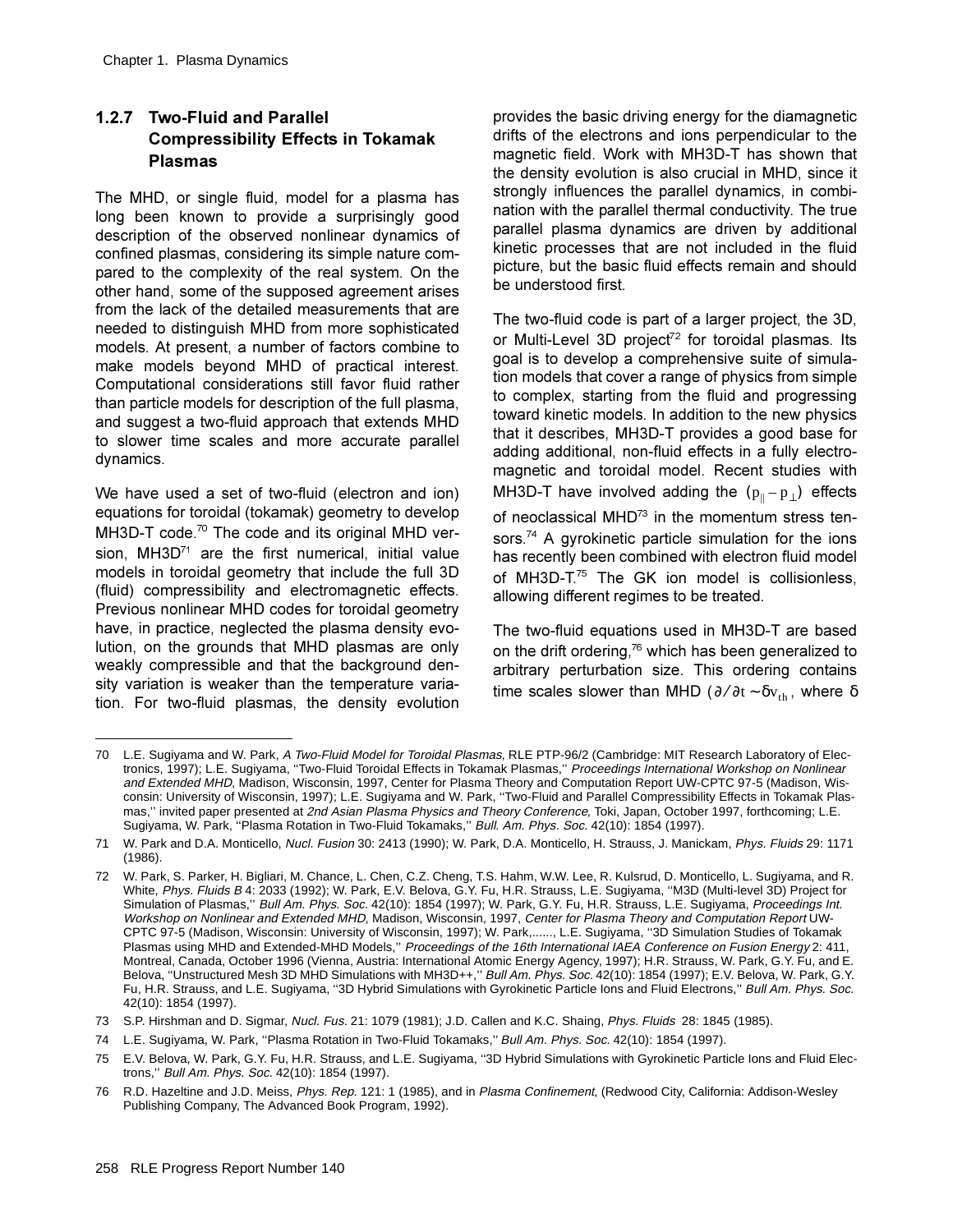### 1.2.7 Two-Fluid and Parallel Compressibility Effects in Tokamak Plasmas

The MHD, or single fluid, model for a plasma has long been known to provide a surprisingly good description of the observed nonlinear dynamics of confined plasmas, considering its simple nature compared to the complexity of the real system. On the other hand, some of the supposed agreement arises from the lack of the detailed measurements that are needed to distinguish MHD from more sophisticated models. At present, a number of factors combine to make models beyond MHD of practical interest. Computational considerations still favor fluid rather than particle models for description of the full plasma, and suggest a two-fluid approach that extends MHD to slower time scales and more accurate parallel dynamics.

We have used a set of two-fluid (electron and ion) equations for toroidal (tokamak) geometry to develop MH3D-T code.[70] The code and its original MHD version, MH3D[71] are the first numerical, initial value models in toroidal geometry that include the full 3D (fluid) compressibility and electromagnetic effects. Previous nonlinear MHD codes for toroidal geometry have, in practice, neglected the plasma density evolution, on the grounds that MHD plasmas are only weakly compressible and that the background density variation is weaker than the temperature variation. For two-fluid plasmas, the density evolution provides the basic driving energy for the diamagnetic drifts of the electrons and ions perpendicular to the magnetic field. Work with MH3D-T has shown that the density evolution is also crucial in MHD, since it strongly influences the parallel dynamics, in combination with the parallel thermal conductivity. The true parallel plasma dynamics are driven by additional kinetic processes that are not included in the fluid picture, but the basic fluid effects remain and should be understood first.

The two-fluid code is part of a larger project, the 3D, or Multi-Level 3D project[72] for toroidal plasmas. Its goal is to develop a comprehensive suite of simulation models that cover a range of physics from simple to complex, starting from the fluid and progressing toward kinetic models. In addition to the new physics that it describes, MH3D-T provides a good base for adding additional, non-fluid effects in a fully electromagnetic and toroidal model. Recent studies with MH3D-T have involved adding the $(p_{\|} - p_{\perp})$ effects of neoclassical MHD[73] in the momentum stress tensors.[74] A gyrokinetic particle simulation for the ions has recently been combined with electron fluid model of MH3D-T.[75] The GK ion model is collisionless, allowing different regimes to be treated.

The two-fluid equations used in MH3D-T are based on the drift ordering,[76] which has been generalized to arbitrary perturbation size. This ordering contains time scales slower than MHD ($\partial / \partial t \sim \delta v_{th}$, where $\delta$

---

70 L.E. Sugiyama and W. Park, *A Two-Fluid Model for Toroidal Plasmas*, RLE PTP-96/2 (Cambridge: MIT Research Laboratory of Electronics, 1997); L.E. Sugiyama, ''Two-Fluid Toroidal Effects in Tokamak Plasmas,'' *Proceedings International Workshop on Nonlinear and Extended MHD*, Madison, Wisconsin, 1997, Center for Plasma Theory and Computation Report UW-CPTC 97-5 (Madison, Wisconsin: University of Wisconsin, 1997); L.E. Sugiyama and W. Park, ''Two-Fluid and Parallel Compressibility Effects in Tokamak Plasmas,'' invited paper presented at *2nd Asian Plasma Physics and Theory Conference*, Toki, Japan, October 1997, forthcoming; L.E. Sugiyama, W. Park, ''Plasma Rotation in Two-Fluid Tokamaks,'' *Bull. Am. Phys. Soc.* 42(10): 1854 (1997).

71 W. Park and D.A. Monticello, *Nucl. Fusion* 30: 2413 (1990); W. Park, D.A. Monticello, H. Strauss, J. Manickam, *Phys. Fluids* 29: 1171 (1986).

72 W. Park, S. Parker, H. Bigliari, M. Chance, L. Chen, C.Z. Cheng, T.S. Hahm, W.W. Lee, R. Kulsrud, D. Monticello, L. Sugiyama, and R. White, *Phys. Fluids B* 4: 2033 (1992); W. Park, E.V. Belova, G.Y. Fu, H.R. Strauss, L.E. Sugiyama, ''M3D (Multi-level 3D) Project for Simulation of Plasmas,'' *Bull Am. Phys. Soc.* 42(10): 1854 (1997); W. Park, G.Y. Fu, H.R. Strauss, L.E. Sugiyama, *Proceedings Int. Workshop on Nonlinear and Extended MHD*, Madison, Wisconsin, 1997, *Center for Plasma Theory and Computation Report* UW-CPTC 97-5 (Madison, Wisconsin: University of Wisconsin, 1997); W. Park,......, L.E. Sugiyama, ''3D Simulation Studies of Tokamak Plasmas using MHD and Extended-MHD Models,'' *Proceedings of the 16th International IAEA Conference on Fusion Energy* 2: 411, Montreal, Canada, October 1996 (Vienna, Austria: International Atomic Energy Agency, 1997); H.R. Strauss, W. Park, G.Y. Fu, and E. Belova, ''Unstructured Mesh 3D MHD Simulations with MH3D++,'' *Bull Am. Phys. Soc.* 42(10): 1854 (1997); E.V. Belova, W. Park, G.Y. Fu, H.R. Strauss, and L.E. Sugiyama, ''3D Hybrid Simulations with Gyrokinetic Particle Ions and Fluid Electrons,'' *Bull Am. Phys. Soc.* 42(10): 1854 (1997).

73 S.P. Hirshman and D. Sigmar, *Nucl. Fus.* 21: 1079 (1981); J.D. Callen and K.C. Shaing, *Phys. Fluids* 28: 1845 (1985).

74 L.E. Sugiyama, W. Park, ''Plasma Rotation in Two-Fluid Tokamaks,'' *Bull Am. Phys. Soc.* 42(10): 1854 (1997).

75 E.V. Belova, W. Park, G.Y. Fu, H.R. Strauss, and L.E. Sugiyama, ''3D Hybrid Simulations with Gyrokinetic Particle Ions and Fluid Electrons,'' *Bull Am. Phys. Soc.* 42(10): 1854 (1997).

76 R.D. Hazeltine and J.D. Meiss, *Phys. Rep.* 121: 1 (1985), and in *Plasma Confinement*, (Redwood City, California: Addison-Wesley Publishing Company, The Advanced Book Program, 1992).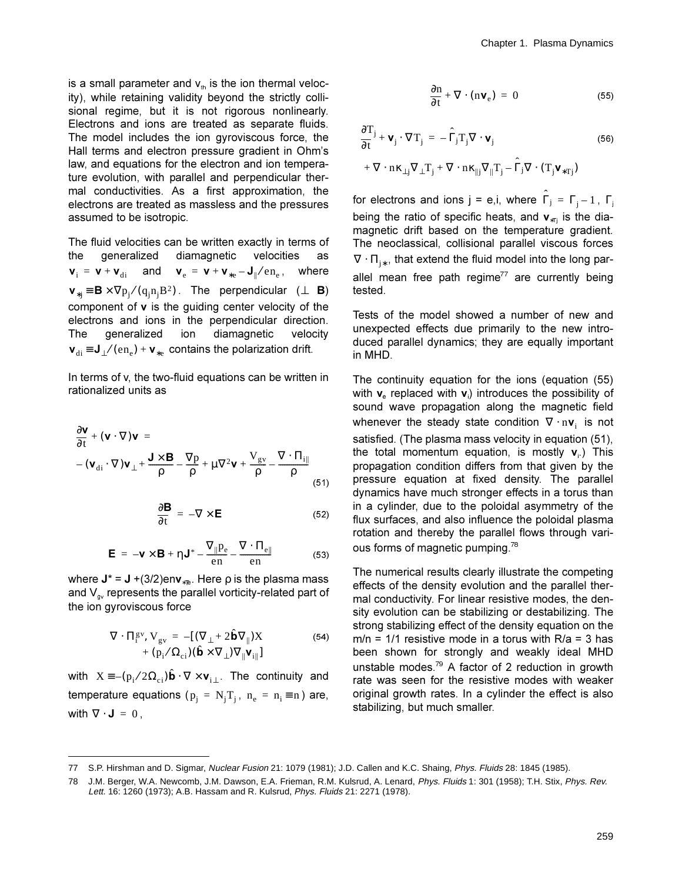is a small parameter and $v_{th}$ is the ion thermal velocity), while retaining validity beyond the strictly collisional regime, but it is not rigorous nonlinearly. Electrons and ions are treated as separate fluids. The model includes the ion gyroviscous force, the Hall terms and electron pressure gradient in Ohm's law, and equations for the electron and ion temperature evolution, with parallel and perpendicular thermal conductivities. As a first approximation, the electrons are treated as massless and the pressures assumed to be isotropic.

The fluid velocities can be written exactly in terms of the generalized diamagnetic velocities as $\mathbf{v}_i = \mathbf{v} + \mathbf{v}_{di}$ and $\mathbf{v}_e = \mathbf{v} + \mathbf{v}_{*e} - \mathbf{J}_{\parallel}/en_e$, where $\mathbf{v}_{*j} \equiv \mathbf{B} \times \nabla p_j/(q_j n_j B^2)$. The perpendicular ($\perp$ $\mathbf{B}$) component of $\mathbf{v}$ is the guiding center velocity of the electrons and ions in the perpendicular direction. The generalized ion diamagnetic velocity $\mathbf{v}_{di} \equiv \mathbf{J}_{\perp}/(en_e) + \mathbf{v}_{*e}$ contains the polarization drift.

In terms of v, the two-fluid equations can be written in rationalized units as

$$
\frac{\partial \mathbf{v}}{\partial t} + (\mathbf{v} \cdot \nabla)\mathbf{v} = -(\mathbf{v}_{di} \cdot \nabla)\mathbf{v}_{\perp} + \frac{\mathbf{J} \times \mathbf{B}}{\rho} - \frac{\nabla p}{\rho} + \mu \nabla^2 \mathbf{v} + \frac{V_{gv}}{\rho} - \frac{\nabla \cdot \Pi_{i\parallel}}{\rho} \tag{51}
$$

$$
\frac{\partial \mathbf{B}}{\partial t} = -\nabla \times \mathbf{E} \tag{52}
$$

$$
\mathbf{E} = -\mathbf{v} \times \mathbf{B} + \eta \mathbf{J}^* - \frac{\nabla_{\parallel} p_e}{en} - \frac{\nabla \cdot \Pi_{e\parallel}}{en} \tag{53}
$$

where $\mathbf{J}^* = \mathbf{J} + (3/2)en\mathbf{v}_{*Te}$. Here $\rho$ is the plasma mass and $V_{gv}$ represents the parallel vorticity-related part of the ion gyroviscous force

$$
\nabla \cdot \Pi_i^{gv}, V_{gv} = -[(\nabla_{\perp} + 2\hat{\mathbf{b}}\nabla_{\parallel})X + (p_i/\Omega_{ci})(\hat{\mathbf{b}} \times \nabla_{\perp})\nabla_{\parallel}\mathbf{v}_{i\parallel}] \tag{54}
$$

with $X \equiv -(p_i/2\Omega_{ci})\hat{\mathbf{b}} \cdot \nabla \times \mathbf{v}_{i\perp}$. The continuity and temperature equations ($p_j = N_j T_j$, $n_e = n_i \equiv n$) are, with $\nabla \cdot \mathbf{J} = 0$,

$$
\frac{\partial n}{\partial t} + \nabla \cdot (n\mathbf{v}_e) = 0 \tag{55}
$$

$$
\frac{\partial T_j}{\partial t} + \mathbf{v}_j \cdot \nabla T_j = -\hat{\Gamma}_j T_j \nabla \cdot \mathbf{v}_j + \nabla \cdot n\kappa_{\perp j} \nabla_{\perp} T_j + \nabla \cdot n\kappa_{\parallel j} \nabla_{\parallel} T_j - \hat{\Gamma}_j \nabla \cdot (T_j \mathbf{v}_{*Tj}) \tag{56}
$$

for electrons and ions j = e,i, where $\hat{\Gamma}_j = \Gamma_j - 1$, $\Gamma_j$ being the ratio of specific heats, and $\mathbf{v}_{*Tj}$ is the diamagnetic drift based on the temperature gradient. The neoclassical, collisional parallel viscous forces $\nabla \cdot \Pi_{j*}$, that extend the fluid model into the long parallel mean free path regime[77] are currently being tested.

Tests of the model showed a number of new and unexpected effects due primarily to the new introduced parallel dynamics; they are equally important in MHD.

The continuity equation for the ions (equation (55) with $\mathbf{v}_e$ replaced with $\mathbf{v}_i$) introduces the possibility of sound wave propagation along the magnetic field whenever the steady state condition $\nabla \cdot n\mathbf{v}_i$ is not satisfied. (The plasma mass velocity in equation (51), the total momentum equation, is mostly $\mathbf{v}_i$.) This propagation condition differs from that given by the pressure equation at fixed density. The parallel dynamics have much stronger effects in a torus than in a cylinder, due to the poloidal asymmetry of the flux surfaces, and also influence the poloidal plasma rotation and thereby the parallel flows through various forms of magnetic pumping.[78]

The numerical results clearly illustrate the competing effects of the density evolution and the parallel thermal conductivity. For linear resistive modes, the density evolution can be stabilizing or destabilizing. The strong stabilizing effect of the density equation on the m/n = 1/1 resistive mode in a torus with R/a = 3 has been shown for strongly and weakly ideal MHD unstable modes.[79] A factor of 2 reduction in growth rate was seen for the resistive modes with weaker original growth rates. In a cylinder the effect is also stabilizing, but much smaller.

---

77 S.P. Hirshman and D. Sigmar, *Nuclear Fusion* 21: 1079 (1981); J.D. Callen and K.C. Shaing, *Phys. Fluids* 28: 1845 (1985).

78 J.M. Berger, W.A. Newcomb, J.M. Dawson, E.A. Frieman, R.M. Kulsrud, A. Lenard, *Phys. Fluids* 1: 301 (1958); T.H. Stix, *Phys. Rev. Lett.* 16: 1260 (1973); A.B. Hassam and R. Kulsrud, *Phys. Fluids* 21: 2271 (1978).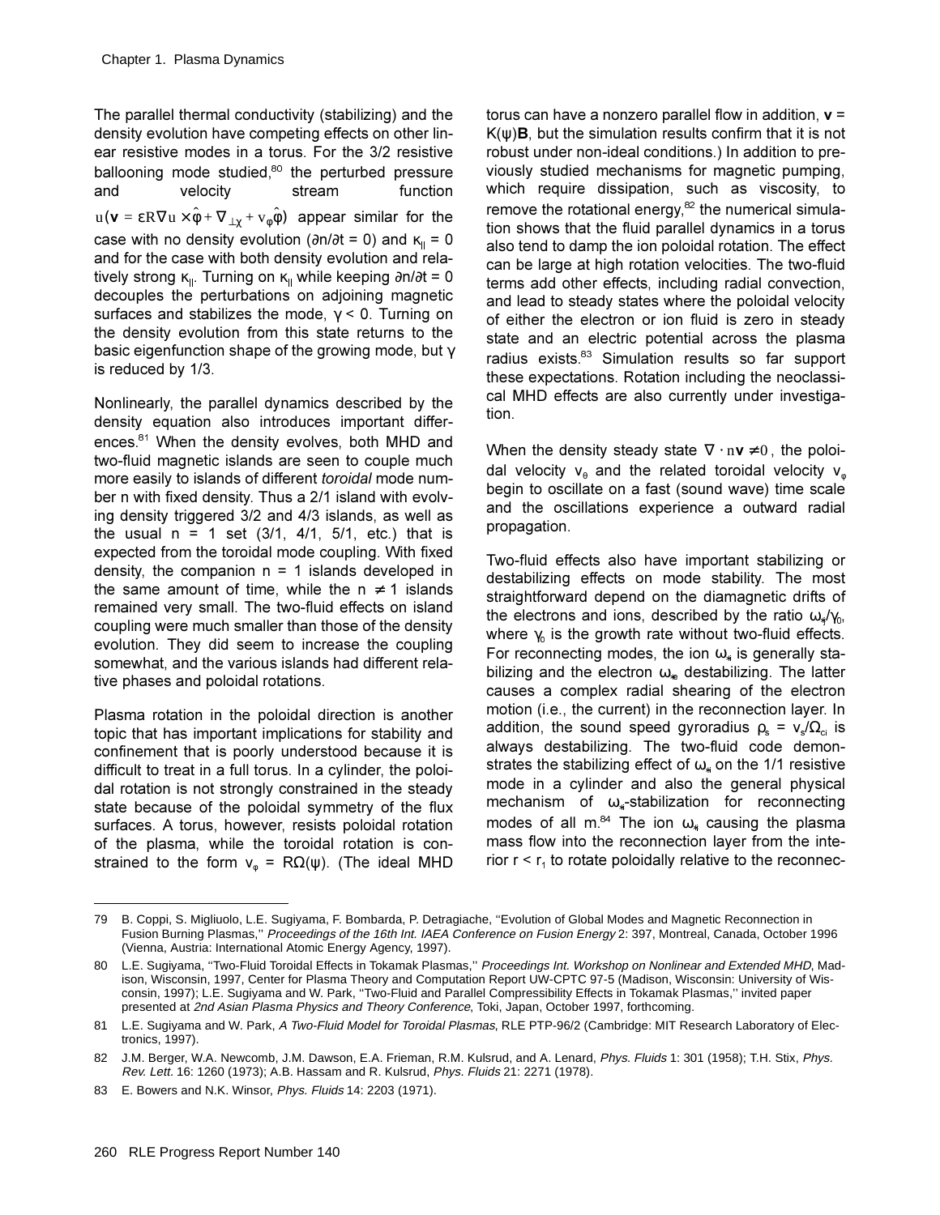The parallel thermal conductivity (stabilizing) and the density evolution have competing effects on other linear resistive modes in a torus. For the 3/2 resistive ballooning mode studied,[80] the perturbed pressure and velocity stream function $u(\mathbf{v} = \varepsilon R \nabla u \times \hat{\varphi} + \nabla_{\perp}\chi + v_{\varphi}\hat{\varphi})$ appear similar for the case with no density evolution ($\partial n/\partial t = 0$) and $\kappa_{||} = 0$ and for the case with both density evolution and relatively strong $\kappa_{||}$. Turning on $\kappa_{||}$ while keeping $\partial n/\partial t = 0$ decouples the perturbations on adjoining magnetic surfaces and stabilizes the mode, $\gamma < 0$. Turning on the density evolution from this state returns to the basic eigenfunction shape of the growing mode, but $\gamma$ is reduced by 1/3.

Nonlinearly, the parallel dynamics described by the density equation also introduces important differences.[81] When the density evolves, both MHD and two-fluid magnetic islands are seen to couple much more easily to islands of different *toroidal* mode number n with fixed density. Thus a 2/1 island with evolving density triggered 3/2 and 4/3 islands, as well as the usual n = 1 set (3/1, 4/1, 5/1, etc.) that is expected from the toroidal mode coupling. With fixed density, the companion n = 1 islands developed in the same amount of time, while the $n \neq 1$ islands remained very small. The two-fluid effects on island coupling were much smaller than those of the density evolution. They did seem to increase the coupling somewhat, and the various islands had different relative phases and poloidal rotations.

Plasma rotation in the poloidal direction is another topic that has important implications for stability and confinement that is poorly understood because it is difficult to treat in a full torus. In a cylinder, the poloidal rotation is not strongly constrained in the steady state because of the poloidal symmetry of the flux surfaces. A torus, however, resists poloidal rotation of the plasma, while the toroidal rotation is constrained to the form $v_{\varphi} = R\Omega(\psi)$. (The ideal MHD torus can have a nonzero parallel flow in addition, $\mathbf{v} = K(\psi)\mathbf{B}$, but the simulation results confirm that it is not robust under non-ideal conditions.) In addition to previously studied mechanisms for magnetic pumping, which require dissipation, such as viscosity, to remove the rotational energy,[82] the numerical simulation shows that the fluid parallel dynamics in a torus also tend to damp the ion poloidal rotation. The effect can be large at high rotation velocities. The two-fluid terms add other effects, including radial convection, and lead to steady states where the poloidal velocity of either the electron or ion fluid is zero in steady state and an electric potential across the plasma radius exists.[83] Simulation results so far support these expectations. Rotation including the neoclassical MHD effects are also currently under investigation.

When the density steady state $\nabla \cdot n\mathbf{v} \neq 0$, the poloidal velocity $v_{\theta}$ and the related toroidal velocity $v_{\varphi}$ begin to oscillate on a fast (sound wave) time scale and the oscillations experience a outward radial propagation.

Two-fluid effects also have important stabilizing or destabilizing effects on mode stability. The most straightforward depend on the diamagnetic drifts of the electrons and ions, described by the ratio $\omega_{*j}/\gamma_0$, where $\gamma_0$ is the growth rate without two-fluid effects. For reconnecting modes, the ion $\omega_{*i}$ is generally stabilizing and the electron $\omega_{*e}$ destabilizing. The latter causes a complex radial shearing of the electron motion (i.e., the current) in the reconnection layer. In addition, the sound speed gyroradius $\rho_s = v_s/\Omega_{ci}$ is always destabilizing. The two-fluid code demonstrates the stabilizing effect of $\omega_{*i}$ on the 1/1 resistive mode in a cylinder and also the general physical mechanism of $\omega_{*i}$-stabilization for reconnecting modes of all m.[84] The ion $\omega_{*i}$ causing the plasma mass flow into the reconnection layer from the interior $r < r_1$ to rotate poloidally relative to the reconnec-

---

79 B. Coppi, S. Migliuolo, L.E. Sugiyama, F. Bombarda, P. Detragiache, "Evolution of Global Modes and Magnetic Reconnection in Fusion Burning Plasmas," *Proceedings of the 16th Int. IAEA Conference on Fusion Energy* 2: 397, Montreal, Canada, October 1996 (Vienna, Austria: International Atomic Energy Agency, 1997).

80 L.E. Sugiyama, "Two-Fluid Toroidal Effects in Tokamak Plasmas," *Proceedings Int. Workshop on Nonlinear and Extended MHD*, Madison, Wisconsin, 1997, Center for Plasma Theory and Computation Report UW-CPTC 97-5 (Madison, Wisconsin: University of Wisconsin, 1997); L.E. Sugiyama and W. Park, "Two-Fluid and Parallel Compressibility Effects in Tokamak Plasmas," invited paper presented at *2nd Asian Plasma Physics and Theory Conference*, Toki, Japan, October 1997, forthcoming.

81 L.E. Sugiyama and W. Park, *A Two-Fluid Model for Toroidal Plasmas*, RLE PTP-96/2 (Cambridge: MIT Research Laboratory of Electronics, 1997).

82 J.M. Berger, W.A. Newcomb, J.M. Dawson, E.A. Frieman, R.M. Kulsrud, and A. Lenard, *Phys. Fluids* 1: 301 (1958); T.H. Stix, *Phys. Rev. Lett.* 16: 1260 (1973); A.B. Hassam and R. Kulsrud, *Phys. Fluids* 21: 2271 (1978).

83 E. Bowers and N.K. Winsor, *Phys. Fluids* 14: 2203 (1971).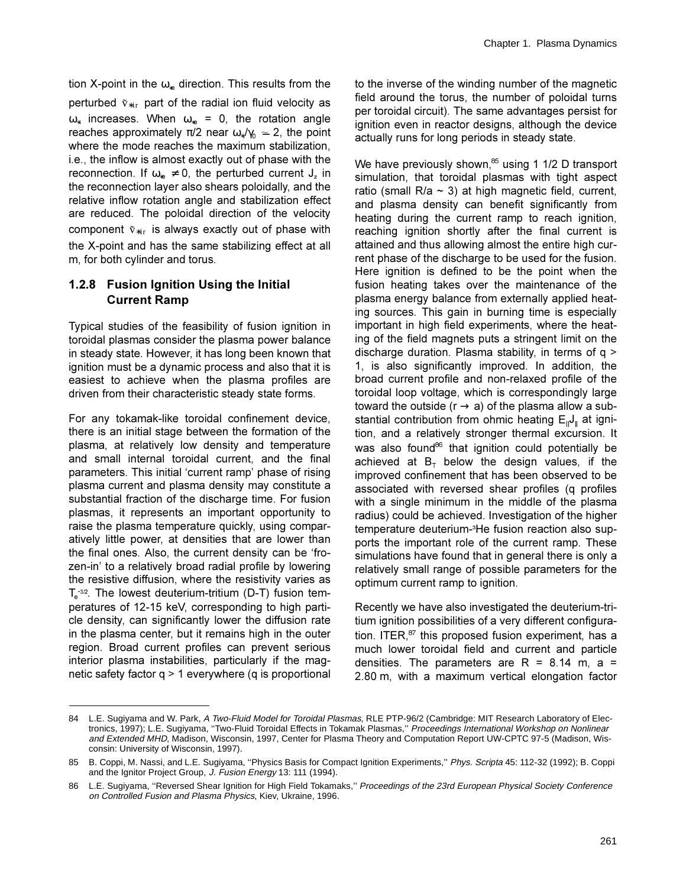tion X-point in the $\omega_{*e}$ direction. This results from the perturbed $\tilde{v}_{*ir}$ part of the radial ion fluid velocity as $\omega_{*i}$ increases. When $\omega_{*e} = 0$, the rotation angle reaches approximately $\pi/2$ near $\omega_{*i}/\gamma_0 \simeq 2$, the point where the mode reaches the maximum stabilization, i.e., the inflow is almost exactly out of phase with the reconnection. If $\omega_{*e} \neq 0$, the perturbed current $J_z$ in the reconnection layer also shears poloidally, and the relative inflow rotation angle and stabilization effect are reduced. The poloidal direction of the velocity component $\tilde{v}_{*ir}$ is always exactly out of phase with the X-point and has the same stabilizing effect at all m, for both cylinder and torus.

### 1.2.8 Fusion Ignition Using the Initial Current Ramp

Typical studies of the feasibility of fusion ignition in toroidal plasmas consider the plasma power balance in steady state. However, it has long been known that ignition must be a dynamic process and also that it is easiest to achieve when the plasma profiles are driven from their characteristic steady state forms.

For any tokamak-like toroidal confinement device, there is an initial stage between the formation of the plasma, at relatively low density and temperature and small internal toroidal current, and the final parameters. This initial 'current ramp' phase of rising plasma current and plasma density may constitute a substantial fraction of the discharge time. For fusion plasmas, it represents an important opportunity to raise the plasma temperature quickly, using comparatively little power, at densities that are lower than the final ones. Also, the current density can be 'frozen-in' to a relatively broad radial profile by lowering the resistive diffusion, where the resistivity varies as $T_e^{-3/2}$. The lowest deuterium-tritium (D-T) fusion temperatures of 12-15 keV, corresponding to high particle density, can significantly lower the diffusion rate in the plasma center, but it remains high in the outer region. Broad current profiles can prevent serious interior plasma instabilities, particularly if the magnetic safety factor $q > 1$ everywhere (q is proportional to the inverse of the winding number of the magnetic field around the torus, the number of poloidal turns per toroidal circuit). The same advantages persist for ignition even in reactor designs, although the device actually runs for long periods in steady state.

We have previously shown,[85] using 1 1/2 D transport simulation, that toroidal plasmas with tight aspect ratio (small $R/a \sim 3$) at high magnetic field, current, and plasma density can benefit significantly from heating during the current ramp to reach ignition, reaching ignition shortly after the final current is attained and thus allowing almost the entire high current phase of the discharge to be used for the fusion. Here ignition is defined to be the point when the fusion heating takes over the maintenance of the plasma energy balance from externally applied heating sources. This gain in burning time is especially important in high field experiments, where the heating of the field magnets puts a stringent limit on the discharge duration. Plasma stability, in terms of $q > 1$, is also significantly improved. In addition, the broad current profile and non-relaxed profile of the toroidal loop voltage, which is correspondingly large toward the outside ($r \rightarrow a$) of the plasma allow a substantial contribution from ohmic heating $E_{\|}J_{\|}$ at ignition, and a relatively stronger thermal excursion. It was also found[86] that ignition could potentially be achieved at $B_T$ below the design values, if the improved confinement that has been observed to be associated with reversed shear profiles (q profiles with a single minimum in the middle of the plasma radius) could be achieved. Investigation of the higher temperature deuterium-$^3$He fusion reaction also supports the important role of the current ramp. These simulations have found that in general there is only a relatively small range of possible parameters for the optimum current ramp to ignition.

Recently we have also investigated the deuterium-tritium ignition possibilities of a very different configuration. ITER,[87] this proposed fusion experiment, has a much lower toroidal field and current and particle densities. The parameters are R = 8.14 m, a = 2.80 m, with a maximum vertical elongation factor

---

84 L.E. Sugiyama and W. Park, *A Two-Fluid Model for Toroidal Plasmas*, RLE PTP-96/2 (Cambridge: MIT Research Laboratory of Electronics, 1997); L.E. Sugiyama, "Two-Fluid Toroidal Effects in Tokamak Plasmas," *Proceedings International Workshop on Nonlinear and Extended MHD*, Madison, Wisconsin, 1997, Center for Plasma Theory and Computation Report UW-CPTC 97-5 (Madison, Wisconsin: University of Wisconsin, 1997).

85 B. Coppi, M. Nassi, and L.E. Sugiyama, "Physics Basis for Compact Ignition Experiments," *Phys. Scripta* 45: 112-32 (1992); B. Coppi and the Ignitor Project Group, *J. Fusion Energy* 13: 111 (1994).

86 L.E. Sugiyama, "Reversed Shear Ignition for High Field Tokamaks," *Proceedings of the 23rd European Physical Society Conference on Controlled Fusion and Plasma Physics*, Kiev, Ukraine, 1996.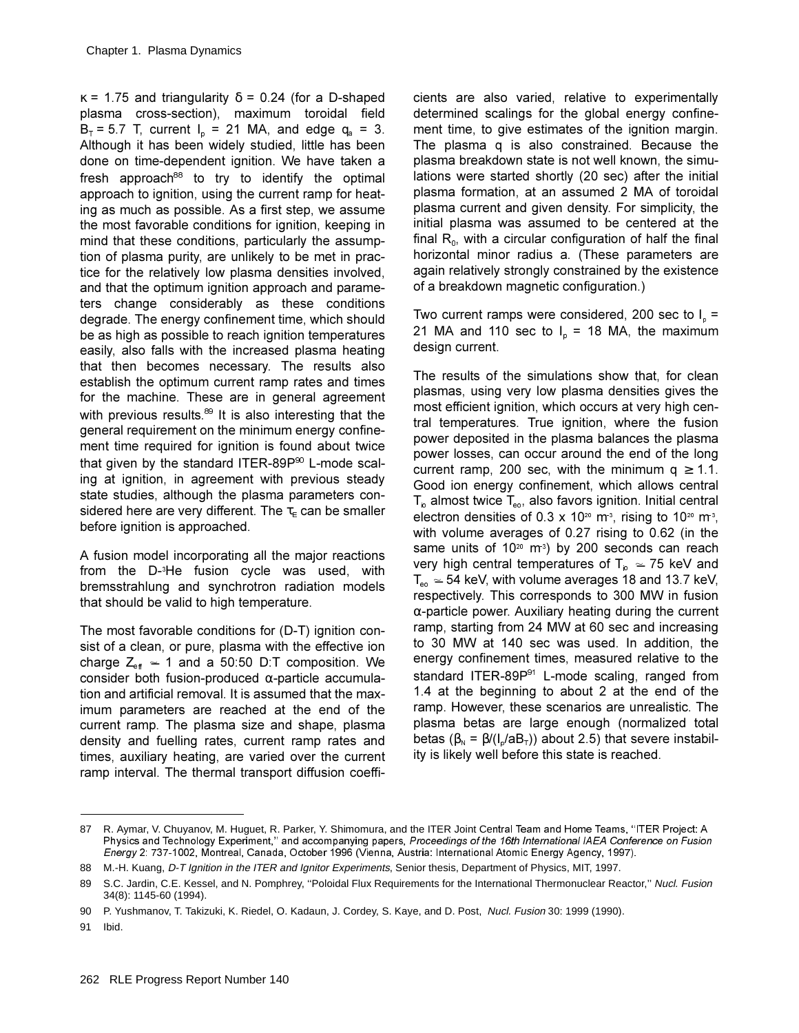$\kappa$ = 1.75 and triangularity $\delta$ = 0.24 (for a D-shaped plasma cross-section), maximum toroidal field $B_T$ = 5.7 T, current $I_p$ = 21 MA, and edge $q_a$ = 3. Although it has been widely studied, little has been done on time-dependent ignition. We have taken a fresh approach[88] to try to identify the optimal approach to ignition, using the current ramp for heating as much as possible. As a first step, we assume the most favorable conditions for ignition, keeping in mind that these conditions, particularly the assumption of plasma purity, are unlikely to be met in practice for the relatively low plasma densities involved, and that the optimum ignition approach and parameters change considerably as these conditions degrade. The energy confinement time, which should be as high as possible to reach ignition temperatures easily, also falls with the increased plasma heating that then becomes necessary. The results also establish the optimum current ramp rates and times for the machine. These are in general agreement with previous results.[89] It is also interesting that the general requirement on the minimum energy confinement time required for ignition is found about twice that given by the standard ITER-89P[90] L-mode scaling at ignition, in agreement with previous steady state studies, although the plasma parameters considered here are very different. The $\tau_E$ can be smaller before ignition is approached.

A fusion model incorporating all the major reactions from the D-$^3$He fusion cycle was used, with bremsstrahlung and synchrotron radiation models that should be valid to high temperature.

The most favorable conditions for (D-T) ignition consist of a clean, or pure, plasma with the effective ion charge $Z_{eff} \simeq 1$ and a 50:50 D:T composition. We consider both fusion-produced α-particle accumulation and artificial removal. It is assumed that the maximum parameters are reached at the end of the current ramp. The plasma size and shape, plasma density and fuelling rates, current ramp rates and times, auxiliary heating, are varied over the current ramp interval. The thermal transport diffusion coefficients are also varied, relative to experimentally determined scalings for the global energy confinement time, to give estimates of the ignition margin. The plasma q is also constrained. Because the plasma breakdown state is not well known, the simulations were started shortly (20 sec) after the initial plasma formation, at an assumed 2 MA of toroidal plasma current and given density. For simplicity, the initial plasma was assumed to be centered at the final $R_0$, with a circular configuration of half the final horizontal minor radius a. (These parameters are again relatively strongly constrained by the existence of a breakdown magnetic configuration.)

Two current ramps were considered, 200 sec to $I_p$ = 21 MA and 110 sec to $I_p$ = 18 MA, the maximum design current.

The results of the simulations show that, for clean plasmas, using very low plasma densities gives the most efficient ignition, which occurs at very high central temperatures. True ignition, where the fusion power deposited in the plasma balances the plasma power losses, can occur around the end of the long current ramp, 200 sec, with the minimum q $\geq$ 1.1. Good ion energy confinement, which allows central $T_{io}$ almost twice $T_{eo}$, also favors ignition. Initial central electron densities of 0.3 x $10^{20}$ m$^{-3}$, rising to $10^{20}$ m$^{-3}$, with volume averages of 0.27 rising to 0.62 (in the same units of $10^{20}$ m$^{-3}$) by 200 seconds can reach very high central temperatures of $T_{io} \simeq 75$ keV and $T_{eo} \simeq 54$ keV, with volume averages 18 and 13.7 keV, respectively. This corresponds to 300 MW in fusion α-particle power. Auxiliary heating during the current ramp, starting from 24 MW at 60 sec and increasing to 30 MW at 140 sec was used. In addition, the energy confinement times, measured relative to the standard ITER-89P[91] L-mode scaling, ranged from 1.4 at the beginning to about 2 at the end of the ramp. However, these scenarios are unrealistic. The plasma betas are large enough (normalized total betas ($\beta_N = \beta/(I_p/aB_T)$) about 2.5) that severe instability is likely well before this state is reached.

---

87 R. Aymar, V. Chuyanov, M. Huguet, R. Parker, Y. Shimomura, and the ITER Joint Central Team and Home Teams, "ITER Project: A Physics and Technology Experiment," and accompanying papers, *Proceedings of the 16th International IAEA Conference on Fusion Energy* 2: 737-1002, Montreal, Canada, October 1996 (Vienna, Austria: International Atomic Energy Agency, 1997).

88 M.-H. Kuang, *D-T Ignition in the ITER and Ignitor Experiments*, Senior thesis, Department of Physics, MIT, 1997.

89 S.C. Jardin, C.E. Kessel, and N. Pomphrey, "Poloidal Flux Requirements for the International Thermonuclear Reactor," *Nucl. Fusion* 34(8): 1145-60 (1994).

90 P. Yushmanov, T. Takizuki, K. Riedel, O. Kadaun, J. Cordey, S. Kaye, and D. Post, *Nucl. Fusion* 30: 1999 (1990).

91 Ibid.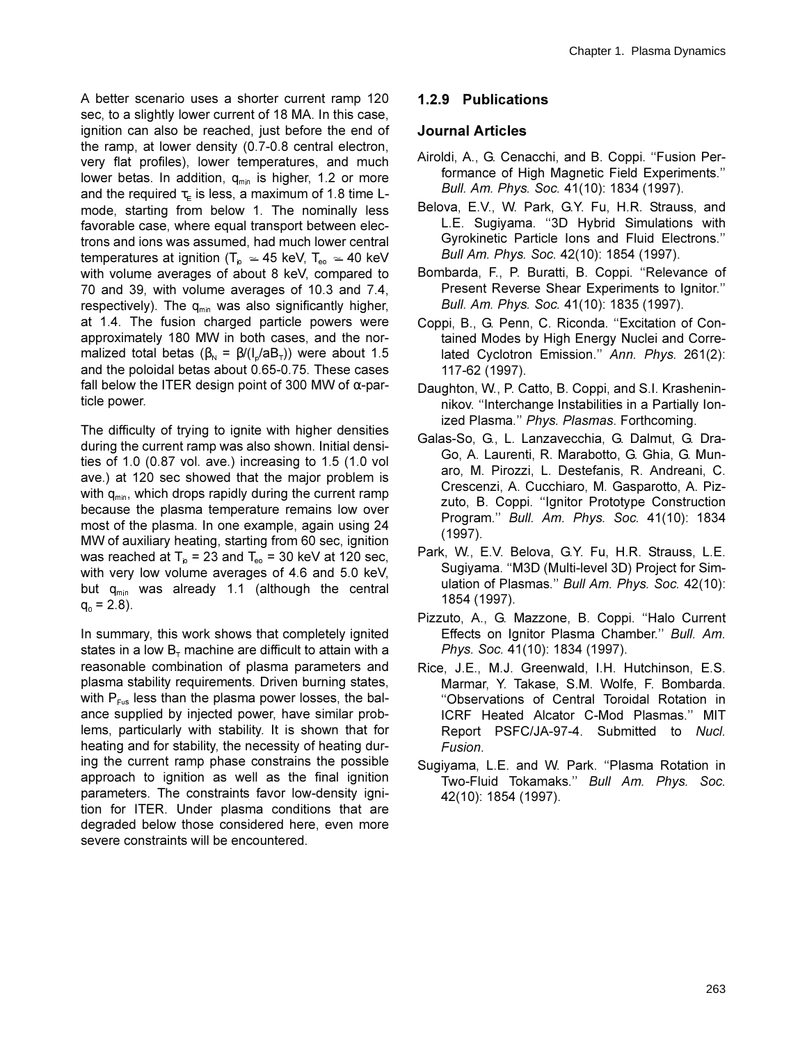A better scenario uses a shorter current ramp 120 sec, to a slightly lower current of 18 MA. In this case, ignition can also be reached, just before the end of the ramp, at lower density (0.7-0.8 central electron, very flat profiles), lower temperatures, and much lower betas. In addition, $q_{min}$ is higher, 1.2 or more and the required $\tau_E$ is less, a maximum of 1.8 time L-mode, starting from below 1. The nominally less favorable case, where equal transport between electrons and ions was assumed, had much lower central temperatures at ignition ($T_{io} \simeq 45$ keV, $T_{eo} \simeq 40$ keV with volume averages of about 8 keV, compared to 70 and 39, with volume averages of 10.3 and 7.4, respectively). The $q_{min}$ was also significantly higher, at 1.4. The fusion charged particle powers were approximately 180 MW in both cases, and the normalized total betas ($\beta_N = \beta/(I_p/aB_T)$) were about 1.5 and the poloidal betas about 0.65-0.75. These cases fall below the ITER design point of 300 MW of α-particle power.

The difficulty of trying to ignite with higher densities during the current ramp was also shown. Initial densities of 1.0 (0.87 vol. ave.) increasing to 1.5 (1.0 vol ave.) at 120 sec showed that the major problem is with $q_{min}$, which drops rapidly during the current ramp because the plasma temperature remains low over most of the plasma. In one example, again using 24 MW of auxiliary heating, starting from 60 sec, ignition was reached at $T_{io} = 23$ and $T_{eo} = 30$ keV at 120 sec, with very low volume averages of 4.6 and 5.0 keV, but $q_{min}$ was already 1.1 (although the central $q_0 = 2.8$).

In summary, this work shows that completely ignited states in a low $B_T$ machine are difficult to attain with a reasonable combination of plasma parameters and plasma stability requirements. Driven burning states, with $P_{Fus}$ less than the plasma power losses, the balance supplied by injected power, have similar problems, particularly with stability. It is shown that for heating and for stability, the necessity of heating during the current ramp phase constrains the possible approach to ignition as well as the final ignition parameters. The constraints favor low-density ignition for ITER. Under plasma conditions that are degraded below those considered here, even more severe constraints will be encountered.

### 1.2.9 Publications

#### Journal Articles

Airoldi, A., G. Cenacchi, and B. Coppi. ''Fusion Performance of High Magnetic Field Experiments.'' *Bull. Am. Phys. Soc.* 41(10): 1834 (1997).

Belova, E.V., W. Park, G.Y. Fu, H.R. Strauss, and L.E. Sugiyama. ''3D Hybrid Simulations with Gyrokinetic Particle Ions and Fluid Electrons.'' *Bull Am. Phys. Soc.* 42(10): 1854 (1997).

Bombarda, F., P. Buratti, B. Coppi. ''Relevance of Present Reverse Shear Experiments to Ignitor.'' *Bull. Am. Phys. Soc.* 41(10): 1835 (1997).

Coppi, B., G. Penn, C. Riconda. ''Excitation of Contained Modes by High Energy Nuclei and Correlated Cyclotron Emission.'' *Ann. Phys.* 261(2): 117-62 (1997).

Daughton, W., P. Catto, B. Coppi, and S.I. Krasheninnikov. ''Interchange Instabilities in a Partially Ionized Plasma.'' *Phys. Plasmas*. Forthcoming.

Galas-So, G., L. Lanzavecchia, G. Dalmut, G. Dra-Go, A. Laurenti, R. Marabotto, G. Ghia, G. Munaro, M. Pirozzi, L. Destefanis, R. Andreani, C. Crescenzi, A. Cucchiaro, M. Gasparotto, A. Pizzuto, B. Coppi. ''Ignitor Prototype Construction Program.'' *Bull. Am. Phys. Soc.* 41(10): 1834 (1997).

Park, W., E.V. Belova, G.Y. Fu, H.R. Strauss, L.E. Sugiyama. ''M3D (Multi-level 3D) Project for Simulation of Plasmas.'' *Bull Am. Phys. Soc.* 42(10): 1854 (1997).

Pizzuto, A., G. Mazzone, B. Coppi. ''Halo Current Effects on Ignitor Plasma Chamber.'' *Bull. Am. Phys. Soc.* 41(10): 1834 (1997).

Rice, J.E., M.J. Greenwald, I.H. Hutchinson, E.S. Marmar, Y. Takase, S.M. Wolfe, F. Bombarda. ''Observations of Central Toroidal Rotation in ICRF Heated Alcator C-Mod Plasmas.'' MIT Report PSFC/JA-97-4. Submitted to *Nucl. Fusion*.

Sugiyama, L.E. and W. Park. ''Plasma Rotation in Two-Fluid Tokamaks.'' *Bull Am. Phys. Soc.* 42(10): 1854 (1997).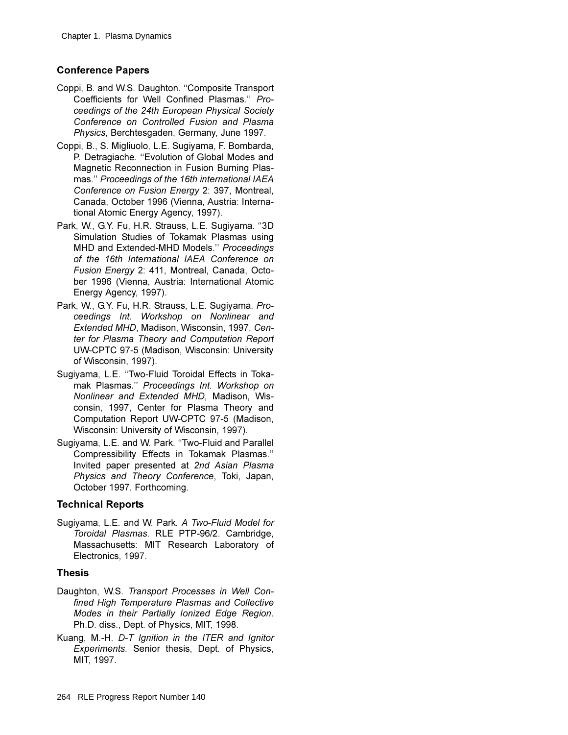### Conference Papers

Coppi, B. and W.S. Daughton. ''Composite Transport Coefficients for Well Confined Plasmas.'' *Proceedings of the 24th European Physical Society Conference on Controlled Fusion and Plasma Physics*, Berchtesgaden, Germany, June 1997.

Coppi, B., S. Migliuolo, L.E. Sugiyama, F. Bombarda, P. Detragiache. ''Evolution of Global Modes and Magnetic Reconnection in Fusion Burning Plasmas.'' *Proceedings of the 16th international IAEA Conference on Fusion Energy* 2: 397, Montreal, Canada, October 1996 (Vienna, Austria: International Atomic Energy Agency, 1997).

Park, W., G.Y. Fu, H.R. Strauss, L.E. Sugiyama. ''3D Simulation Studies of Tokamak Plasmas using MHD and Extended-MHD Models.'' *Proceedings of the 16th International IAEA Conference on Fusion Energy* 2: 411, Montreal, Canada, October 1996 (Vienna, Austria: International Atomic Energy Agency, 1997).

Park, W., G.Y. Fu, H.R. Strauss, L.E. Sugiyama. *Proceedings Int. Workshop on Nonlinear and Extended MHD*, Madison, Wisconsin, 1997, *Center for Plasma Theory and Computation Report* UW-CPTC 97-5 (Madison, Wisconsin: University of Wisconsin, 1997).

Sugiyama, L.E. ''Two-Fluid Toroidal Effects in Tokamak Plasmas.'' *Proceedings Int. Workshop on Nonlinear and Extended MHD*, Madison, Wisconsin, 1997, Center for Plasma Theory and Computation Report UW-CPTC 97-5 (Madison, Wisconsin: University of Wisconsin, 1997).

Sugiyama, L.E. and W. Park. ''Two-Fluid and Parallel Compressibility Effects in Tokamak Plasmas.'' Invited paper presented at *2nd Asian Plasma Physics and Theory Conference*, Toki, Japan, October 1997. Forthcoming.

### Technical Reports

Sugiyama, L.E. and W. Park. *A Two-Fluid Model for Toroidal Plasmas*. RLE PTP-96/2. Cambridge, Massachusetts: MIT Research Laboratory of Electronics, 1997.

### Thesis

Daughton, W.S. *Transport Processes in Well Confined High Temperature Plasmas and Collective Modes in their Partially Ionized Edge Region*. Ph.D. diss., Dept. of Physics, MIT, 1998.

Kuang, M.-H. *D-T Ignition in the ITER and Ignitor Experiments*. Senior thesis, Dept. of Physics, MIT, 1997.